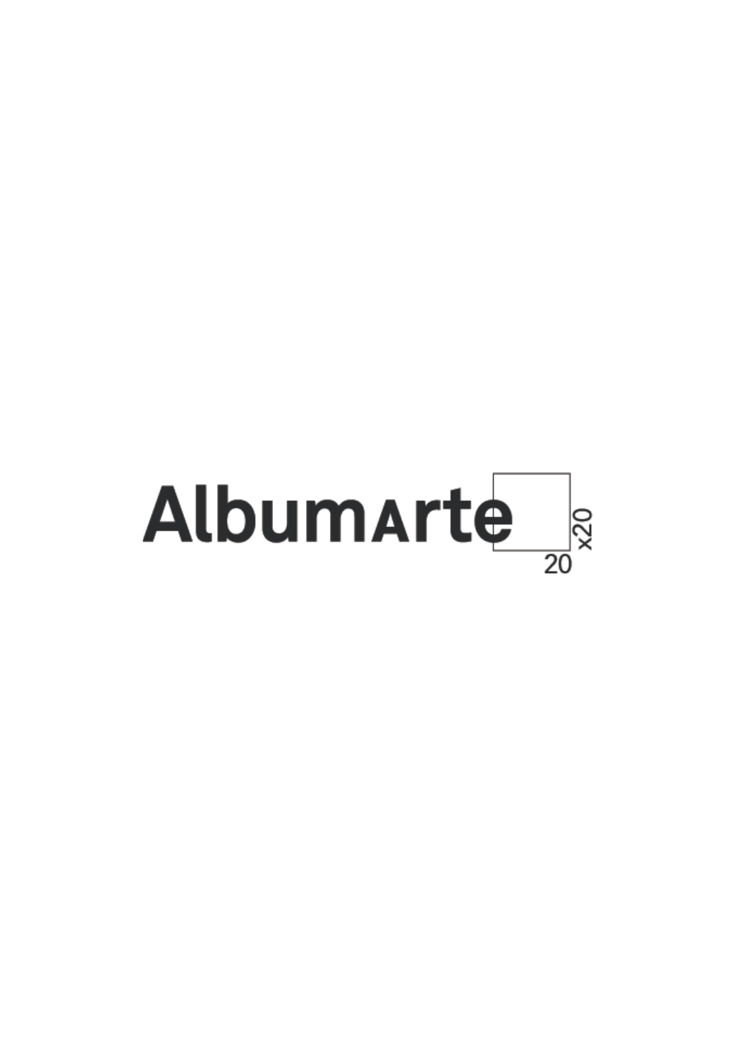AlbumArte

20 x20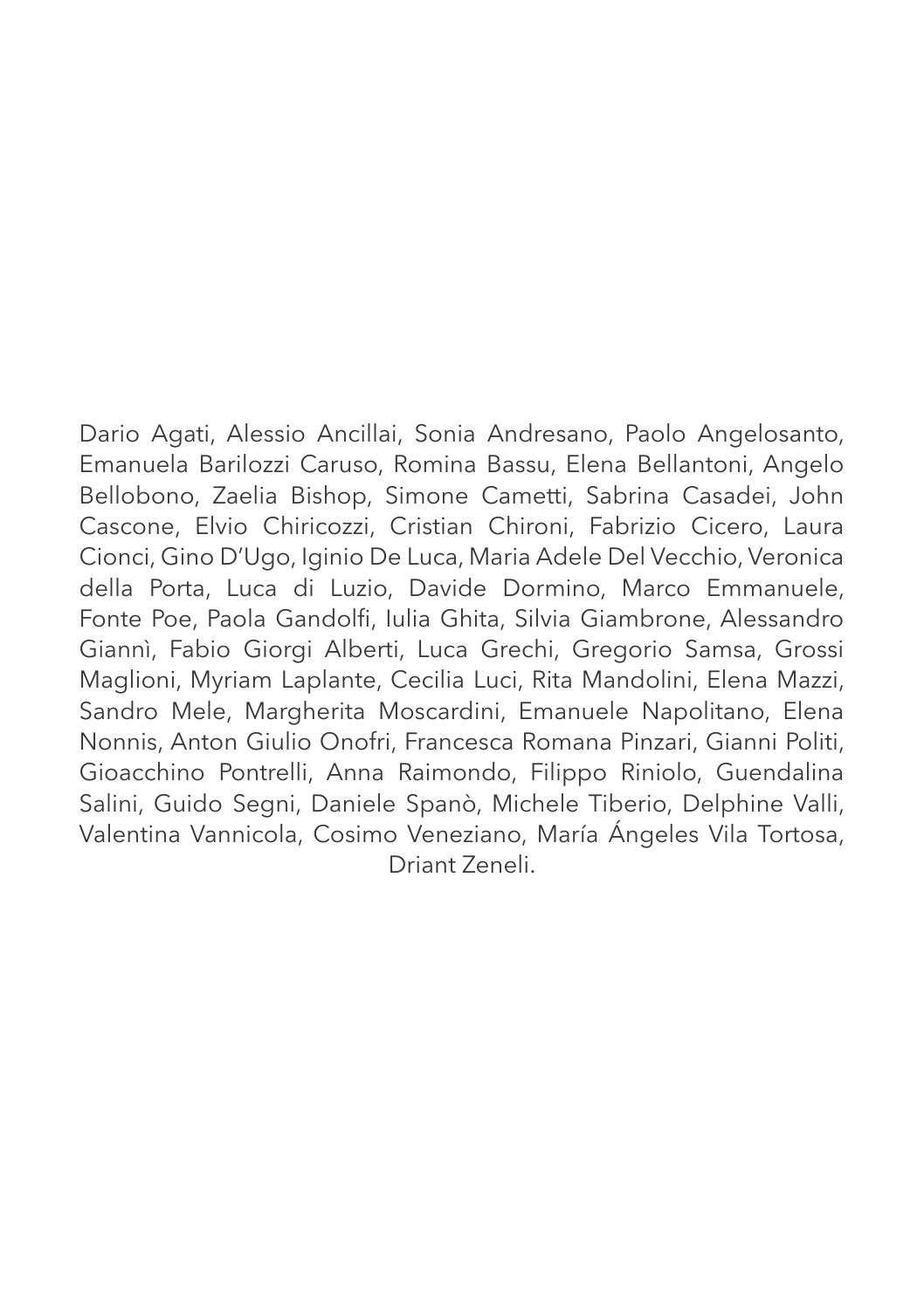Dario Agati, Alessio Ancillai, Sonia Andresano, Paolo Angelosanto, Emanuela Barilozzi Caruso, Romina Bassu, Elena Bellantoni, Angelo Bellobono, Zaelia Bishop, Simone Cametti, Sabrina Casadei, John Cascone, Elvio Chiricozzi, Cristian Chironi, Fabrizio Cicero, Laura Cionci, Gino D'Ugo, Iginio De Luca, Maria Adele Del Vecchio, Veronica della Porta, Luca di Luzio, Davide Dormino, Marco Emmanuele, Fonte Poe, Paola Gandolfi, Iulia Ghita, Silvia Giambrone, Alessandro Giannì, Fabio Giorgi Alberti, Luca Grechi, Gregorio Samsa, Grossi Maglioni, Myriam Laplante, Cecilia Luci, Rita Mandolini, Elena Mazzi, Sandro Mele, Margherita Moscardini, Emanuele Napolitano, Elena Nonnis, Anton Giulio Onofri, Francesca Romana Pinzari, Gianni Politi, Gioacchino Pontrelli, Anna Raimondo, Filippo Riniolo, Guendalina Salini, Guido Segni, Daniele Spanò, Michele Tiberio, Delphine Valli, Valentina Vannicola, Cosimo Veneziano, María Ángeles Vila Tortosa, Driant Zeneli.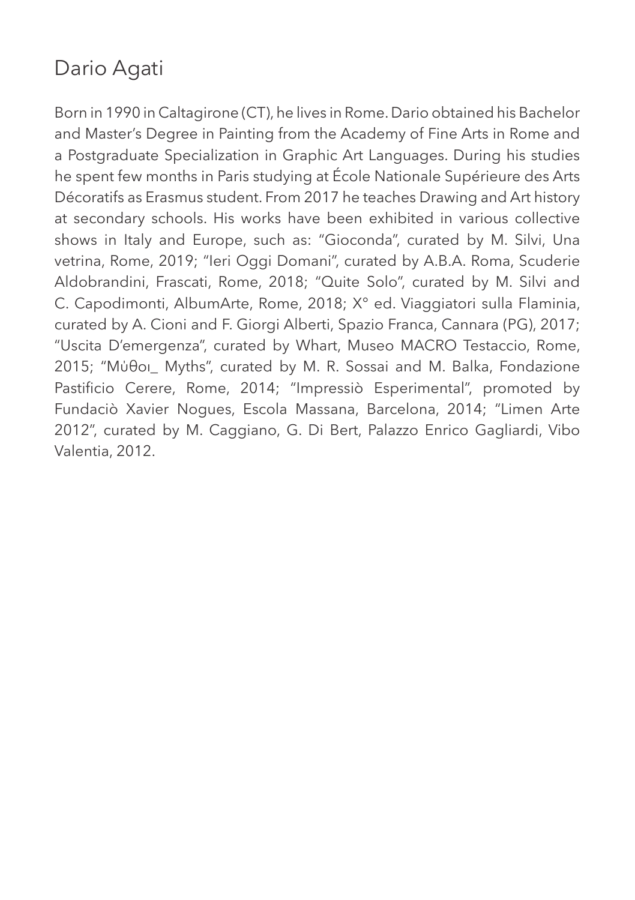## Dario Agati

Born in 1990 in Caltagirone (CT), he lives in Rome. Dario obtained his Bachelor and Master's Degree in Painting from the Academy of Fine Arts in Rome and a Postgraduate Specialization in Graphic Art Languages. During his studies he spent few months in Paris studying at École Nationale Supérieure des Arts Décoratifs as Erasmus student. From 2017 he teaches Drawing and Art history at secondary schools. His works have been exhibited in various collective shows in Italy and Europe, such as: "Gioconda", curated by M. Silvi, Una vetrina, Rome, 2019; "Ieri Oggi Domani", curated by A.B.A. Roma, Scuderie Aldobrandini, Frascati, Rome, 2018; "Quite Solo", curated by M. Silvi and C. Capodimonti, AlbumArte, Rome, 2018; X° ed. Viaggiatori sulla Flaminia, curated by A. Cioni and F. Giorgi Alberti, Spazio Franca, Cannara (PG), 2017; "Uscita D'emergenza", curated by Whart, Museo MACRO Testaccio, Rome, 2015; "Μύθοι_ Myths", curated by M. R. Sossai and M. Balka, Fondazione Pastificio Cerere, Rome, 2014; "Impressiò Esperimental", promoted by Fundaciò Xavier Nogues, Escola Massana, Barcelona, 2014; "Limen Arte 2012", curated by M. Caggiano, G. Di Bert, Palazzo Enrico Gagliardi, Vibo Valentia, 2012.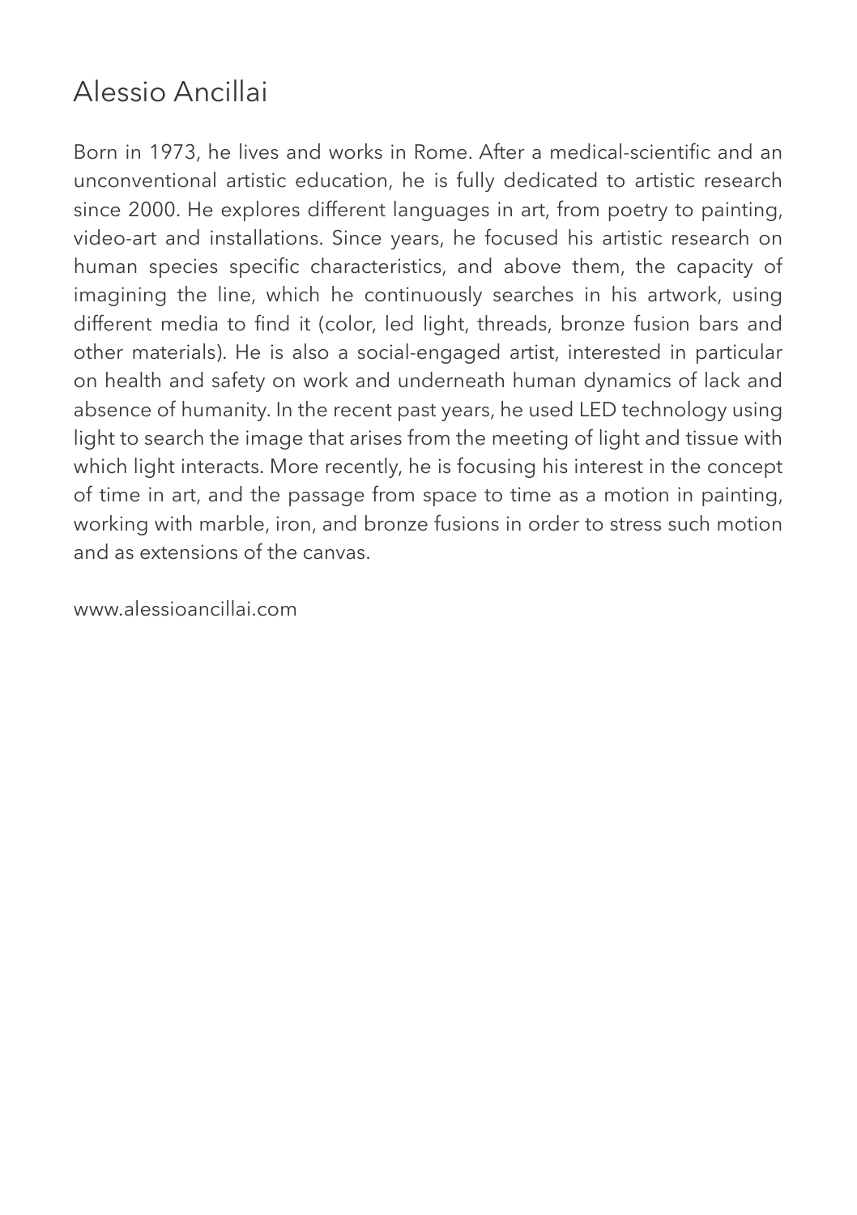# Alessio Ancillai

Born in 1973, he lives and works in Rome. After a medical-scientific and an unconventional artistic education, he is fully dedicated to artistic research since 2000. He explores different languages in art, from poetry to painting, video-art and installations. Since years, he focused his artistic research on human species specific characteristics, and above them, the capacity of imagining the line, which he continuously searches in his artwork, using different media to find it (color, led light, threads, bronze fusion bars and other materials). He is also a social-engaged artist, interested in particular on health and safety on work and underneath human dynamics of lack and absence of humanity. In the recent past years, he used LED technology using light to search the image that arises from the meeting of light and tissue with which light interacts. More recently, he is focusing his interest in the concept of time in art, and the passage from space to time as a motion in painting, working with marble, iron, and bronze fusions in order to stress such motion and as extensions of the canvas.

www.alessioancillai.com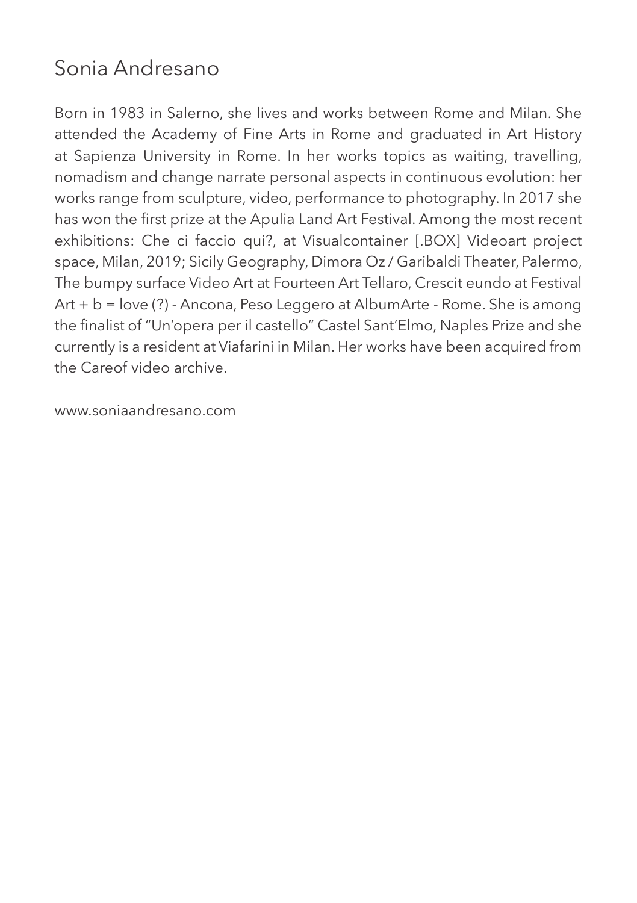# Sonia Andresano

Born in 1983 in Salerno, she lives and works between Rome and Milan. She attended the Academy of Fine Arts in Rome and graduated in Art History at Sapienza University in Rome. In her works topics as waiting, travelling, nomadism and change narrate personal aspects in continuous evolution: her works range from sculpture, video, performance to photography. In 2017 she has won the first prize at the Apulia Land Art Festival. Among the most recent exhibitions: Che ci faccio qui?, at Visualcontainer [.BOX] Videoart project space, Milan, 2019; Sicily Geography, Dimora Oz / Garibaldi Theater, Palermo, The bumpy surface Video Art at Fourteen Art Tellaro, Crescit eundo at Festival Art + b = love (?) - Ancona, Peso Leggero at AlbumArte - Rome. She is among the finalist of "Un'opera per il castello" Castel Sant'Elmo, Naples Prize and she currently is a resident at Viafarini in Milan. Her works have been acquired from the Careof video archive.

www.soniaandresano.com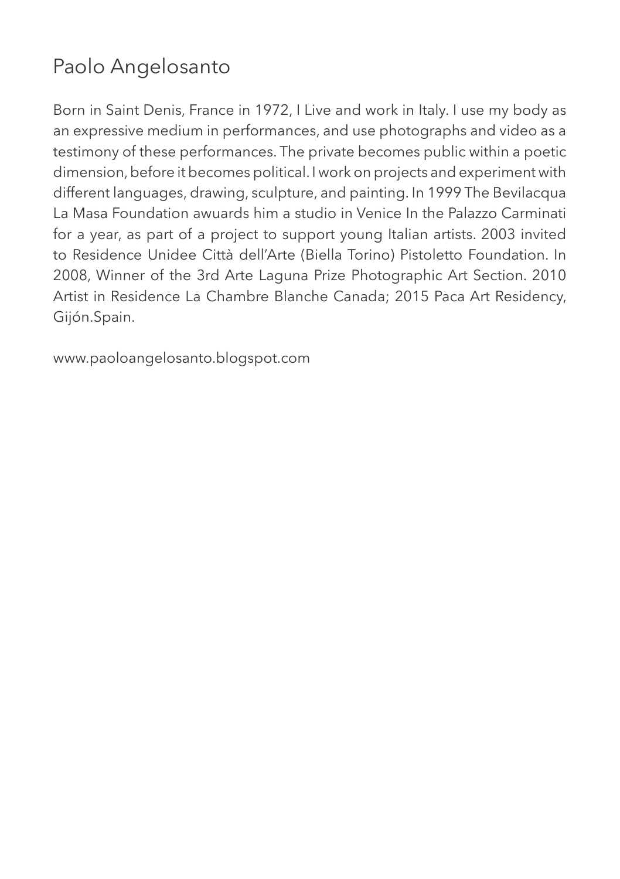# Paolo Angelosanto

Born in Saint Denis, France in 1972, I Live and work in Italy. I use my body as an expressive medium in performances, and use photographs and video as a testimony of these performances. The private becomes public within a poetic dimension, before it becomes political. I work on projects and experiment with different languages, drawing, sculpture, and painting. In 1999 The Bevilacqua La Masa Foundation awuards him a studio in Venice In the Palazzo Carminati for a year, as part of a project to support young Italian artists. 2003 invited to Residence Unidee Città dell'Arte (Biella Torino) Pistoletto Foundation. In 2008, Winner of the 3rd Arte Laguna Prize Photographic Art Section. 2010 Artist in Residence La Chambre Blanche Canada; 2015 Paca Art Residency, Gijón.Spain.

www.paoloangelosanto.blogspot.com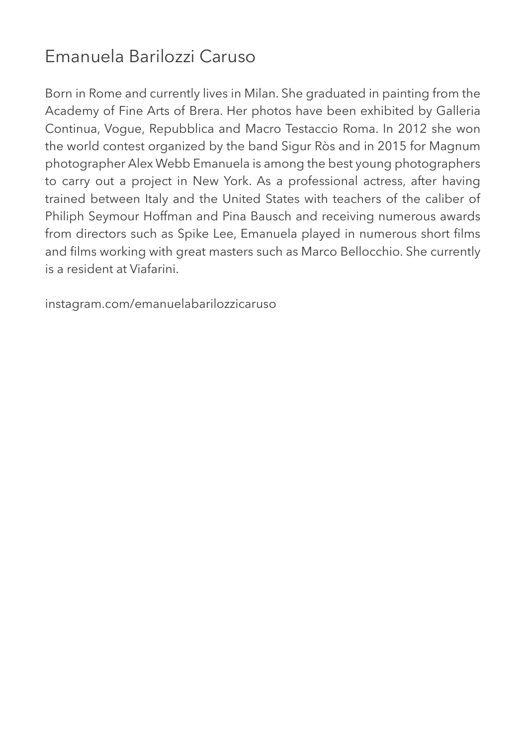# Emanuela Barilozzi Caruso

Born in Rome and currently lives in Milan. She graduated in painting from the Academy of Fine Arts of Brera. Her photos have been exhibited by Galleria Continua, Vogue, Repubblica and Macro Testaccio Roma. In 2012 she won the world contest organized by the band Sigur Ròs and in 2015 for Magnum photographer Alex Webb Emanuela is among the best young photographers to carry out a project in New York. As a professional actress, after having trained between Italy and the United States with teachers of the caliber of Philiph Seymour Hoffman and Pina Bausch and receiving numerous awards from directors such as Spike Lee, Emanuela played in numerous short films and films working with great masters such as Marco Bellocchio. She currently is a resident at Viafarini.

instagram.com/emanuelabarilozzicaruso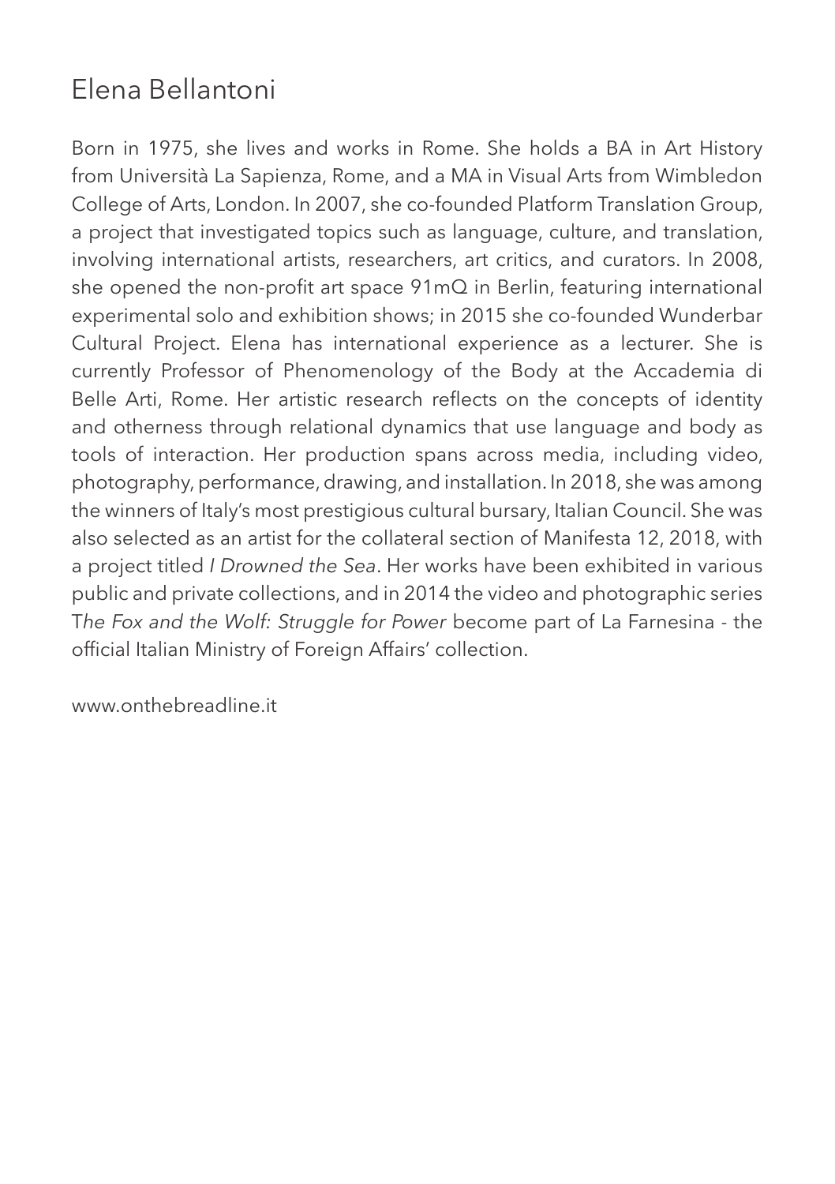# Elena Bellantoni

Born in 1975, she lives and works in Rome. She holds a BA in Art History from Università La Sapienza, Rome, and a MA in Visual Arts from Wimbledon College of Arts, London. In 2007, she co-founded Platform Translation Group, a project that investigated topics such as language, culture, and translation, involving international artists, researchers, art critics, and curators. In 2008, she opened the non-profit art space 91mQ in Berlin, featuring international experimental solo and exhibition shows; in 2015 she co-founded Wunderbar Cultural Project. Elena has international experience as a lecturer. She is currently Professor of Phenomenology of the Body at the Accademia di Belle Arti, Rome. Her artistic research reflects on the concepts of identity and otherness through relational dynamics that use language and body as tools of interaction. Her production spans across media, including video, photography, performance, drawing, and installation. In 2018, she was among the winners of Italy's most prestigious cultural bursary, Italian Council. She was also selected as an artist for the collateral section of Manifesta 12, 2018, with a project titled *I Drowned the Sea*. Her works have been exhibited in various public and private collections, and in 2014 the video and photographic series T*he Fox and the Wolf: Struggle for Power* become part of La Farnesina - the official Italian Ministry of Foreign Affairs' collection.

www.onthebreadline.it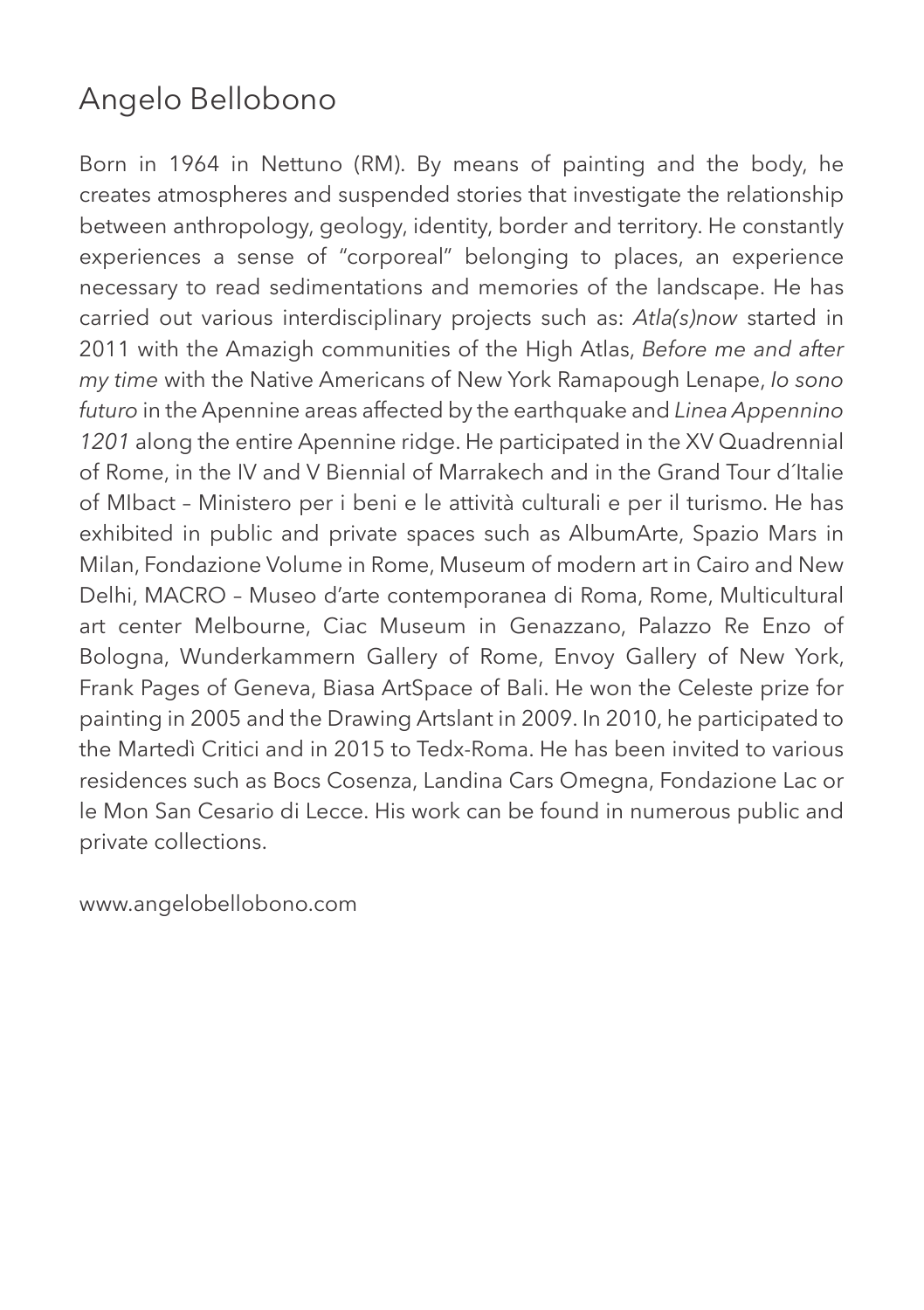# Angelo Bellobono

Born in 1964 in Nettuno (RM). By means of painting and the body, he creates atmospheres and suspended stories that investigate the relationship between anthropology, geology, identity, border and territory. He constantly experiences a sense of "corporeal" belonging to places, an experience necessary to read sedimentations and memories of the landscape. He has carried out various interdisciplinary projects such as: *Atla(s)now* started in 2011 with the Amazigh communities of the High Atlas, *Before me and after my time* with the Native Americans of New York Ramapough Lenape, *Io sono futuro* in the Apennine areas affected by the earthquake and *Linea Appennino 1201* along the entire Apennine ridge. He participated in the XV Quadrennial of Rome, in the IV and V Biennial of Marrakech and in the Grand Tour d´Italie of MIbact – Ministero per i beni e le attività culturali e per il turismo. He has exhibited in public and private spaces such as AlbumArte, Spazio Mars in Milan, Fondazione Volume in Rome, Museum of modern art in Cairo and New Delhi, MACRO – Museo d'arte contemporanea di Roma, Rome, Multicultural art center Melbourne, Ciac Museum in Genazzano, Palazzo Re Enzo of Bologna, Wunderkammern Gallery of Rome, Envoy Gallery of New York, Frank Pages of Geneva, Biasa ArtSpace of Bali. He won the Celeste prize for painting in 2005 and the Drawing Artslant in 2009. In 2010, he participated to the Martedì Critici and in 2015 to Tedx-Roma. He has been invited to various residences such as Bocs Cosenza, Landina Cars Omegna, Fondazione Lac or le Mon San Cesario di Lecce. His work can be found in numerous public and private collections.

www.angelobellobono.com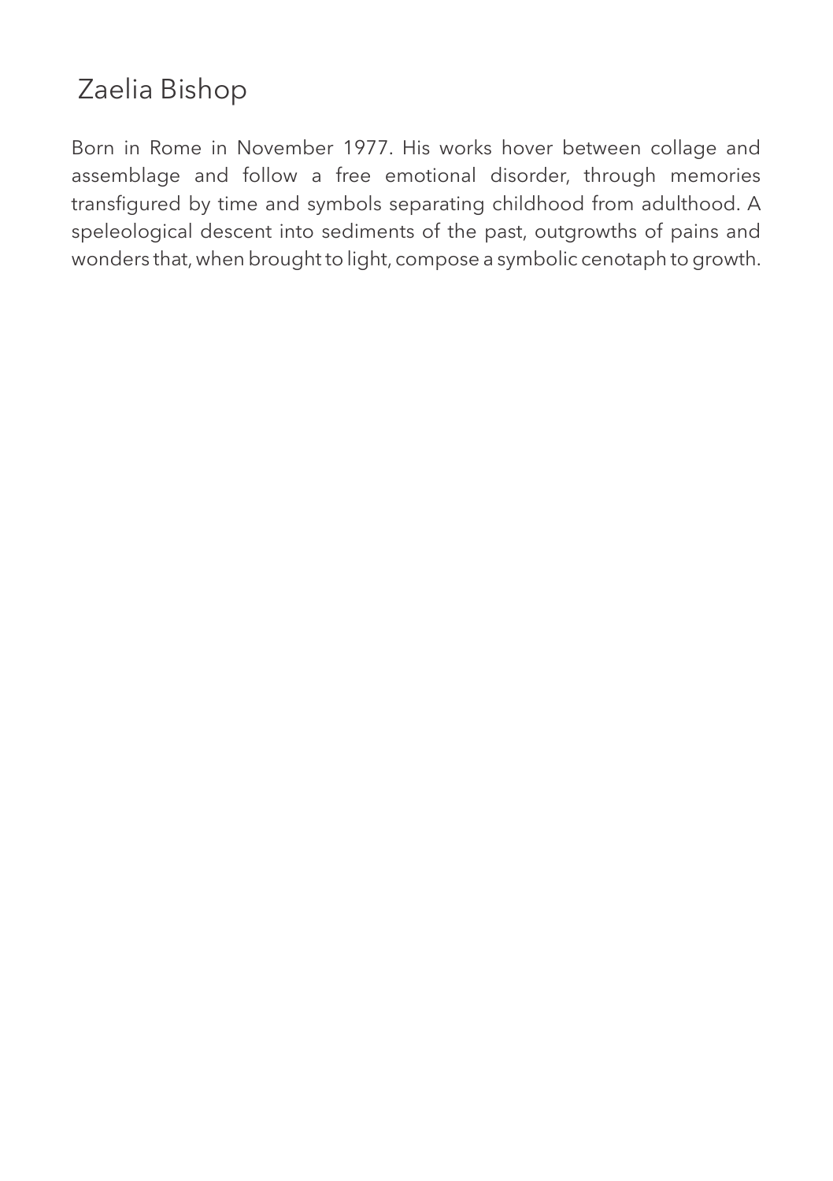# Zaelia Bishop

Born in Rome in November 1977. His works hover between collage and assemblage and follow a free emotional disorder, through memories transfigured by time and symbols separating childhood from adulthood. A speleological descent into sediments of the past, outgrowths of pains and wonders that, when brought to light, compose a symbolic cenotaph to growth.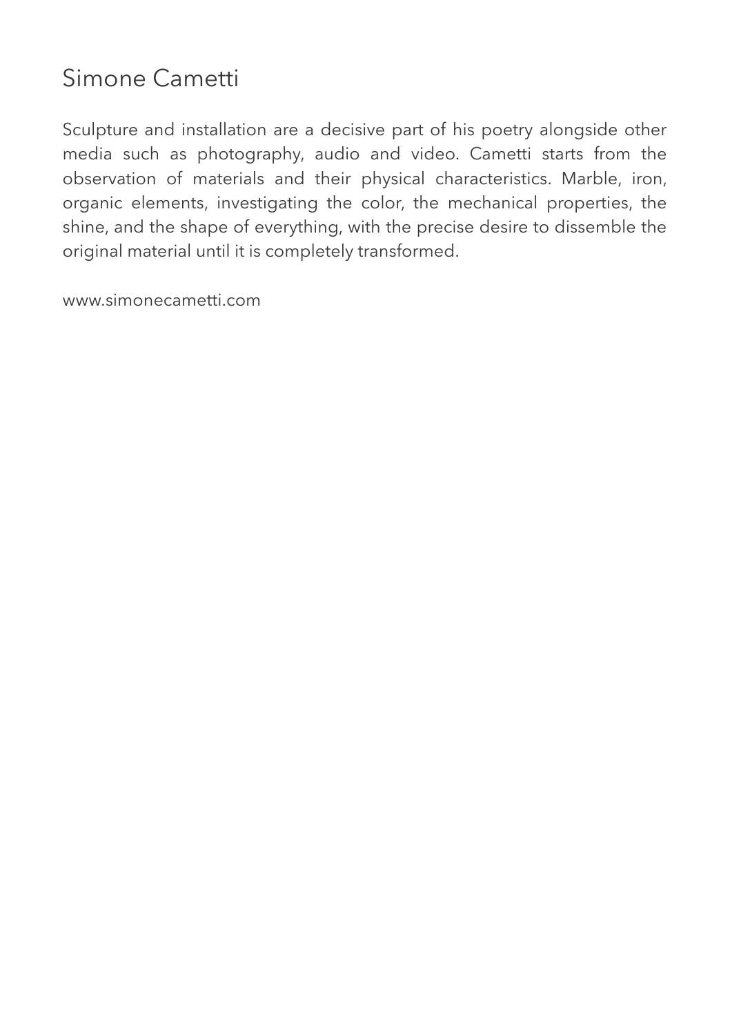# Simone Cametti

Sculpture and installation are a decisive part of his poetry alongside other media such as photography, audio and video. Cametti starts from the observation of materials and their physical characteristics. Marble, iron, organic elements, investigating the color, the mechanical properties, the shine, and the shape of everything, with the precise desire to dissemble the original material until it is completely transformed.

www.simonecametti.com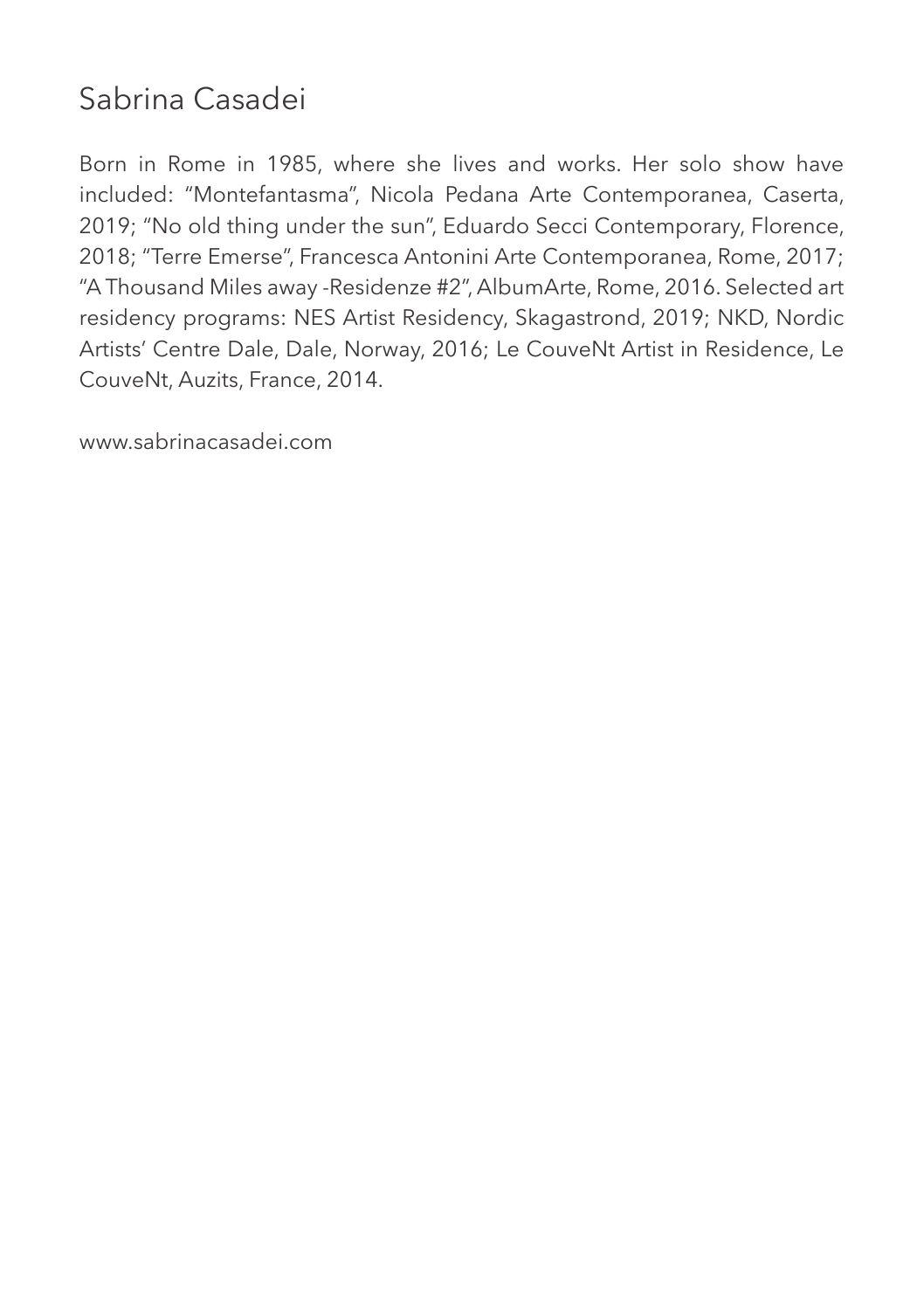# Sabrina Casadei

Born in Rome in 1985, where she lives and works. Her solo show have included: “Montefantasma”, Nicola Pedana Arte Contemporanea, Caserta, 2019; “No old thing under the sun”, Eduardo Secci Contemporary, Florence, 2018; “Terre Emerse”, Francesca Antonini Arte Contemporanea, Rome, 2017; “A Thousand Miles away -Residenze #2”, AlbumArte, Rome, 2016. Selected art residency programs: NES Artist Residency, Skagastrond, 2019; NKD, Nordic Artists’ Centre Dale, Dale, Norway, 2016; Le CouveNt Artist in Residence, Le CouveNt, Auzits, France, 2014.

www.sabrinacasadei.com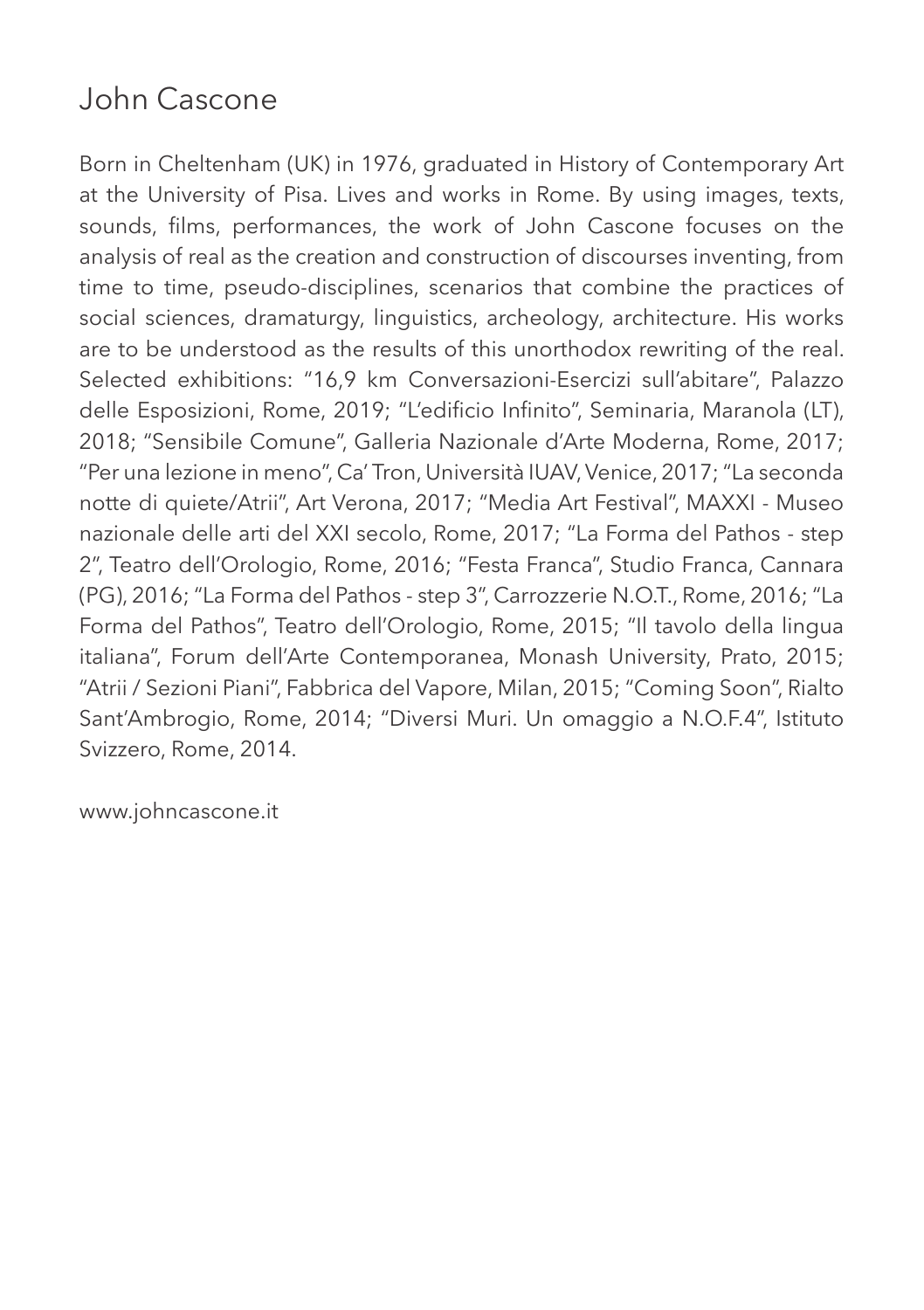# John Cascone

Born in Cheltenham (UK) in 1976, graduated in History of Contemporary Art at the University of Pisa. Lives and works in Rome. By using images, texts, sounds, films, performances, the work of John Cascone focuses on the analysis of real as the creation and construction of discourses inventing, from time to time, pseudo-disciplines, scenarios that combine the practices of social sciences, dramaturgy, linguistics, archeology, architecture. His works are to be understood as the results of this unorthodox rewriting of the real. Selected exhibitions: "16,9 km Conversazioni-Esercizi sull'abitare", Palazzo delle Esposizioni, Rome, 2019; "L'edificio Infinito", Seminaria, Maranola (LT), 2018; "Sensibile Comune", Galleria Nazionale d'Arte Moderna, Rome, 2017; "Per una lezione in meno", Ca' Tron, Università IUAV, Venice, 2017; "La seconda notte di quiete/Atrii", Art Verona, 2017; "Media Art Festival", MAXXI - Museo nazionale delle arti del XXI secolo, Rome, 2017; "La Forma del Pathos - step 2", Teatro dell'Orologio, Rome, 2016; "Festa Franca", Studio Franca, Cannara (PG), 2016; "La Forma del Pathos - step 3", Carrozzerie N.O.T., Rome, 2016; "La Forma del Pathos", Teatro dell'Orologio, Rome, 2015; "Il tavolo della lingua italiana", Forum dell'Arte Contemporanea, Monash University, Prato, 2015; "Atrii / Sezioni Piani", Fabbrica del Vapore, Milan, 2015; "Coming Soon", Rialto Sant'Ambrogio, Rome, 2014; "Diversi Muri. Un omaggio a N.O.F.4", Istituto Svizzero, Rome, 2014.

www.johncascone.it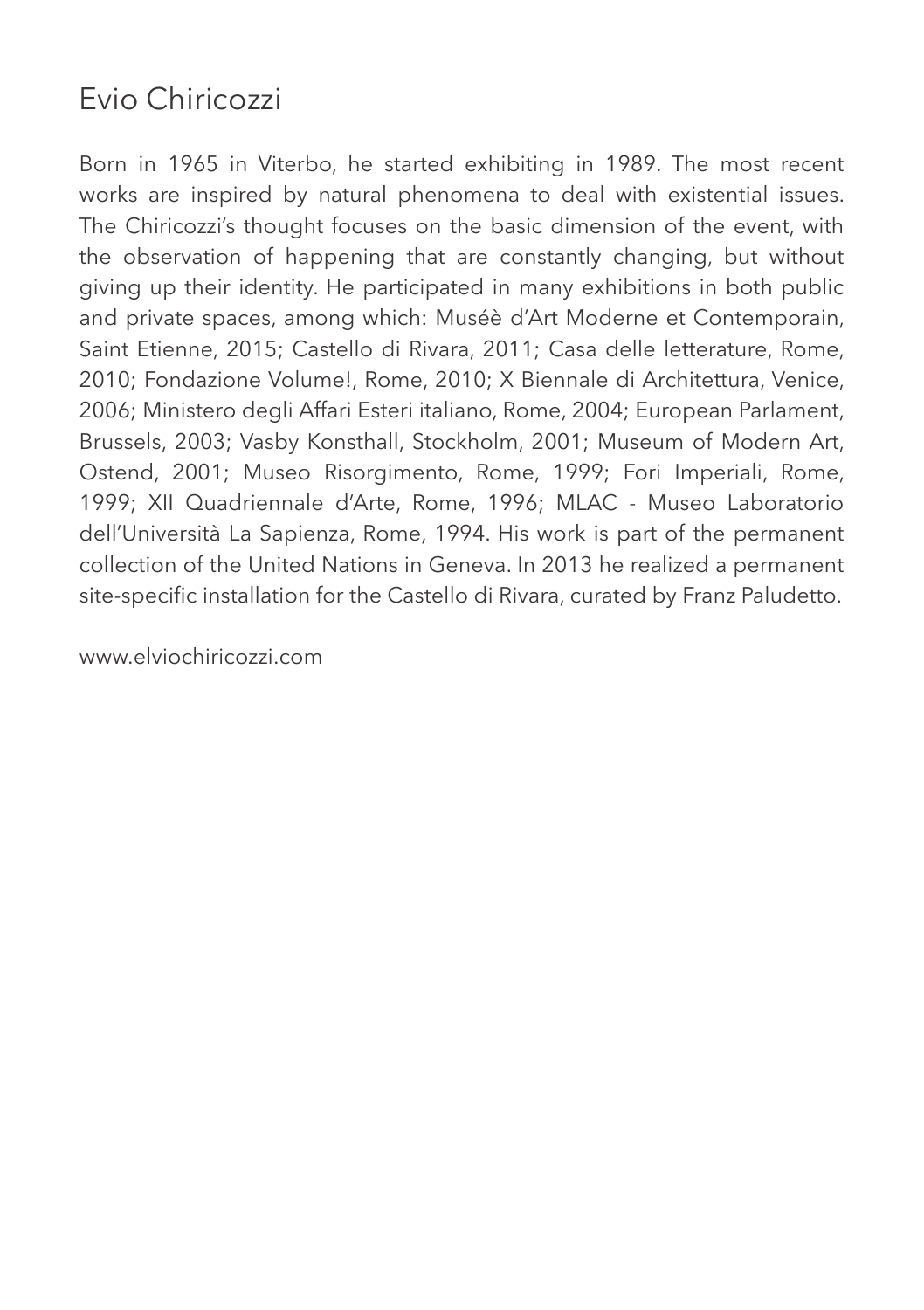## Evio Chiricozzi

Born in 1965 in Viterbo, he started exhibiting in 1989. The most recent works are inspired by natural phenomena to deal with existential issues. The Chiricozzi's thought focuses on the basic dimension of the event, with the observation of happening that are constantly changing, but without giving up their identity. He participated in many exhibitions in both public and private spaces, among which: Muséè d'Art Moderne et Contemporain, Saint Etienne, 2015; Castello di Rivara, 2011; Casa delle letterature, Rome, 2010; Fondazione Volume!, Rome, 2010; X Biennale di Architettura, Venice, 2006; Ministero degli Affari Esteri italiano, Rome, 2004; European Parlament, Brussels, 2003; Vasby Konsthall, Stockholm, 2001; Museum of Modern Art, Ostend, 2001; Museo Risorgimento, Rome, 1999; Fori Imperiali, Rome, 1999; XII Quadriennale d'Arte, Rome, 1996; MLAC - Museo Laboratorio dell'Università La Sapienza, Rome, 1994. His work is part of the permanent collection of the United Nations in Geneva. In 2013 he realized a permanent site-specific installation for the Castello di Rivara, curated by Franz Paludetto.

www.elviochiricozzi.com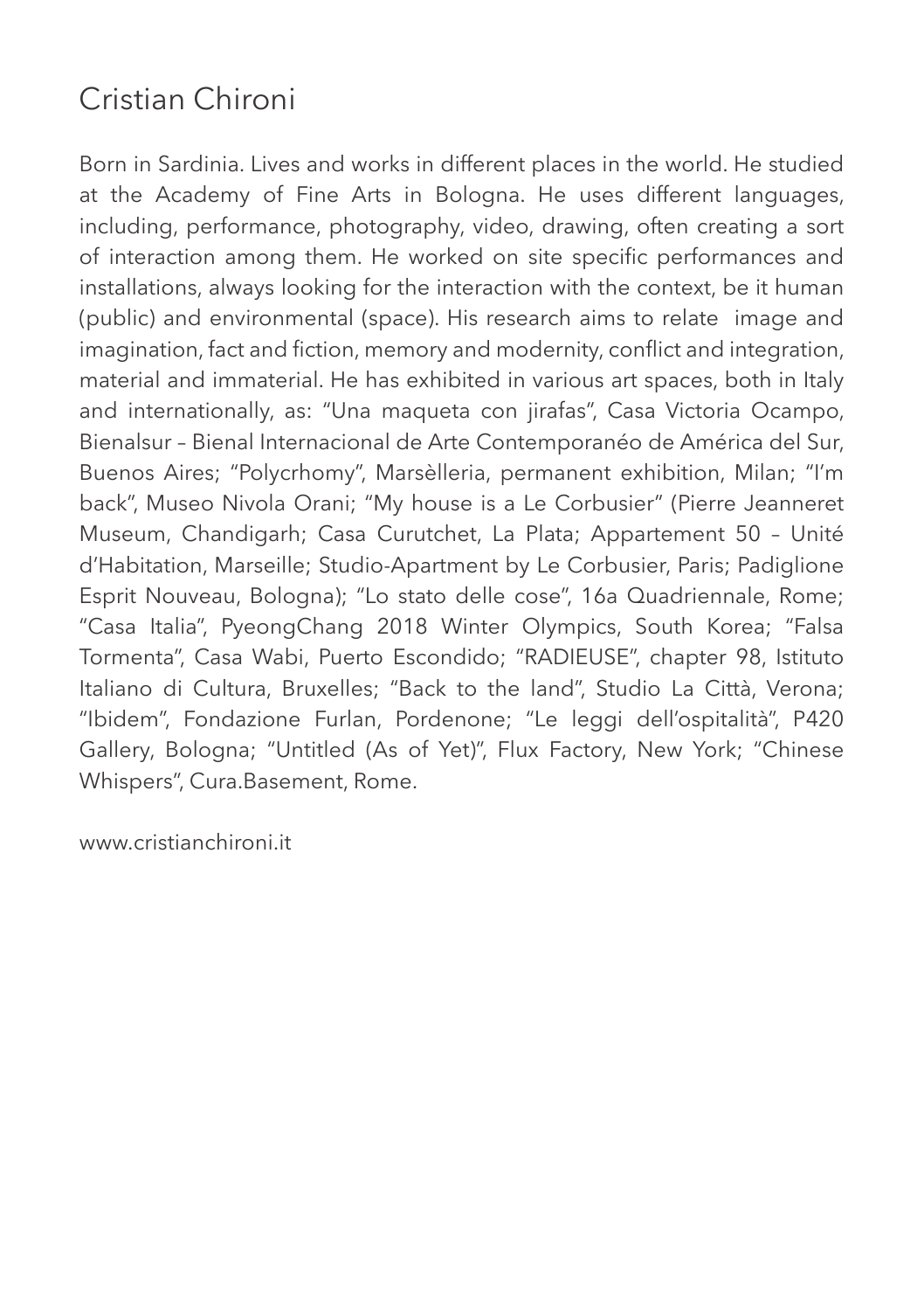# Cristian Chironi

Born in Sardinia. Lives and works in different places in the world. He studied at the Academy of Fine Arts in Bologna. He uses different languages, including, performance, photography, video, drawing, often creating a sort of interaction among them. He worked on site specific performances and installations, always looking for the interaction with the context, be it human (public) and environmental (space). His research aims to relate image and imagination, fact and fiction, memory and modernity, conflict and integration, material and immaterial. He has exhibited in various art spaces, both in Italy and internationally, as: "Una maqueta con jirafas", Casa Victoria Ocampo, Bienalsur – Bienal Internacional de Arte Contemporanéo de América del Sur, Buenos Aires; "Polycrhomy", Marsèlleria, permanent exhibition, Milan; "I'm back", Museo Nivola Orani; "My house is a Le Corbusier" (Pierre Jeanneret Museum, Chandigarh; Casa Curutchet, La Plata; Appartement 50 – Unité d'Habitation, Marseille; Studio-Apartment by Le Corbusier, Paris; Padiglione Esprit Nouveau, Bologna); "Lo stato delle cose", 16a Quadriennale, Rome; "Casa Italia", PyeongChang 2018 Winter Olympics, South Korea; "Falsa Tormenta", Casa Wabi, Puerto Escondido; "RADIEUSE", chapter 98, Istituto Italiano di Cultura, Bruxelles; "Back to the land", Studio La Città, Verona; "Ibidem", Fondazione Furlan, Pordenone; "Le leggi dell'ospitalità", P420 Gallery, Bologna; "Untitled (As of Yet)", Flux Factory, New York; "Chinese Whispers", Cura.Basement, Rome.

www.cristianchironi.it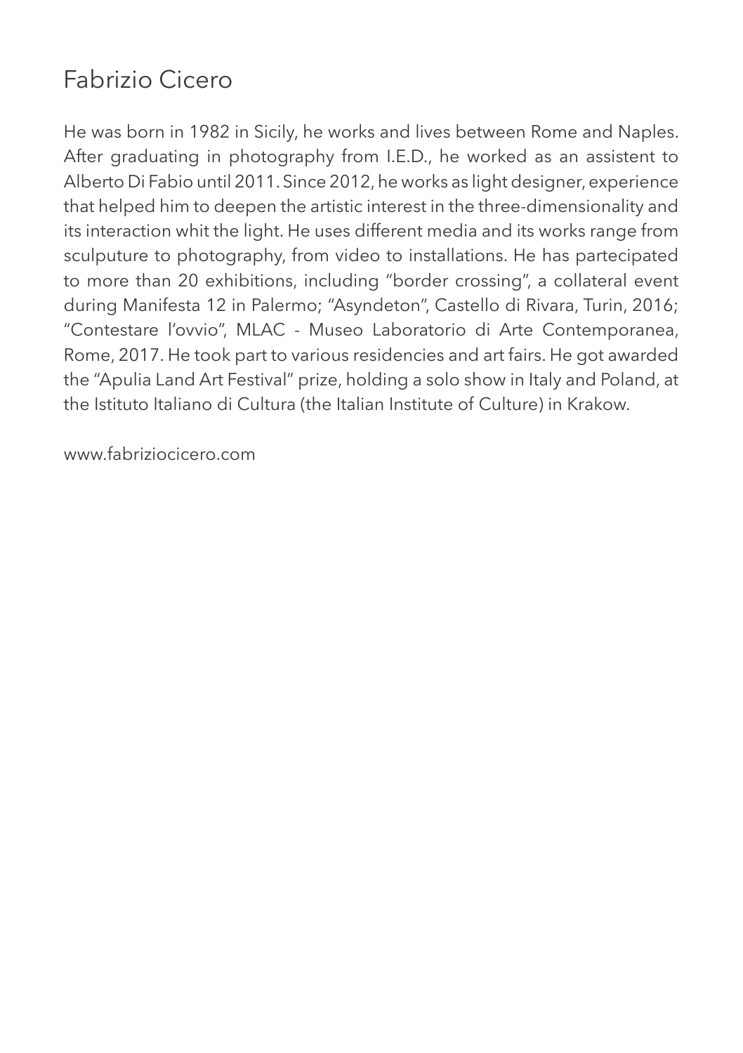# Fabrizio Cicero

He was born in 1982 in Sicily, he works and lives between Rome and Naples. After graduating in photography from I.E.D., he worked as an assistent to Alberto Di Fabio until 2011. Since 2012, he works as light designer, experience that helped him to deepen the artistic interest in the three-dimensionality and its interaction whit the light. He uses different media and its works range from sculputure to photography, from video to installations. He has partecipated to more than 20 exhibitions, including "border crossing", a collateral event during Manifesta 12 in Palermo; "Asyndeton", Castello di Rivara, Turin, 2016; "Contestare l'ovvio", MLAC - Museo Laboratorio di Arte Contemporanea, Rome, 2017. He took part to various residencies and art fairs. He got awarded the "Apulia Land Art Festival" prize, holding a solo show in Italy and Poland, at the Istituto Italiano di Cultura (the Italian Institute of Culture) in Krakow.

www.fabriziocicero.com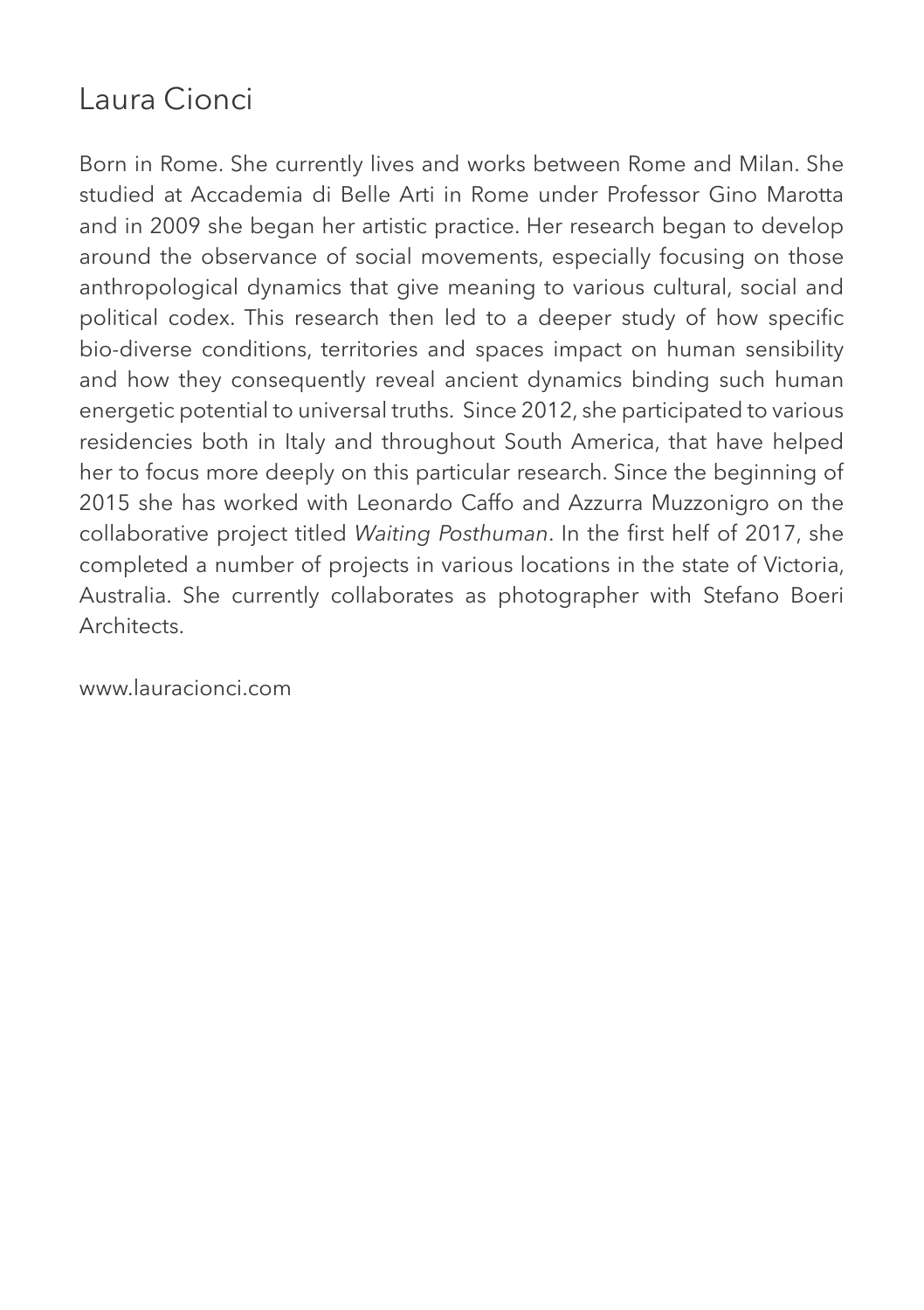# Laura Cionci

Born in Rome. She currently lives and works between Rome and Milan. She studied at Accademia di Belle Arti in Rome under Professor Gino Marotta and in 2009 she began her artistic practice. Her research began to develop around the observance of social movements, especially focusing on those anthropological dynamics that give meaning to various cultural, social and political codex. This research then led to a deeper study of how specific bio-diverse conditions, territories and spaces impact on human sensibility and how they consequently reveal ancient dynamics binding such human energetic potential to universal truths. Since 2012, she participated to various residencies both in Italy and throughout South America, that have helped her to focus more deeply on this particular research. Since the beginning of 2015 she has worked with Leonardo Caffo and Azzurra Muzzonigro on the collaborative project titled *Waiting Posthuman*. In the first helf of 2017, she completed a number of projects in various locations in the state of Victoria, Australia. She currently collaborates as photographer with Stefano Boeri Architects.

www.lauracionci.com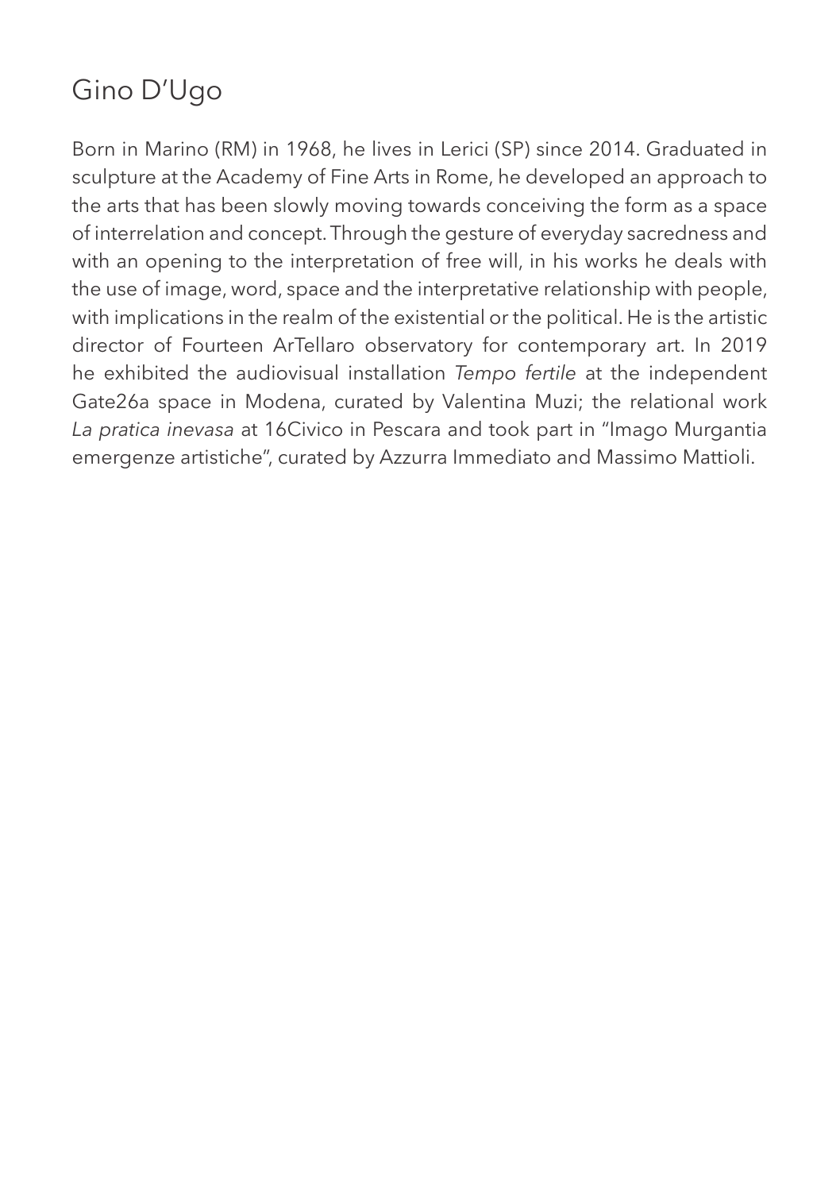# Gino D'Ugo

Born in Marino (RM) in 1968, he lives in Lerici (SP) since 2014. Graduated in sculpture at the Academy of Fine Arts in Rome, he developed an approach to the arts that has been slowly moving towards conceiving the form as a space of interrelation and concept. Through the gesture of everyday sacredness and with an opening to the interpretation of free will, in his works he deals with the use of image, word, space and the interpretative relationship with people, with implications in the realm of the existential or the political. He is the artistic director of Fourteen ArTellaro observatory for contemporary art. In 2019 he exhibited the audiovisual installation *Tempo fertile* at the independent Gate26a space in Modena, curated by Valentina Muzi; the relational work *La pratica inevasa* at 16Civico in Pescara and took part in "Imago Murgantia emergenze artistiche", curated by Azzurra Immediato and Massimo Mattioli.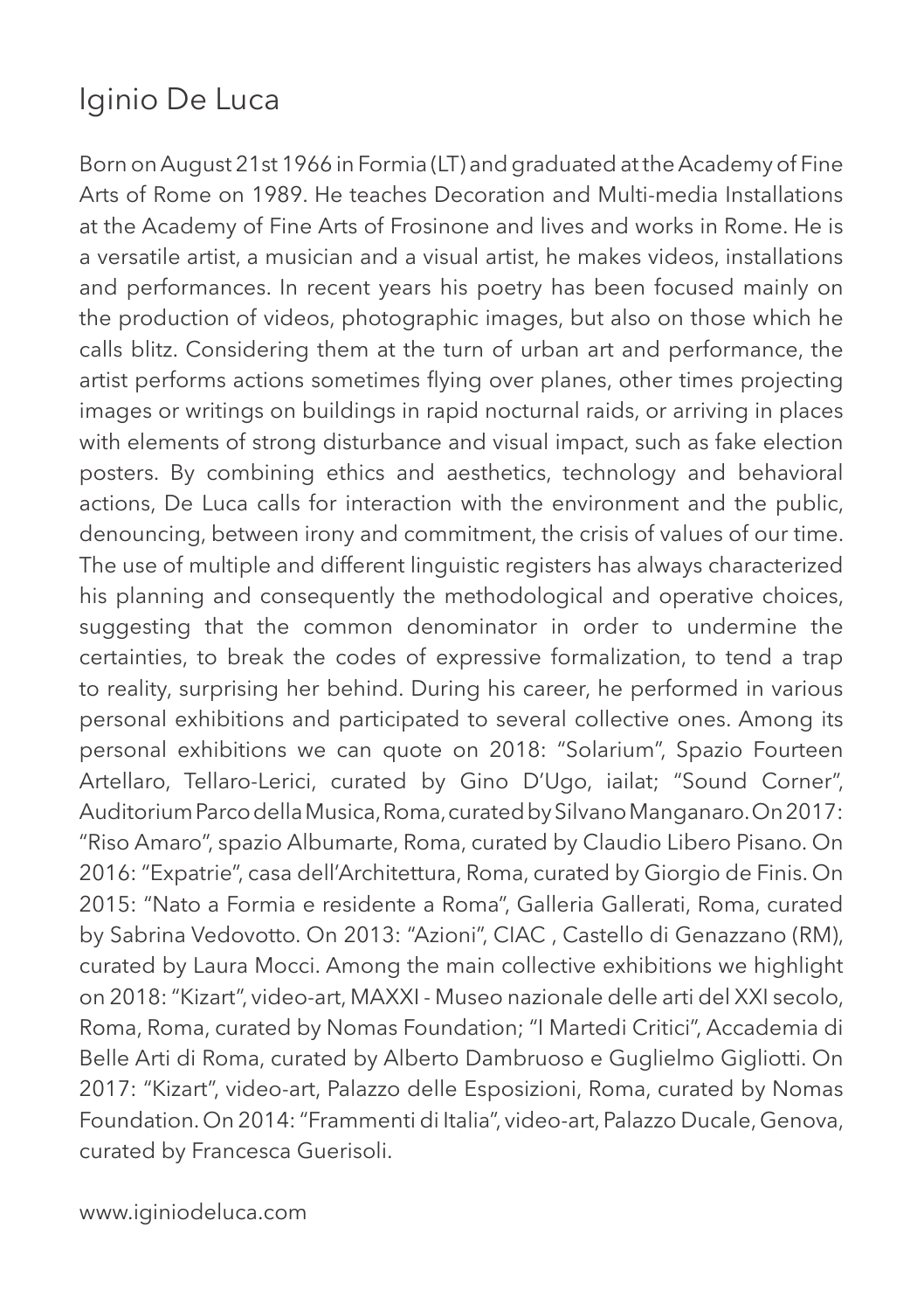# Iginio De Luca

Born on August 21st 1966 in Formia (LT) and graduated at the Academy of Fine Arts of Rome on 1989. He teaches Decoration and Multi-media Installations at the Academy of Fine Arts of Frosinone and lives and works in Rome. He is a versatile artist, a musician and a visual artist, he makes videos, installations and performances. In recent years his poetry has been focused mainly on the production of videos, photographic images, but also on those which he calls blitz. Considering them at the turn of urban art and performance, the artist performs actions sometimes flying over planes, other times projecting images or writings on buildings in rapid nocturnal raids, or arriving in places with elements of strong disturbance and visual impact, such as fake election posters. By combining ethics and aesthetics, technology and behavioral actions, De Luca calls for interaction with the environment and the public, denouncing, between irony and commitment, the crisis of values of our time. The use of multiple and different linguistic registers has always characterized his planning and consequently the methodological and operative choices, suggesting that the common denominator in order to undermine the certainties, to break the codes of expressive formalization, to tend a trap to reality, surprising her behind. During his career, he performed in various personal exhibitions and participated to several collective ones. Among its personal exhibitions we can quote on 2018: "Solarium", Spazio Fourteen Artellaro, Tellaro-Lerici, curated by Gino D'Ugo, iailat; "Sound Corner", Auditorium Parco della Musica, Roma, curated by Silvano Manganaro. On 2017: "Riso Amaro", spazio Albumarte, Roma, curated by Claudio Libero Pisano. On 2016: "Expatrie", casa dell'Architettura, Roma, curated by Giorgio de Finis. On 2015: "Nato a Formia e residente a Roma", Galleria Gallerati, Roma, curated by Sabrina Vedovotto. On 2013: "Azioni", CIAC , Castello di Genazzano (RM), curated by Laura Mocci. Among the main collective exhibitions we highlight on 2018: "Kizart", video-art, MAXXI - Museo nazionale delle arti del XXI secolo, Roma, Roma, curated by Nomas Foundation; "I Martedi Critici", Accademia di Belle Arti di Roma, curated by Alberto Dambruoso e Guglielmo Gigliotti. On 2017: "Kizart", video-art, Palazzo delle Esposizioni, Roma, curated by Nomas Foundation. On 2014: "Frammenti di Italia", video-art, Palazzo Ducale, Genova, curated by Francesca Guerisoli.

www.iginiodeluca.com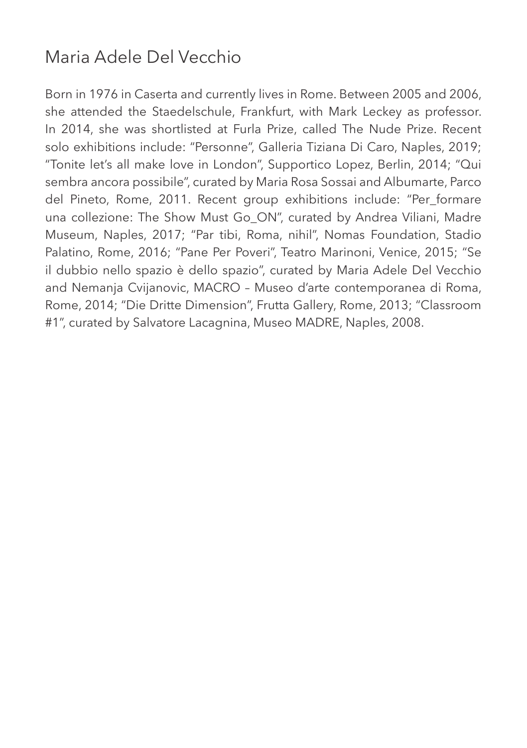# Maria Adele Del Vecchio

Born in 1976 in Caserta and currently lives in Rome. Between 2005 and 2006, she attended the Staedelschule, Frankfurt, with Mark Leckey as professor. In 2014, she was shortlisted at Furla Prize, called The Nude Prize. Recent solo exhibitions include: "Personne", Galleria Tiziana Di Caro, Naples, 2019; "Tonite let's all make love in London", Supportico Lopez, Berlin, 2014; "Qui sembra ancora possibile", curated by Maria Rosa Sossai and Albumarte, Parco del Pineto, Rome, 2011. Recent group exhibitions include: "Per_formare una collezione: The Show Must Go_ON", curated by Andrea Viliani, Madre Museum, Naples, 2017; "Par tibi, Roma, nihil", Nomas Foundation, Stadio Palatino, Rome, 2016; "Pane Per Poveri", Teatro Marinoni, Venice, 2015; "Se il dubbio nello spazio è dello spazio", curated by Maria Adele Del Vecchio and Nemanja Cvijanovic, MACRO – Museo d'arte contemporanea di Roma, Rome, 2014; "Die Dritte Dimension", Frutta Gallery, Rome, 2013; "Classroom #1", curated by Salvatore Lacagnina, Museo MADRE, Naples, 2008.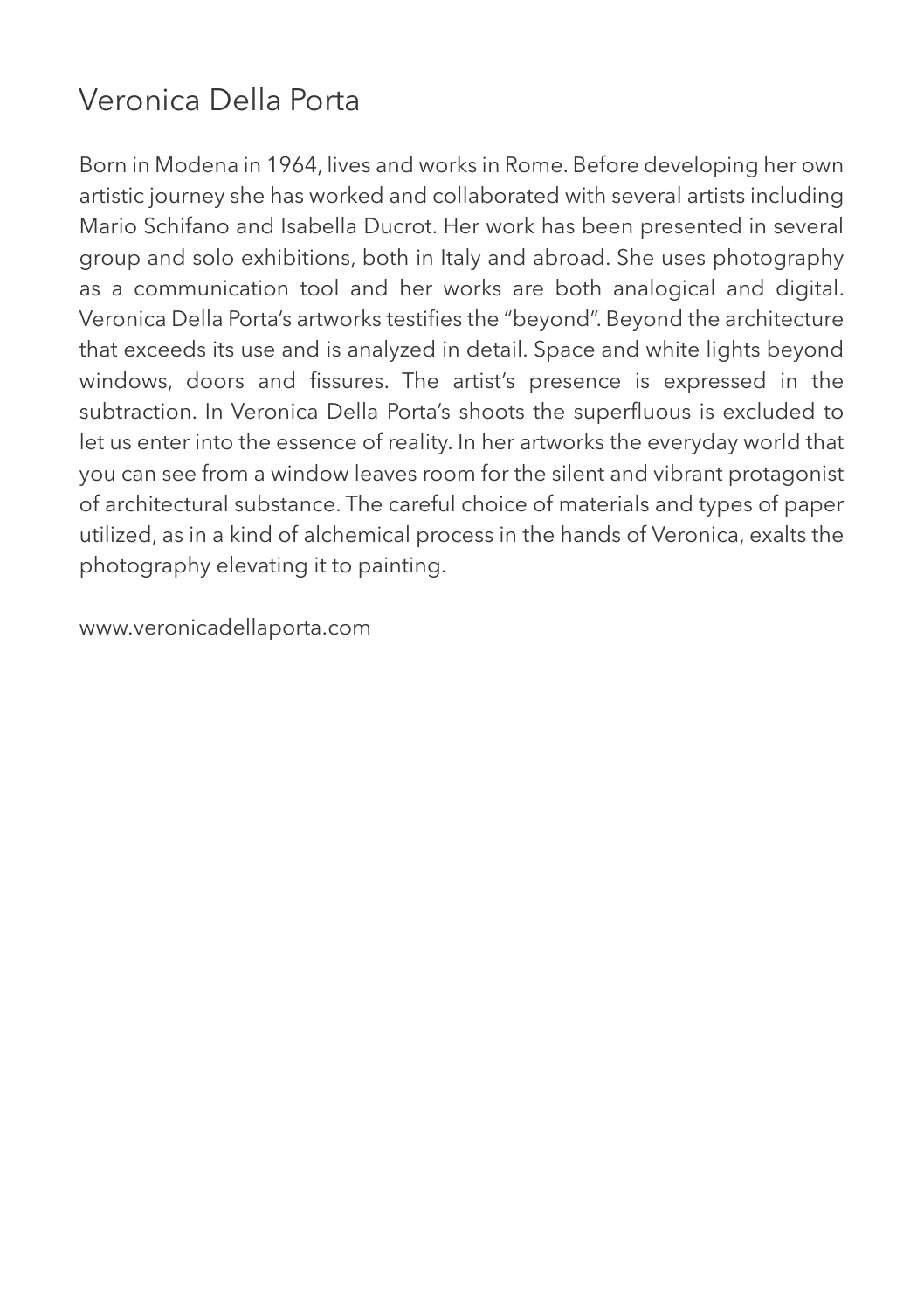# Veronica Della Porta

Born in Modena in 1964, lives and works in Rome. Before developing her own artistic journey she has worked and collaborated with several artists including Mario Schifano and Isabella Ducrot. Her work has been presented in several group and solo exhibitions, both in Italy and abroad. She uses photography as a communication tool and her works are both analogical and digital. Veronica Della Porta's artworks testifies the "beyond". Beyond the architecture that exceeds its use and is analyzed in detail. Space and white lights beyond windows, doors and fissures. The artist's presence is expressed in the subtraction. In Veronica Della Porta's shoots the superfluous is excluded to let us enter into the essence of reality. In her artworks the everyday world that you can see from a window leaves room for the silent and vibrant protagonist of architectural substance. The careful choice of materials and types of paper utilized, as in a kind of alchemical process in the hands of Veronica, exalts the photography elevating it to painting.

www.veronicadellaporta.com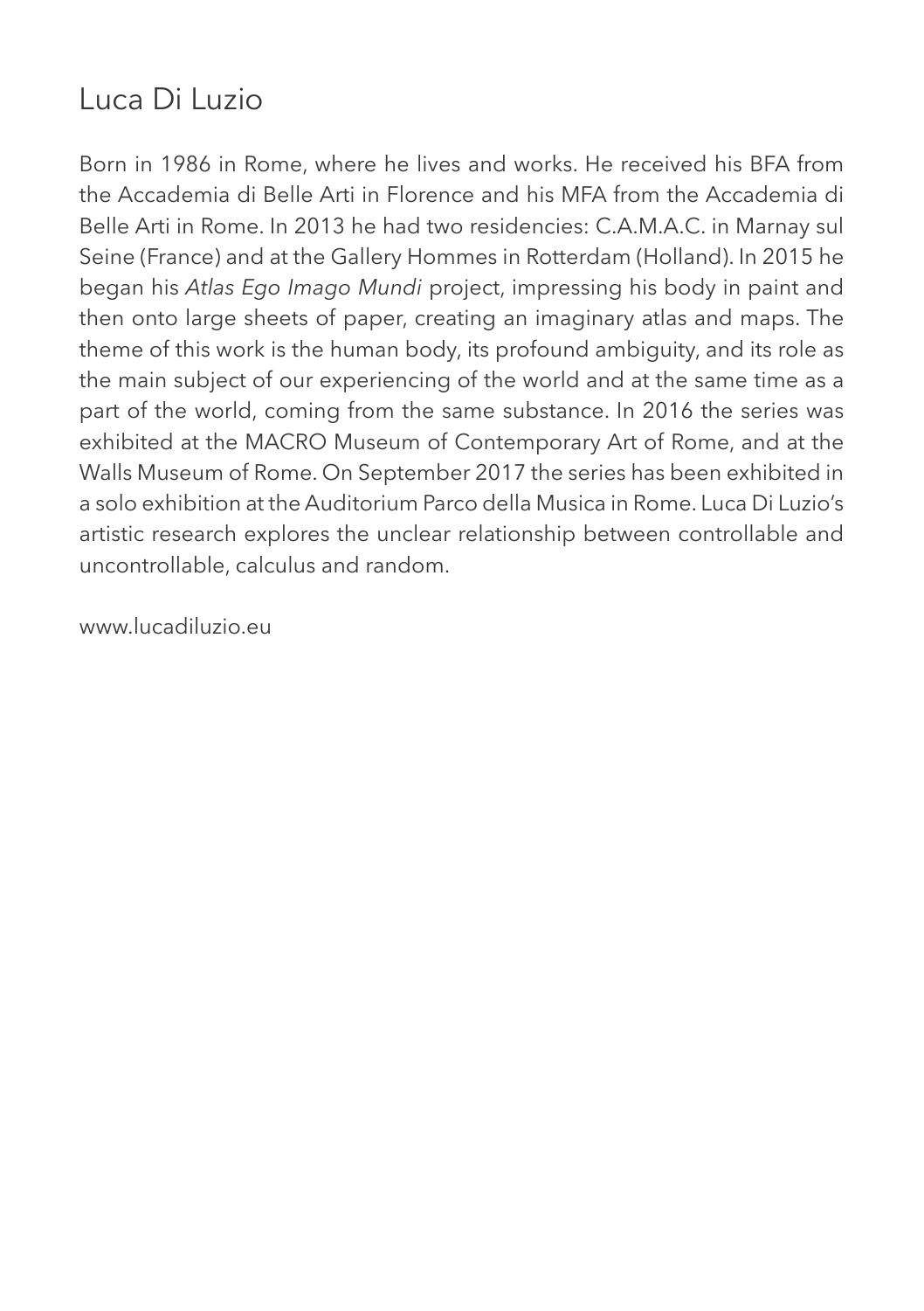# Luca Di Luzio

Born in 1986 in Rome, where he lives and works. He received his BFA from the Accademia di Belle Arti in Florence and his MFA from the Accademia di Belle Arti in Rome. In 2013 he had two residencies: C.A.M.A.C. in Marnay sul Seine (France) and at the Gallery Hommes in Rotterdam (Holland). In 2015 he began his *Atlas Ego Imago Mundi* project, impressing his body in paint and then onto large sheets of paper, creating an imaginary atlas and maps. The theme of this work is the human body, its profound ambiguity, and its role as the main subject of our experiencing of the world and at the same time as a part of the world, coming from the same substance. In 2016 the series was exhibited at the MACRO Museum of Contemporary Art of Rome, and at the Walls Museum of Rome. On September 2017 the series has been exhibited in a solo exhibition at the Auditorium Parco della Musica in Rome. Luca Di Luzio's artistic research explores the unclear relationship between controllable and uncontrollable, calculus and random.

www.lucadiluzio.eu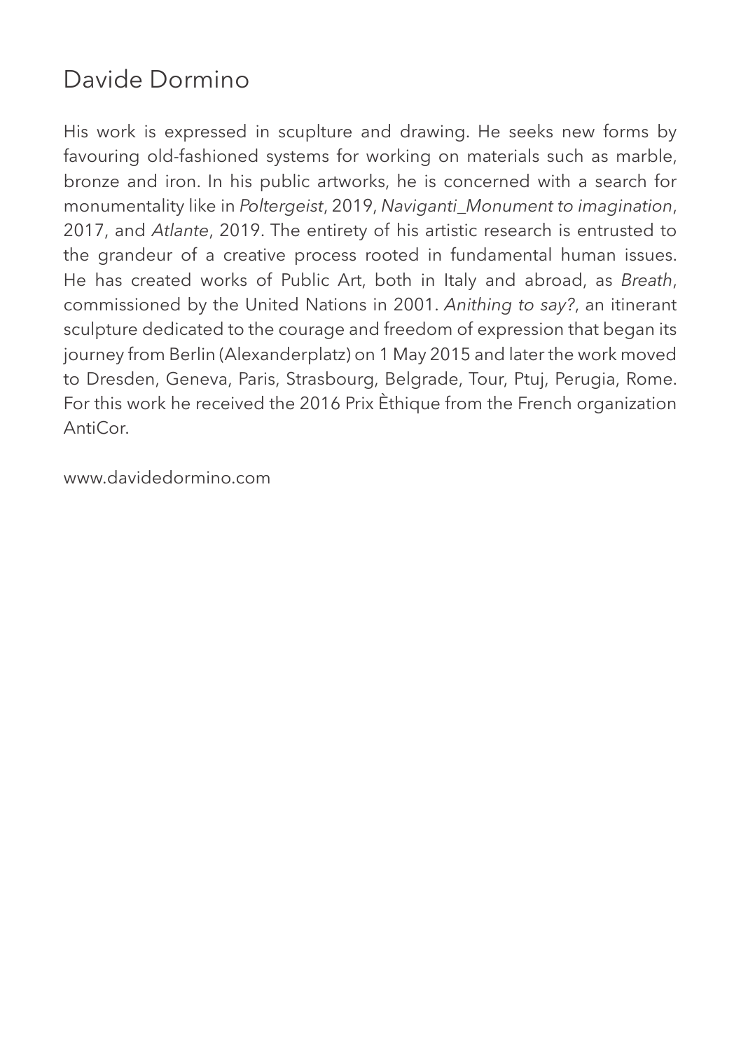# Davide Dormino

His work is expressed in scuplture and drawing. He seeks new forms by favouring old-fashioned systems for working on materials such as marble, bronze and iron. In his public artworks, he is concerned with a search for monumentality like in *Poltergeist*, 2019, *Naviganti_Monument to imagination*, 2017, and *Atlante*, 2019. The entirety of his artistic research is entrusted to the grandeur of a creative process rooted in fundamental human issues. He has created works of Public Art, both in Italy and abroad, as *Breath*, commissioned by the United Nations in 2001. *Anithing to say?*, an itinerant sculpture dedicated to the courage and freedom of expression that began its journey from Berlin (Alexanderplatz) on 1 May 2015 and later the work moved to Dresden, Geneva, Paris, Strasbourg, Belgrade, Tour, Ptuj, Perugia, Rome. For this work he received the 2016 Prix Èthique from the French organization AntiCor.

www.davidedormino.com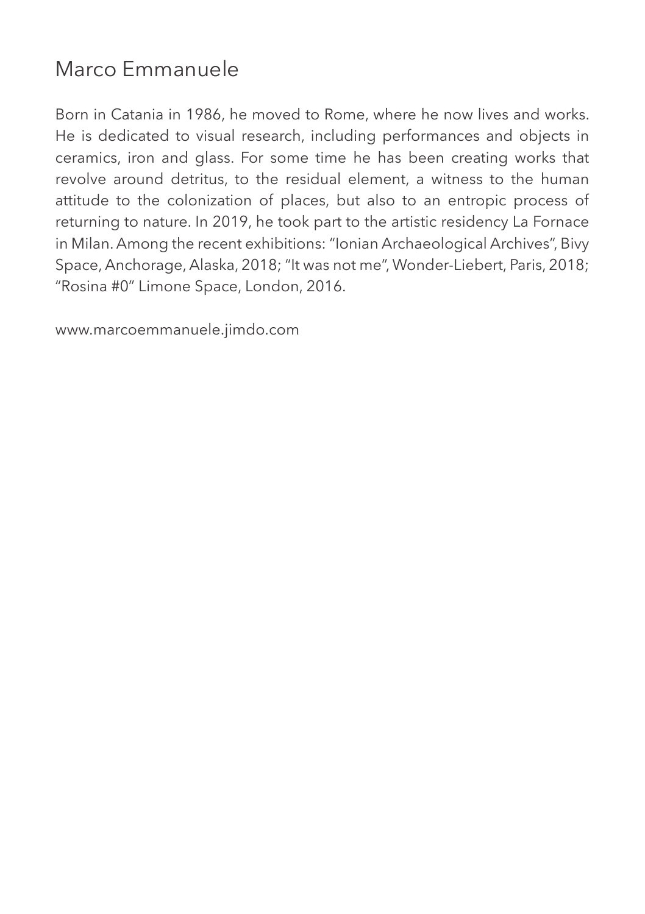## Marco Emmanuele

Born in Catania in 1986, he moved to Rome, where he now lives and works. He is dedicated to visual research, including performances and objects in ceramics, iron and glass. For some time he has been creating works that revolve around detritus, to the residual element, a witness to the human attitude to the colonization of places, but also to an entropic process of returning to nature. In 2019, he took part to the artistic residency La Fornace in Milan. Among the recent exhibitions: "Ionian Archaeological Archives", Bivy Space, Anchorage, Alaska, 2018; "It was not me", Wonder-Liebert, Paris, 2018; "Rosina #0" Limone Space, London, 2016.

www.marcoemmanuele.jimdo.com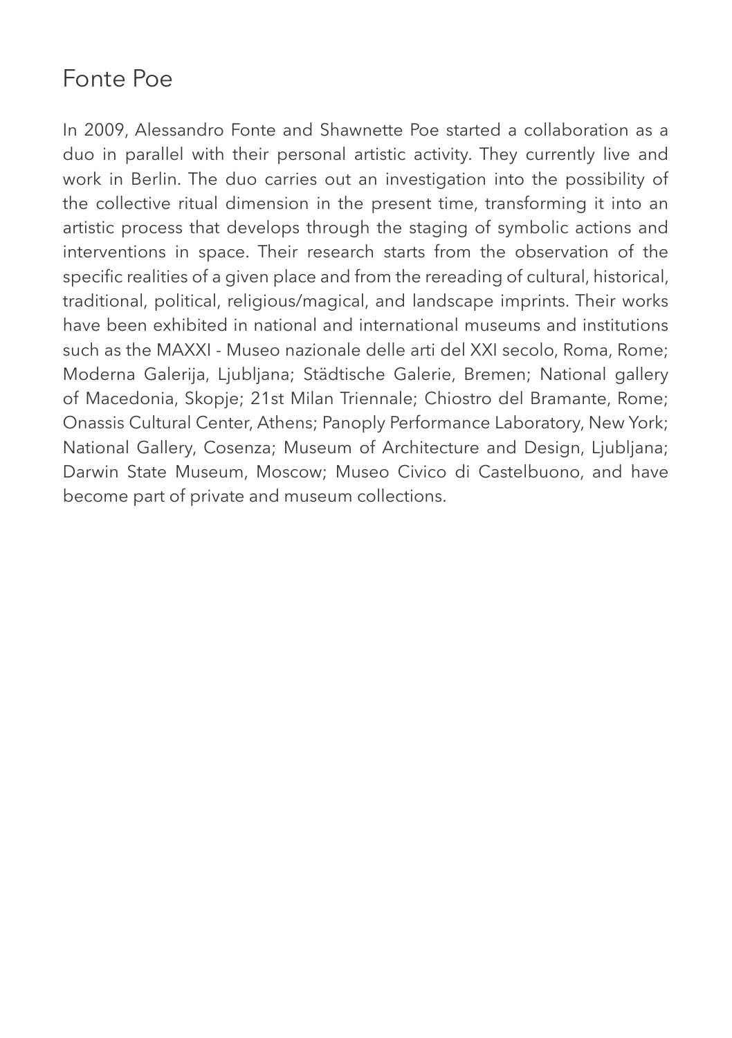# Fonte Poe

In 2009, Alessandro Fonte and Shawnette Poe started a collaboration as a duo in parallel with their personal artistic activity. They currently live and work in Berlin. The duo carries out an investigation into the possibility of the collective ritual dimension in the present time, transforming it into an artistic process that develops through the staging of symbolic actions and interventions in space. Their research starts from the observation of the specific realities of a given place and from the rereading of cultural, historical, traditional, political, religious/magical, and landscape imprints. Their works have been exhibited in national and international museums and institutions such as the MAXXI - Museo nazionale delle arti del XXI secolo, Roma, Rome; Moderna Galerija, Ljubljana; Städtische Galerie, Bremen; National gallery of Macedonia, Skopje; 21st Milan Triennale; Chiostro del Bramante, Rome; Onassis Cultural Center, Athens; Panoply Performance Laboratory, New York; National Gallery, Cosenza; Museum of Architecture and Design, Ljubljana; Darwin State Museum, Moscow; Museo Civico di Castelbuono, and have become part of private and museum collections.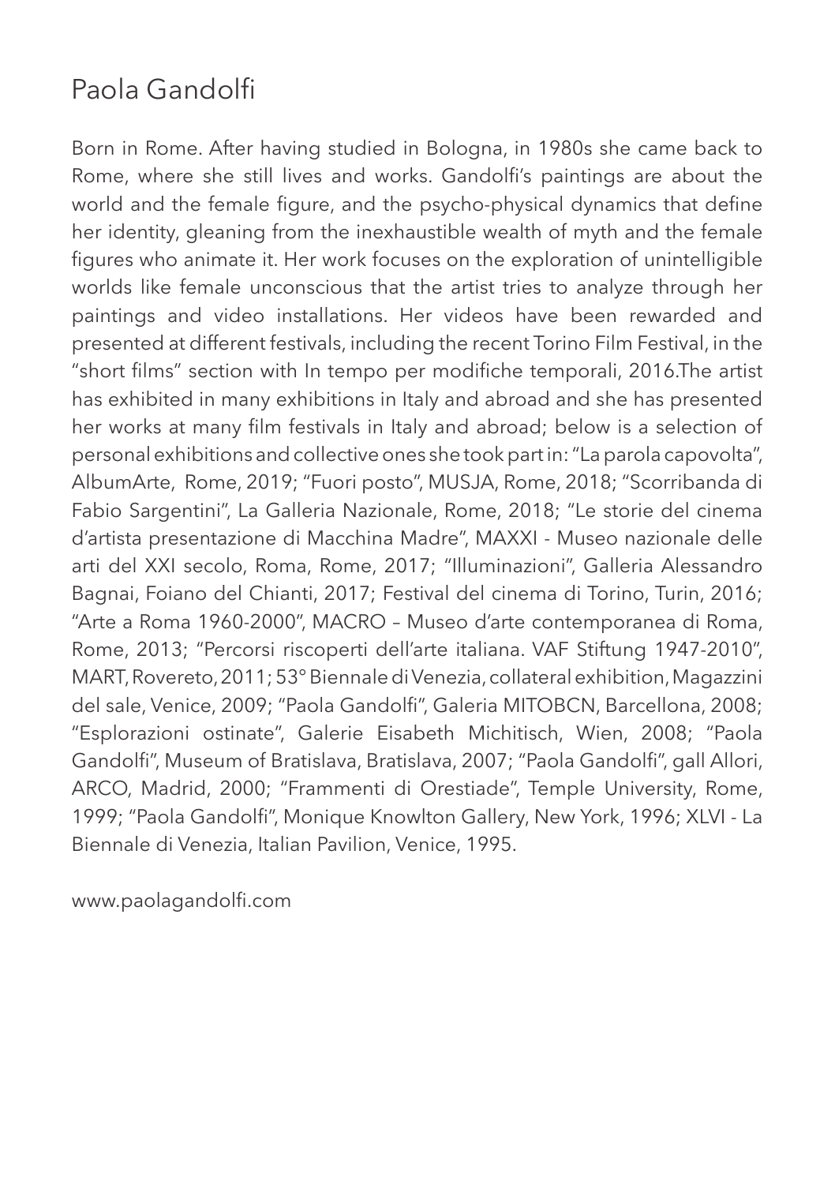# Paola Gandolfi

Born in Rome. After having studied in Bologna, in 1980s she came back to Rome, where she still lives and works. Gandolfi's paintings are about the world and the female figure, and the psycho-physical dynamics that define her identity, gleaning from the inexhaustible wealth of myth and the female figures who animate it. Her work focuses on the exploration of unintelligible worlds like female unconscious that the artist tries to analyze through her paintings and video installations. Her videos have been rewarded and presented at different festivals, including the recent Torino Film Festival, in the "short films" section with In tempo per modifiche temporali, 2016.The artist has exhibited in many exhibitions in Italy and abroad and she has presented her works at many film festivals in Italy and abroad; below is a selection of personal exhibitions and collective ones she took part in: "La parola capovolta", AlbumArte, Rome, 2019; "Fuori posto", MUSJA, Rome, 2018; "Scorribanda di Fabio Sargentini", La Galleria Nazionale, Rome, 2018; "Le storie del cinema d'artista presentazione di Macchina Madre", MAXXI - Museo nazionale delle arti del XXI secolo, Roma, Rome, 2017; "Illuminazioni", Galleria Alessandro Bagnai, Foiano del Chianti, 2017; Festival del cinema di Torino, Turin, 2016; "Arte a Roma 1960-2000", MACRO – Museo d'arte contemporanea di Roma, Rome, 2013; "Percorsi riscoperti dell'arte italiana. VAF Stiftung 1947-2010", MART, Rovereto, 2011; 53° Biennale di Venezia, collateral exhibition, Magazzini del sale, Venice, 2009; "Paola Gandolfi", Galeria MITOBCN, Barcellona, 2008; "Esplorazioni ostinate", Galerie Eisabeth Michitisch, Wien, 2008; "Paola Gandolfi", Museum of Bratislava, Bratislava, 2007; "Paola Gandolfi", gall Allori, ARCO, Madrid, 2000; "Frammenti di Orestiade", Temple University, Rome, 1999; "Paola Gandolfi", Monique Knowlton Gallery, New York, 1996; XLVI - La Biennale di Venezia, Italian Pavilion, Venice, 1995.

www.paolagandolfi.com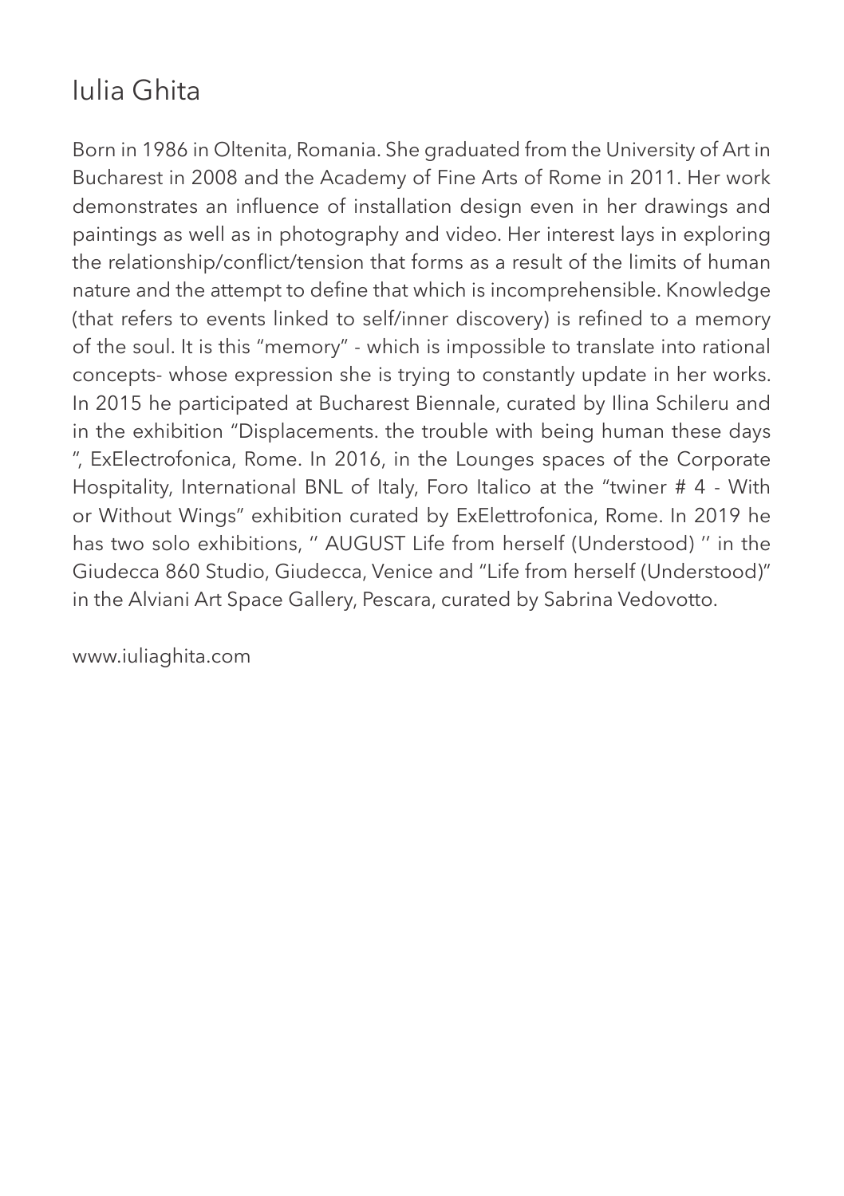# Iulia Ghita

Born in 1986 in Oltenita, Romania. She graduated from the University of Art in Bucharest in 2008 and the Academy of Fine Arts of Rome in 2011. Her work demonstrates an influence of installation design even in her drawings and paintings as well as in photography and video. Her interest lays in exploring the relationship/conflict/tension that forms as a result of the limits of human nature and the attempt to define that which is incomprehensible. Knowledge (that refers to events linked to self/inner discovery) is refined to a memory of the soul. It is this "memory" - which is impossible to translate into rational concepts- whose expression she is trying to constantly update in her works. In 2015 he participated at Bucharest Biennale, curated by Ilina Schileru and in the exhibition "Displacements. the trouble with being human these days ", ExElectrofonica, Rome. In 2016, in the Lounges spaces of the Corporate Hospitality, International BNL of Italy, Foro Italico at the "twiner # 4 - With or Without Wings" exhibition curated by ExElettrofonica, Rome. In 2019 he has two solo exhibitions, '' AUGUST Life from herself (Understood) '' in the Giudecca 860 Studio, Giudecca, Venice and "Life from herself (Understood)" in the Alviani Art Space Gallery, Pescara, curated by Sabrina Vedovotto.

www.iuliaghita.com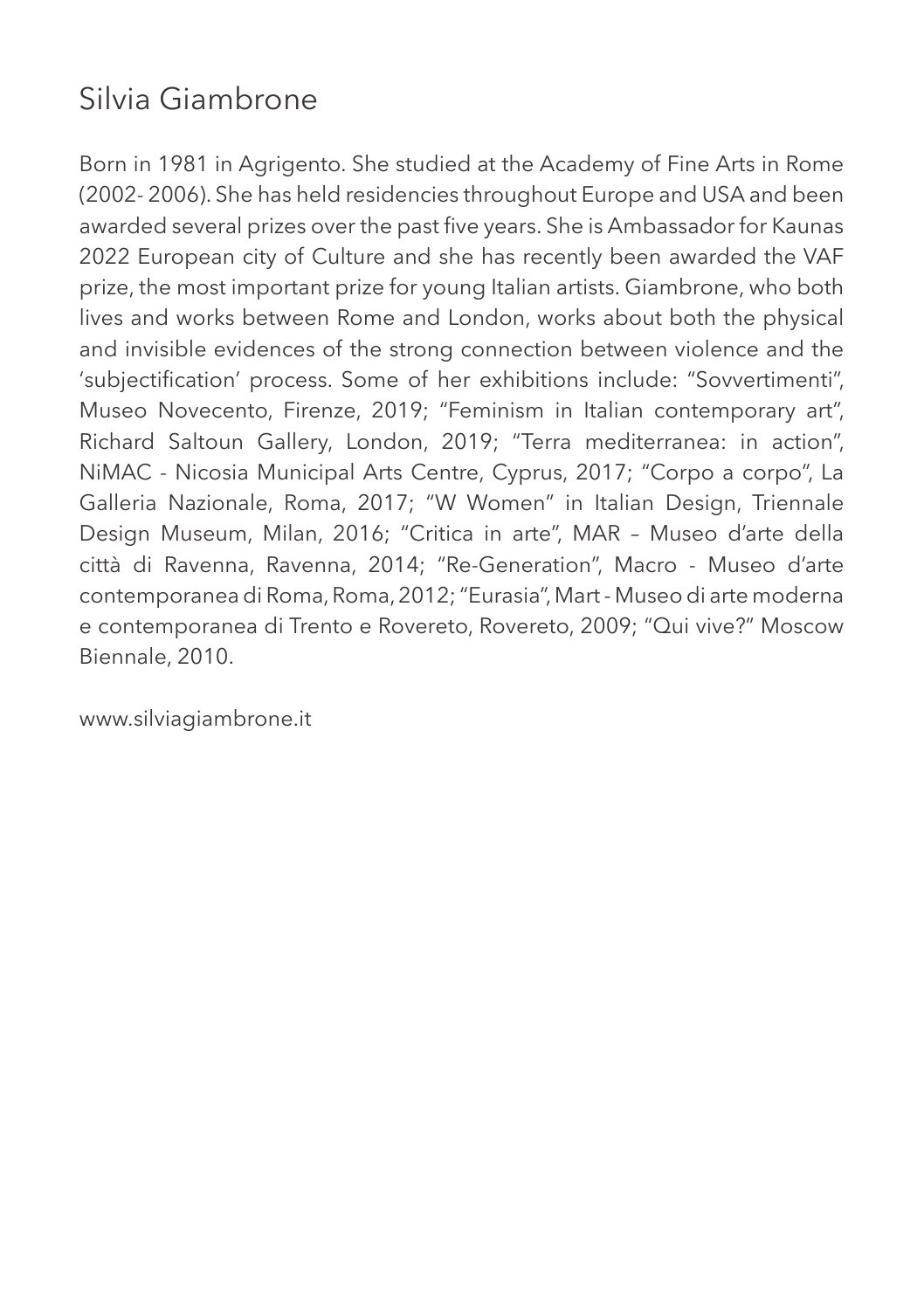# Silvia Giambrone

Born in 1981 in Agrigento. She studied at the Academy of Fine Arts in Rome (2002- 2006). She has held residencies throughout Europe and USA and been awarded several prizes over the past five years. She is Ambassador for Kaunas 2022 European city of Culture and she has recently been awarded the VAF prize, the most important prize for young Italian artists. Giambrone, who both lives and works between Rome and London, works about both the physical and invisible evidences of the strong connection between violence and the 'subjectification' process. Some of her exhibitions include: "Sovvertimenti", Museo Novecento, Firenze, 2019; "Feminism in Italian contemporary art", Richard Saltoun Gallery, London, 2019; "Terra mediterranea: in action", NiMAC - Nicosia Municipal Arts Centre, Cyprus, 2017; "Corpo a corpo", La Galleria Nazionale, Roma, 2017; "W Women" in Italian Design, Triennale Design Museum, Milan, 2016; "Critica in arte", MAR – Museo d'arte della città di Ravenna, Ravenna, 2014; "Re-Generation", Macro - Museo d'arte contemporanea di Roma, Roma, 2012; "Eurasia", Mart - Museo di arte moderna e contemporanea di Trento e Rovereto, Rovereto, 2009; "Qui vive?" Moscow Biennale, 2010.

www.silviagiambrone.it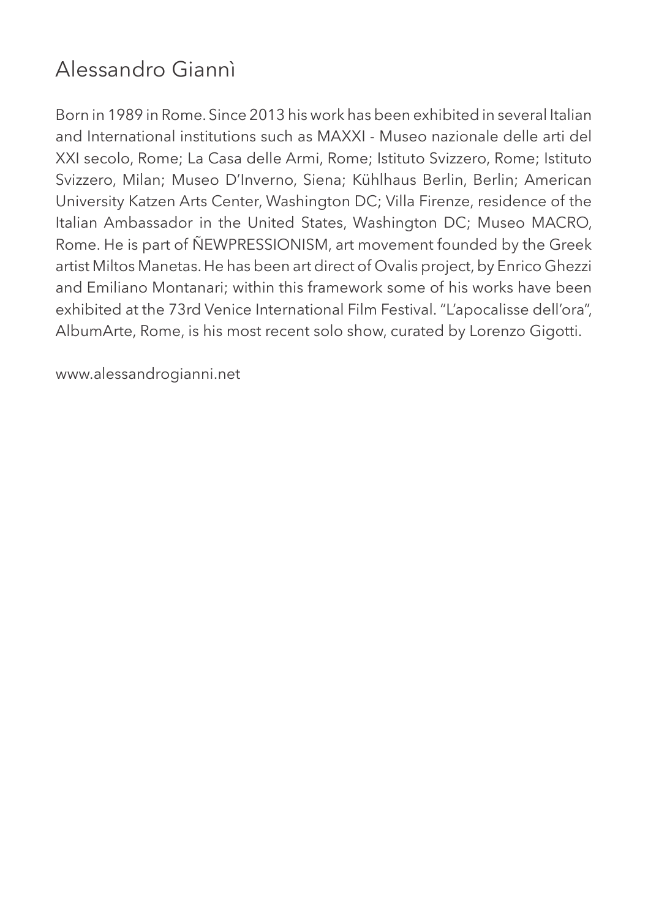# Alessandro Giannì

Born in 1989 in Rome. Since 2013 his work has been exhibited in several Italian and International institutions such as MAXXI - Museo nazionale delle arti del XXI secolo, Rome; La Casa delle Armi, Rome; Istituto Svizzero, Rome; Istituto Svizzero, Milan; Museo D'Inverno, Siena; Kühlhaus Berlin, Berlin; American University Katzen Arts Center, Washington DC; Villa Firenze, residence of the Italian Ambassador in the United States, Washington DC; Museo MACRO, Rome. He is part of ÑEWPRESSIONISM, art movement founded by the Greek artist Miltos Manetas. He has been art direct of Ovalis project, by Enrico Ghezzi and Emiliano Montanari; within this framework some of his works have been exhibited at the 73rd Venice International Film Festival. "L'apocalisse dell'ora", AlbumArte, Rome, is his most recent solo show, curated by Lorenzo Gigotti.

www.alessandrogianni.net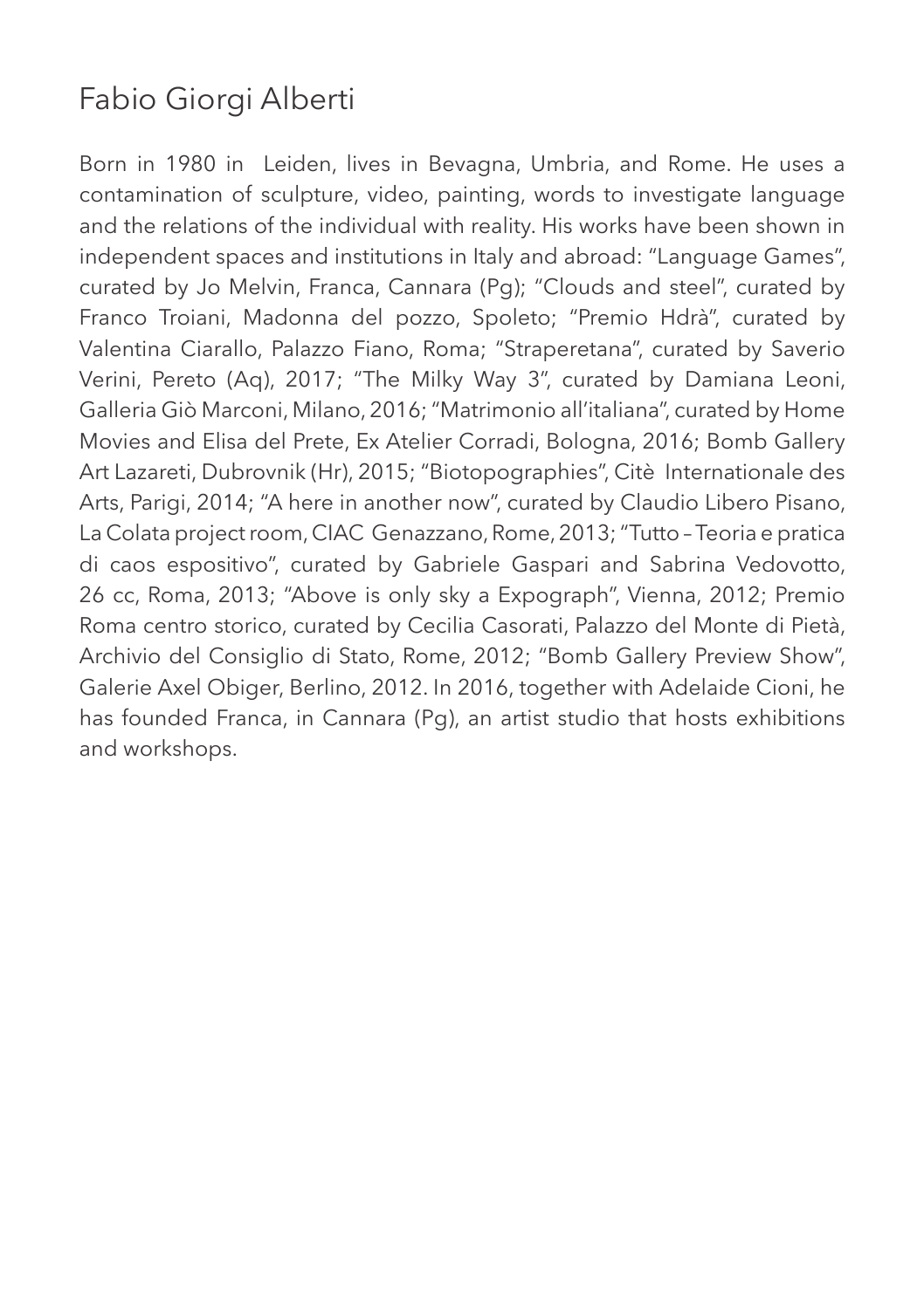# Fabio Giorgi Alberti

Born in 1980 in  Leiden, lives in Bevagna, Umbria, and Rome. He uses a contamination of sculpture, video, painting, words to investigate language and the relations of the individual with reality. His works have been shown in independent spaces and institutions in Italy and abroad: "Language Games", curated by Jo Melvin, Franca, Cannara (Pg); "Clouds and steel", curated by Franco Troiani, Madonna del pozzo, Spoleto; "Premio Hdrà", curated by Valentina Ciarallo, Palazzo Fiano, Roma; "Straperetana", curated by Saverio Verini, Pereto (Aq), 2017; "The Milky Way 3", curated by Damiana Leoni, Galleria Giò Marconi, Milano, 2016; "Matrimonio all'italiana", curated by Home Movies and Elisa del Prete, Ex Atelier Corradi, Bologna, 2016; Bomb Gallery Art Lazareti, Dubrovnik (Hr), 2015; "Biotopographies", Citè  Internationale des Arts, Parigi, 2014; "A here in another now", curated by Claudio Libero Pisano, La Colata project room, CIAC Genazzano, Rome, 2013; "Tutto – Teoria e pratica di caos espositivo", curated by Gabriele Gaspari and Sabrina Vedovotto, 26 cc, Roma, 2013; "Above is only sky a Expograph", Vienna, 2012; Premio Roma centro storico, curated by Cecilia Casorati, Palazzo del Monte di Pietà, Archivio del Consiglio di Stato, Rome, 2012; "Bomb Gallery Preview Show", Galerie Axel Obiger, Berlino, 2012. In 2016, together with Adelaide Cioni, he has founded Franca, in Cannara (Pg), an artist studio that hosts exhibitions and workshops.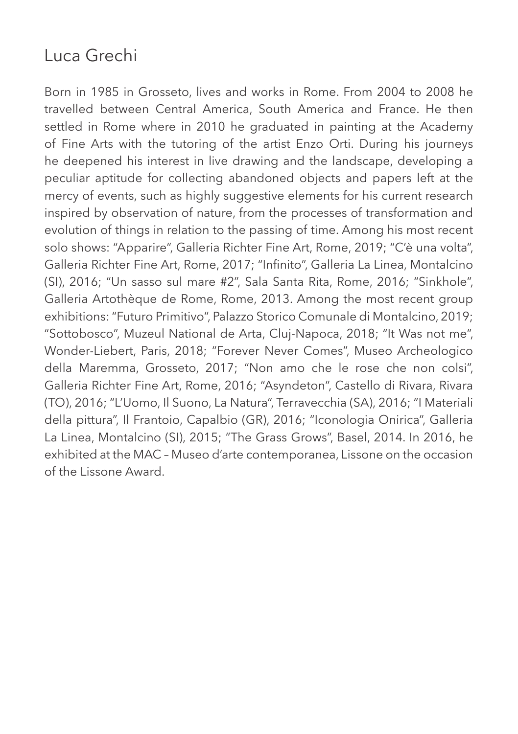# Luca Grechi

Born in 1985 in Grosseto, lives and works in Rome. From 2004 to 2008 he travelled between Central America, South America and France. He then settled in Rome where in 2010 he graduated in painting at the Academy of Fine Arts with the tutoring of the artist Enzo Orti. During his journeys he deepened his interest in live drawing and the landscape, developing a peculiar aptitude for collecting abandoned objects and papers left at the mercy of events, such as highly suggestive elements for his current research inspired by observation of nature, from the processes of transformation and evolution of things in relation to the passing of time. Among his most recent solo shows: "Apparire", Galleria Richter Fine Art, Rome, 2019; "C'è una volta", Galleria Richter Fine Art, Rome, 2017; "Infinito", Galleria La Linea, Montalcino (SI), 2016; "Un sasso sul mare #2", Sala Santa Rita, Rome, 2016; "Sinkhole", Galleria Artothèque de Rome, Rome, 2013. Among the most recent group exhibitions: "Futuro Primitivo", Palazzo Storico Comunale di Montalcino, 2019; "Sottobosco", Muzeul National de Arta, Cluj-Napoca, 2018; "It Was not me", Wonder-Liebert, Paris, 2018; "Forever Never Comes", Museo Archeologico della Maremma, Grosseto, 2017; "Non amo che le rose che non colsi", Galleria Richter Fine Art, Rome, 2016; "Asyndeton", Castello di Rivara, Rivara (TO), 2016; "L'Uomo, Il Suono, La Natura", Terravecchia (SA), 2016; "I Materiali della pittura", Il Frantoio, Capalbio (GR), 2016; "Iconologia Onirica", Galleria La Linea, Montalcino (SI), 2015; "The Grass Grows", Basel, 2014. In 2016, he exhibited at the MAC – Museo d'arte contemporanea, Lissone on the occasion of the Lissone Award.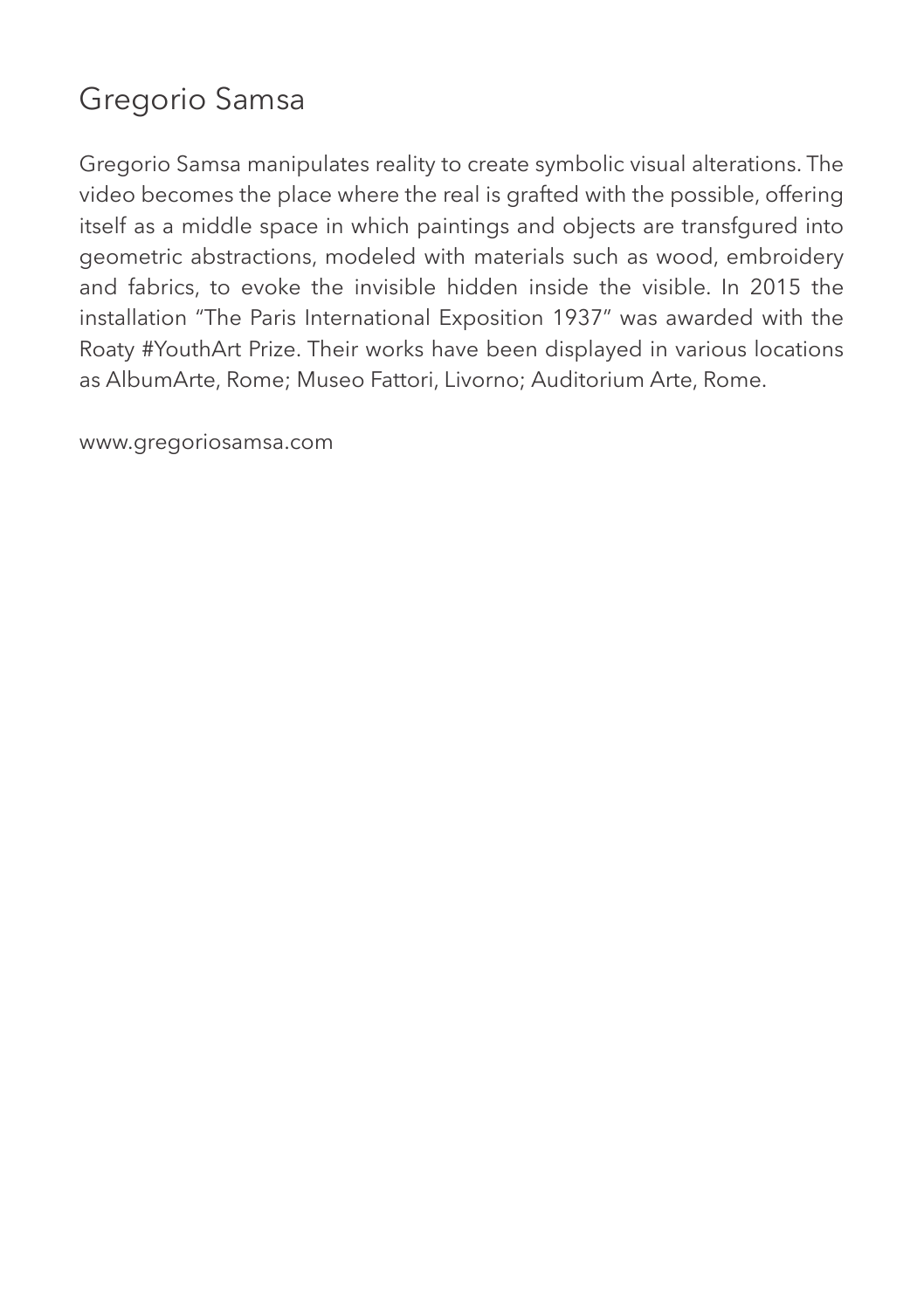# Gregorio Samsa

Gregorio Samsa manipulates reality to create symbolic visual alterations. The video becomes the place where the real is grafted with the possible, offering itself as a middle space in which paintings and objects are transfgured into geometric abstractions, modeled with materials such as wood, embroidery and fabrics, to evoke the invisible hidden inside the visible. In 2015 the installation "The Paris International Exposition 1937" was awarded with the Roaty #YouthArt Prize. Their works have been displayed in various locations as AlbumArte, Rome; Museo Fattori, Livorno; Auditorium Arte, Rome.

www.gregoriosamsa.com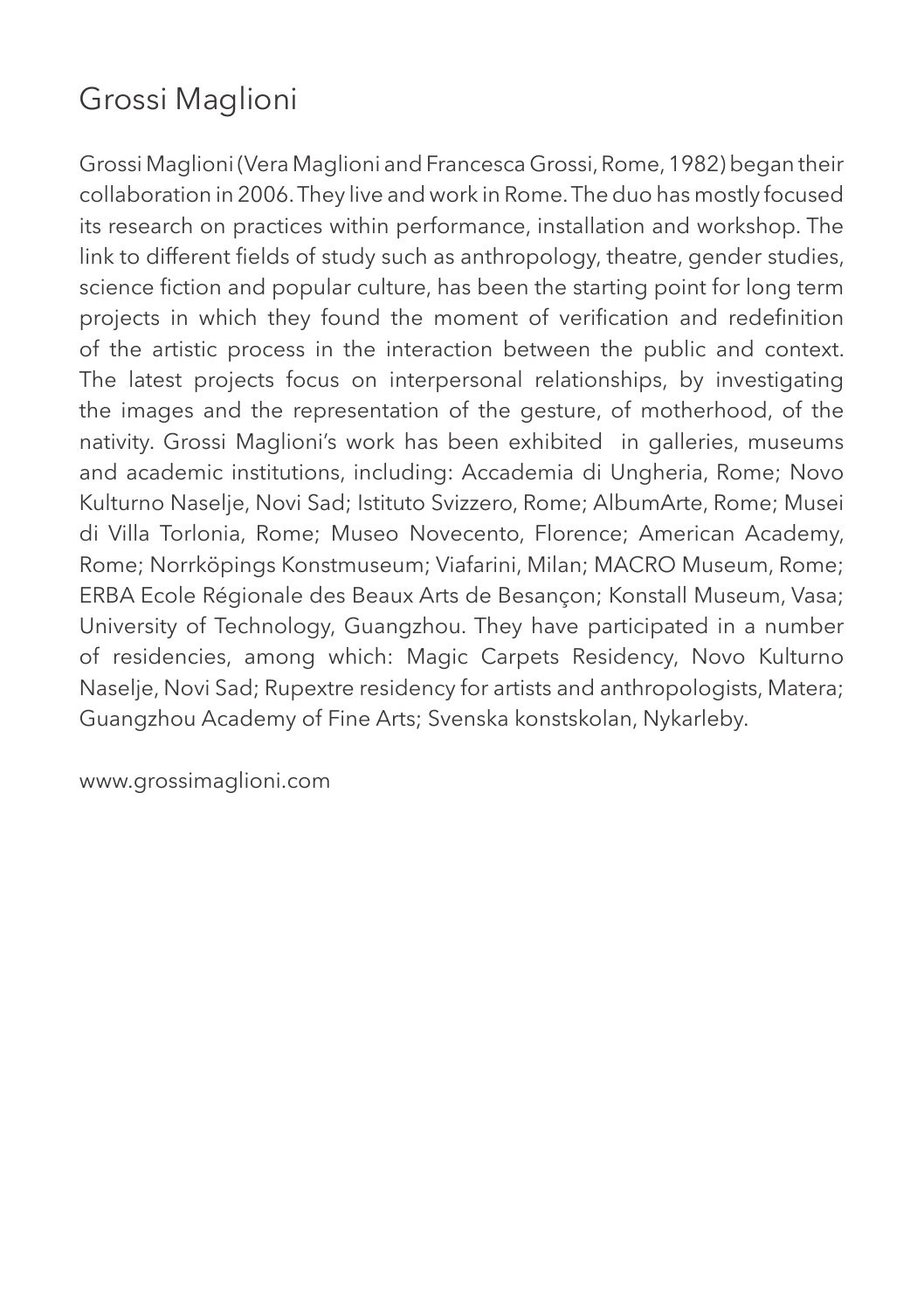# Grossi Maglioni

Grossi Maglioni (Vera Maglioni and Francesca Grossi, Rome, 1982) began their collaboration in 2006. They live and work in Rome. The duo has mostly focused its research on practices within performance, installation and workshop. The link to different fields of study such as anthropology, theatre, gender studies, science fiction and popular culture, has been the starting point for long term projects in which they found the moment of verification and redefinition of the artistic process in the interaction between the public and context. The latest projects focus on interpersonal relationships, by investigating the images and the representation of the gesture, of motherhood, of the nativity. Grossi Maglioni's work has been exhibited in galleries, museums and academic institutions, including: Accademia di Ungheria, Rome; Novo Kulturno Naselje, Novi Sad; Istituto Svizzero, Rome; AlbumArte, Rome; Musei di Villa Torlonia, Rome; Museo Novecento, Florence; American Academy, Rome; Norrköpings Konstmuseum; Viafarini, Milan; MACRO Museum, Rome; ERBA Ecole Régionale des Beaux Arts de Besançon; Konstall Museum, Vasa; University of Technology, Guangzhou. They have participated in a number of residencies, among which: Magic Carpets Residency, Novo Kulturno Naselje, Novi Sad; Rupextre residency for artists and anthropologists, Matera; Guangzhou Academy of Fine Arts; Svenska konstskolan, Nykarleby.

www.grossimaglioni.com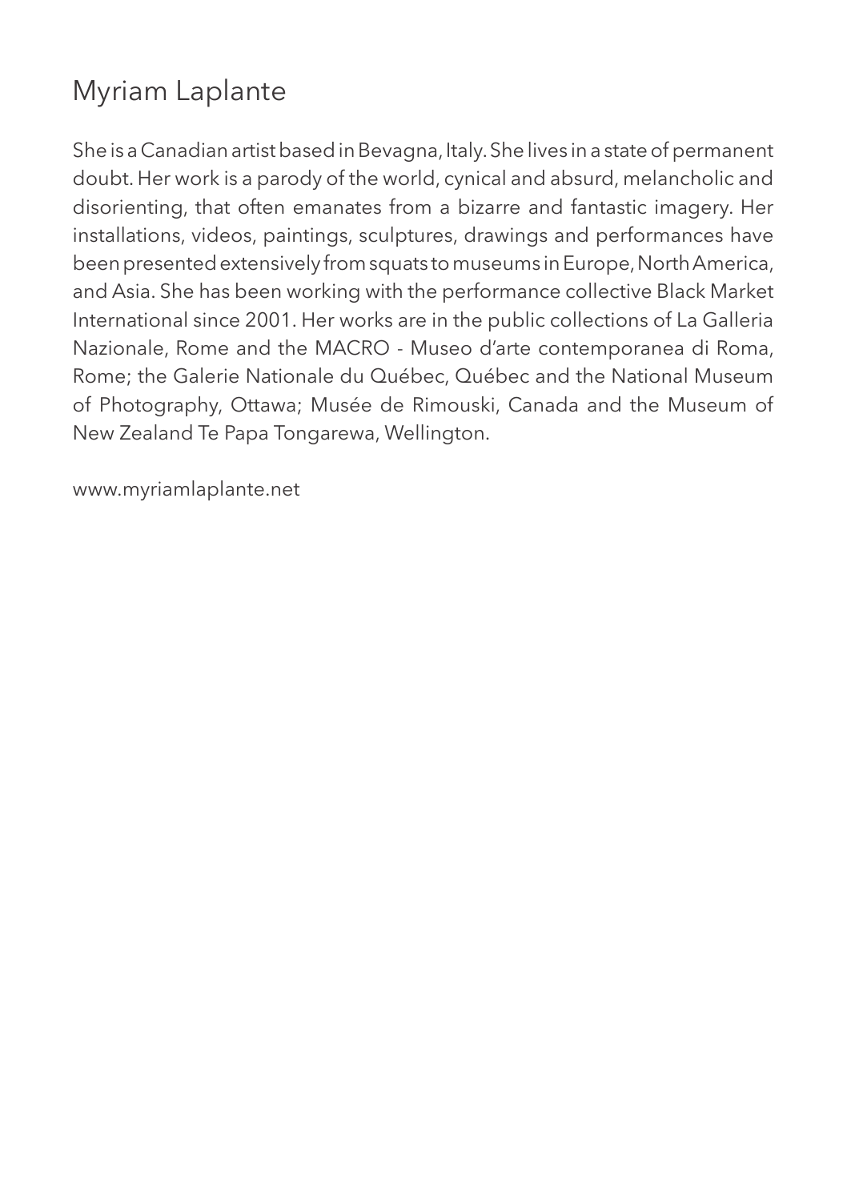# Myriam Laplante

She is a Canadian artist based in Bevagna, Italy. She lives in a state of permanent doubt. Her work is a parody of the world, cynical and absurd, melancholic and disorienting, that often emanates from a bizarre and fantastic imagery. Her installations, videos, paintings, sculptures, drawings and performances have been presented extensively from squats to museums in Europe, North America, and Asia. She has been working with the performance collective Black Market International since 2001. Her works are in the public collections of La Galleria Nazionale, Rome and the MACRO - Museo d'arte contemporanea di Roma, Rome; the Galerie Nationale du Québec, Québec and the National Museum of Photography, Ottawa; Musée de Rimouski, Canada and the Museum of New Zealand Te Papa Tongarewa, Wellington.

www.myriamlaplante.net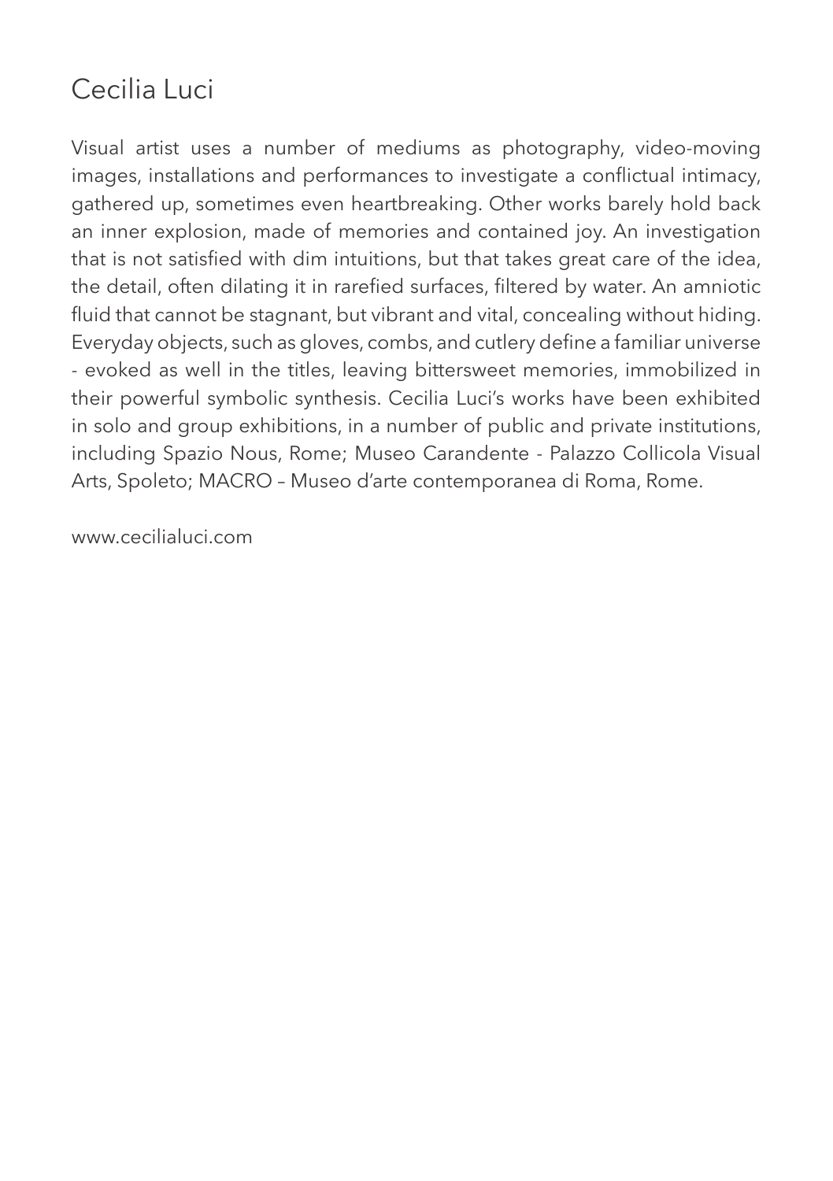## Cecilia Luci

Visual artist uses a number of mediums as photography, video-moving images, installations and performances to investigate a conflictual intimacy, gathered up, sometimes even heartbreaking. Other works barely hold back an inner explosion, made of memories and contained joy. An investigation that is not satisfied with dim intuitions, but that takes great care of the idea, the detail, often dilating it in rarefied surfaces, filtered by water. An amniotic fluid that cannot be stagnant, but vibrant and vital, concealing without hiding. Everyday objects, such as gloves, combs, and cutlery define a familiar universe - evoked as well in the titles, leaving bittersweet memories, immobilized in their powerful symbolic synthesis. Cecilia Luci's works have been exhibited in solo and group exhibitions, in a number of public and private institutions, including Spazio Nous, Rome; Museo Carandente - Palazzo Collicola Visual Arts, Spoleto; MACRO – Museo d'arte contemporanea di Roma, Rome.

www.cecilialuci.com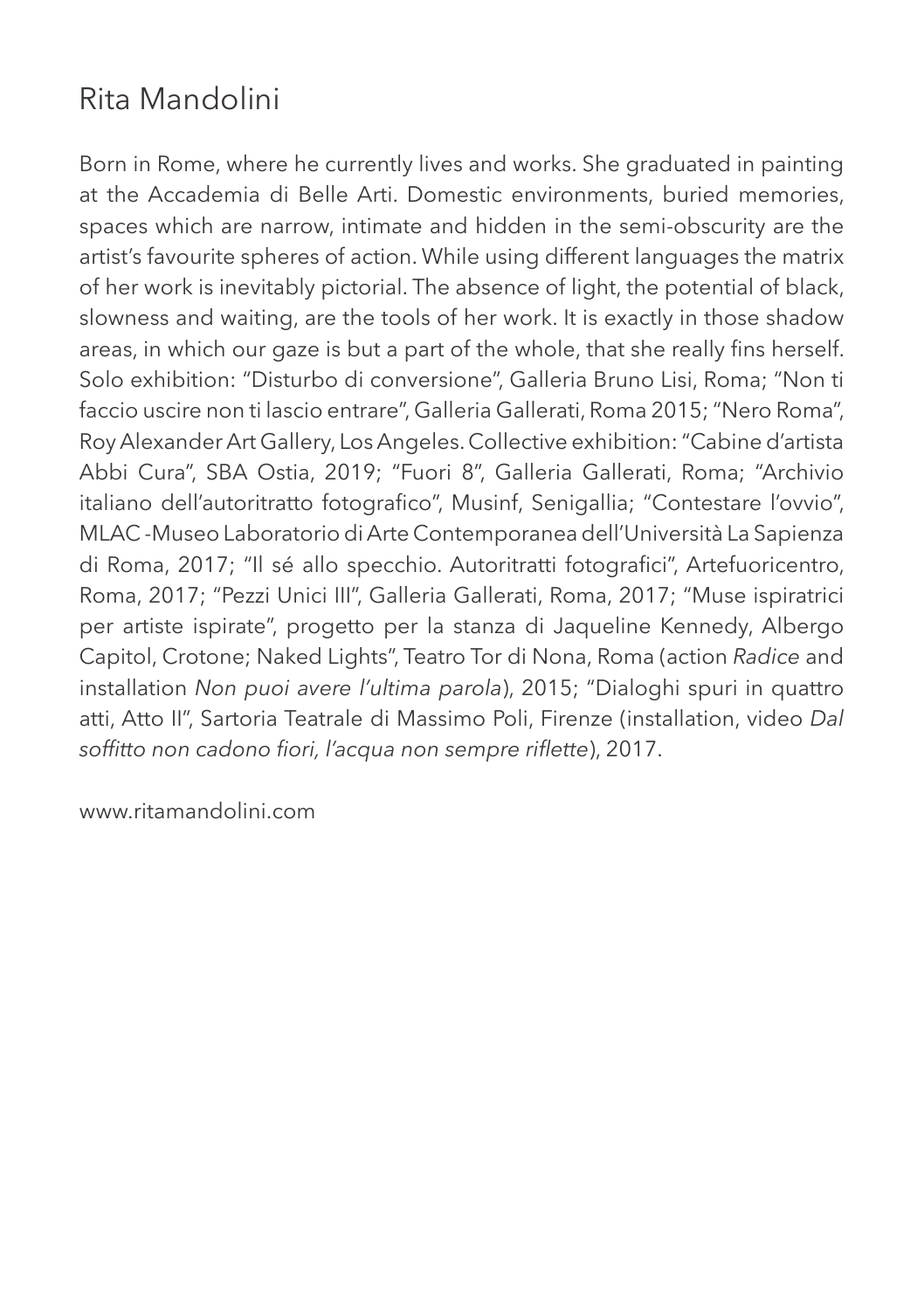## Rita Mandolini

Born in Rome, where he currently lives and works. She graduated in painting at the Accademia di Belle Arti. Domestic environments, buried memories, spaces which are narrow, intimate and hidden in the semi-obscurity are the artist's favourite spheres of action. While using different languages the matrix of her work is inevitably pictorial. The absence of light, the potential of black, slowness and waiting, are the tools of her work. It is exactly in those shadow areas, in which our gaze is but a part of the whole, that she really fins herself. Solo exhibition: "Disturbo di conversione", Galleria Bruno Lisi, Roma; "Non ti faccio uscire non ti lascio entrare", Galleria Gallerati, Roma 2015; "Nero Roma", Roy Alexander Art Gallery, Los Angeles. Collective exhibition: "Cabine d'artista Abbi Cura", SBA Ostia, 2019; "Fuori 8", Galleria Gallerati, Roma; "Archivio italiano dell'autoritratto fotografico", Musinf, Senigallia; "Contestare l'ovvio", MLAC -Museo Laboratorio di Arte Contemporanea dell'Università La Sapienza di Roma, 2017; "Il sé allo specchio. Autoritratti fotografici", Artefuoricentro, Roma, 2017; "Pezzi Unici III", Galleria Gallerati, Roma, 2017; "Muse ispiratrici per artiste ispirate", progetto per la stanza di Jaqueline Kennedy, Albergo Capitol, Crotone; Naked Lights", Teatro Tor di Nona, Roma (action *Radice* and installation *Non puoi avere l'ultima parola*), 2015; "Dialoghi spuri in quattro atti, Atto II", Sartoria Teatrale di Massimo Poli, Firenze (installation, video *Dal soffitto non cadono fiori, l'acqua non sempre riflette*), 2017.

www.ritamandolini.com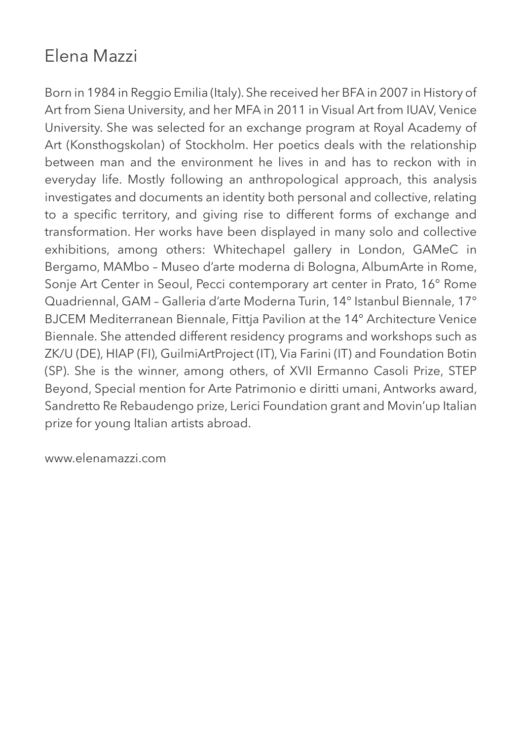# Elena Mazzi

Born in 1984 in Reggio Emilia (Italy). She received her BFA in 2007 in History of Art from Siena University, and her MFA in 2011 in Visual Art from IUAV, Venice University. She was selected for an exchange program at Royal Academy of Art (Konsthogskolan) of Stockholm. Her poetics deals with the relationship between man and the environment he lives in and has to reckon with in everyday life. Mostly following an anthropological approach, this analysis investigates and documents an identity both personal and collective, relating to a specific territory, and giving rise to different forms of exchange and transformation. Her works have been displayed in many solo and collective exhibitions, among others: Whitechapel gallery in London, GAMeC in Bergamo, MAMbo – Museo d'arte moderna di Bologna, AlbumArte in Rome, Sonje Art Center in Seoul, Pecci contemporary art center in Prato, 16° Rome Quadriennal, GAM – Galleria d'arte Moderna Turin, 14° Istanbul Biennale, 17° BJCEM Mediterranean Biennale, Fittja Pavilion at the 14° Architecture Venice Biennale. She attended different residency programs and workshops such as ZK/U (DE), HIAP (FI), GuilmiArtProject (IT), Via Farini (IT) and Foundation Botin (SP). She is the winner, among others, of XVII Ermanno Casoli Prize, STEP Beyond, Special mention for Arte Patrimonio e diritti umani, Antworks award, Sandretto Re Rebaudengo prize, Lerici Foundation grant and Movin'up Italian prize for young Italian artists abroad.

www.elenamazzi.com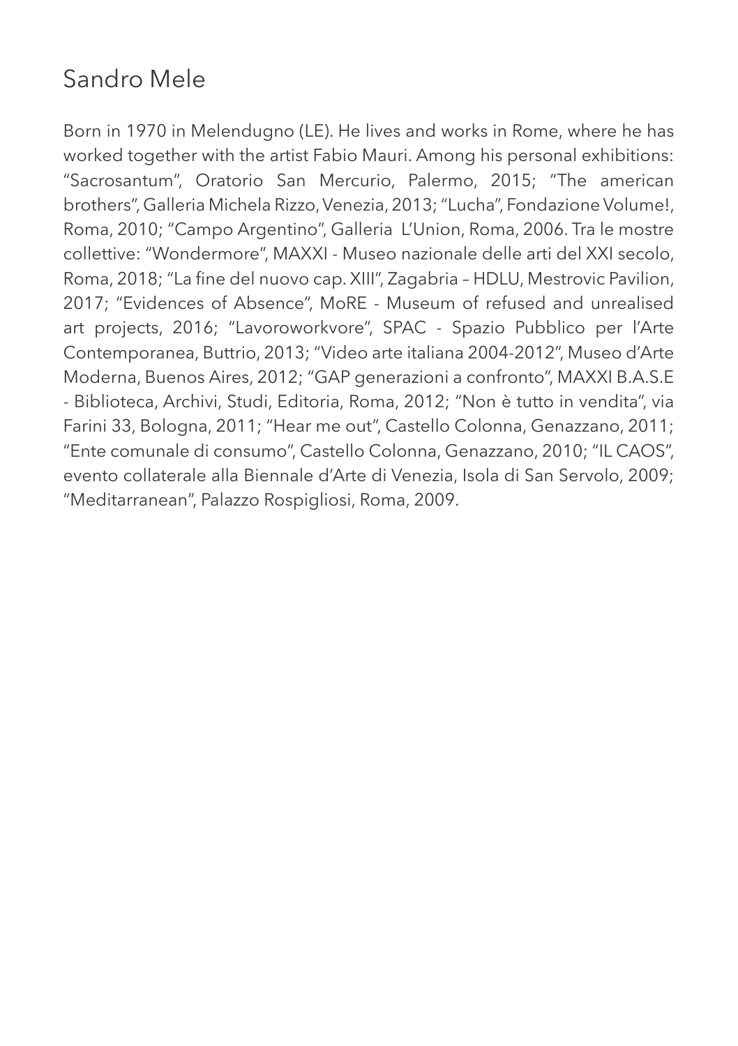# Sandro Mele

Born in 1970 in Melendugno (LE). He lives and works in Rome, where he has worked together with the artist Fabio Mauri. Among his personal exhibitions: “Sacrosantum”, Oratorio San Mercurio, Palermo, 2015; “The american brothers”, Galleria Michela Rizzo, Venezia, 2013; “Lucha”, Fondazione Volume!, Roma, 2010; “Campo Argentino”, Galleria L’Union, Roma, 2006. Tra le mostre collettive: “Wondermore”, MAXXI - Museo nazionale delle arti del XXI secolo, Roma, 2018; “La fine del nuovo cap. XIII”, Zagabria – HDLU, Mestrovic Pavilion, 2017; “Evidences of Absence”, MoRE - Museum of refused and unrealised art projects, 2016; “Lavoroworkvore”, SPAC - Spazio Pubblico per l’Arte Contemporanea, Buttrio, 2013; “Video arte italiana 2004-2012”, Museo d’Arte Moderna, Buenos Aires, 2012; “GAP generazioni a confronto”, MAXXI B.A.S.E - Biblioteca, Archivi, Studi, Editoria, Roma, 2012; “Non è tutto in vendita”, via Farini 33, Bologna, 2011; “Hear me out”, Castello Colonna, Genazzano, 2011; “Ente comunale di consumo”, Castello Colonna, Genazzano, 2010; “IL CAOS”, evento collaterale alla Biennale d’Arte di Venezia, Isola di San Servolo, 2009; “Meditarranean”, Palazzo Rospigliosi, Roma, 2009.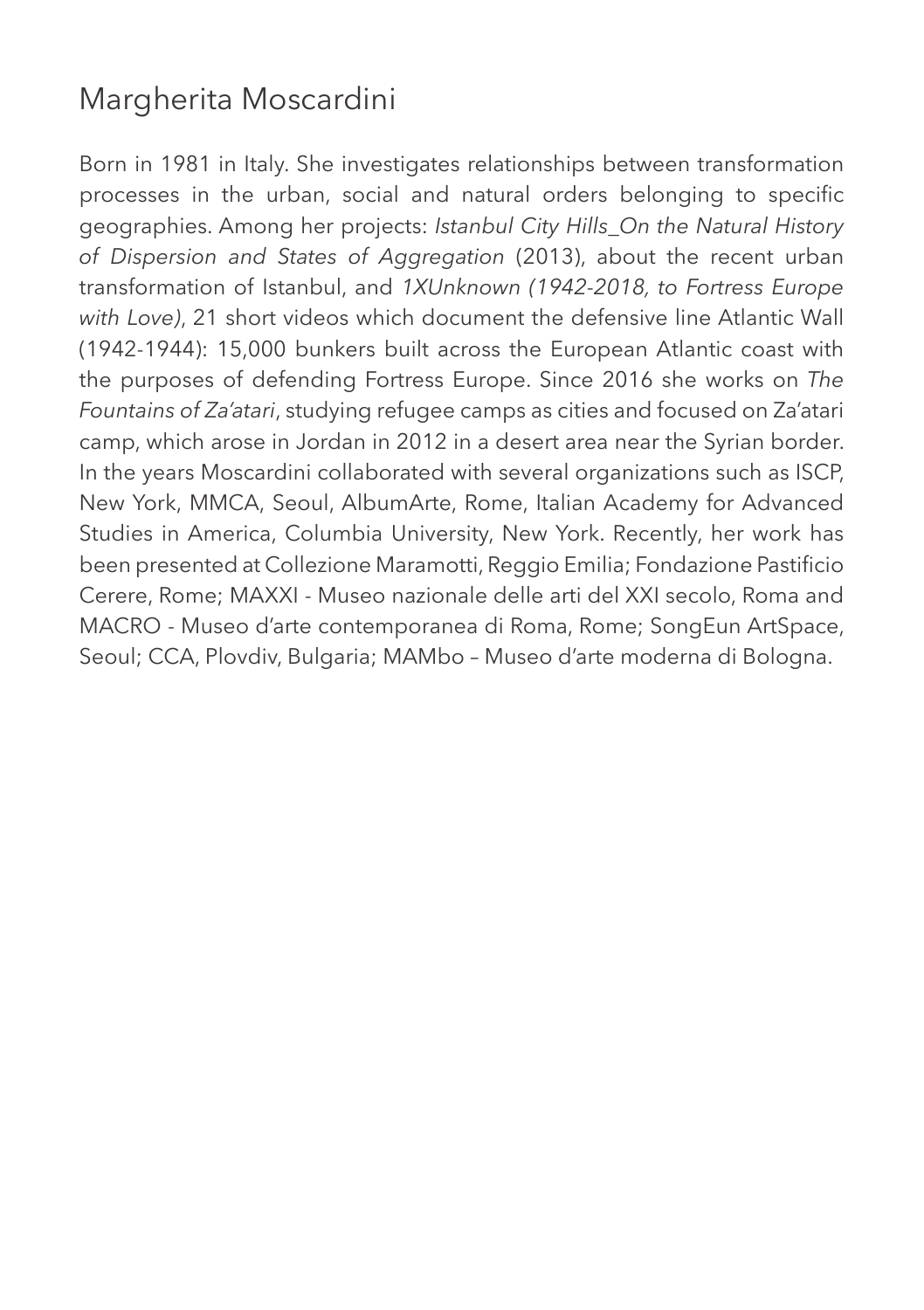# Margherita Moscardini

Born in 1981 in Italy. She investigates relationships between transformation processes in the urban, social and natural orders belonging to specific geographies. Among her projects: *Istanbul City Hills_On the Natural History of Dispersion and States of Aggregation* (2013), about the recent urban transformation of Istanbul, and *1XUnknown (1942-2018, to Fortress Europe with Love)*, 21 short videos which document the defensive line Atlantic Wall (1942-1944): 15,000 bunkers built across the European Atlantic coast with the purposes of defending Fortress Europe. Since 2016 she works on *The Fountains of Za'atari*, studying refugee camps as cities and focused on Za'atari camp, which arose in Jordan in 2012 in a desert area near the Syrian border. In the years Moscardini collaborated with several organizations such as ISCP, New York, MMCA, Seoul, AlbumArte, Rome, Italian Academy for Advanced Studies in America, Columbia University, New York. Recently, her work has been presented at Collezione Maramotti, Reggio Emilia; Fondazione Pastificio Cerere, Rome; MAXXI - Museo nazionale delle arti del XXI secolo, Roma and MACRO - Museo d'arte contemporanea di Roma, Rome; SongEun ArtSpace, Seoul; CCA, Plovdiv, Bulgaria; MAMbo – Museo d'arte moderna di Bologna.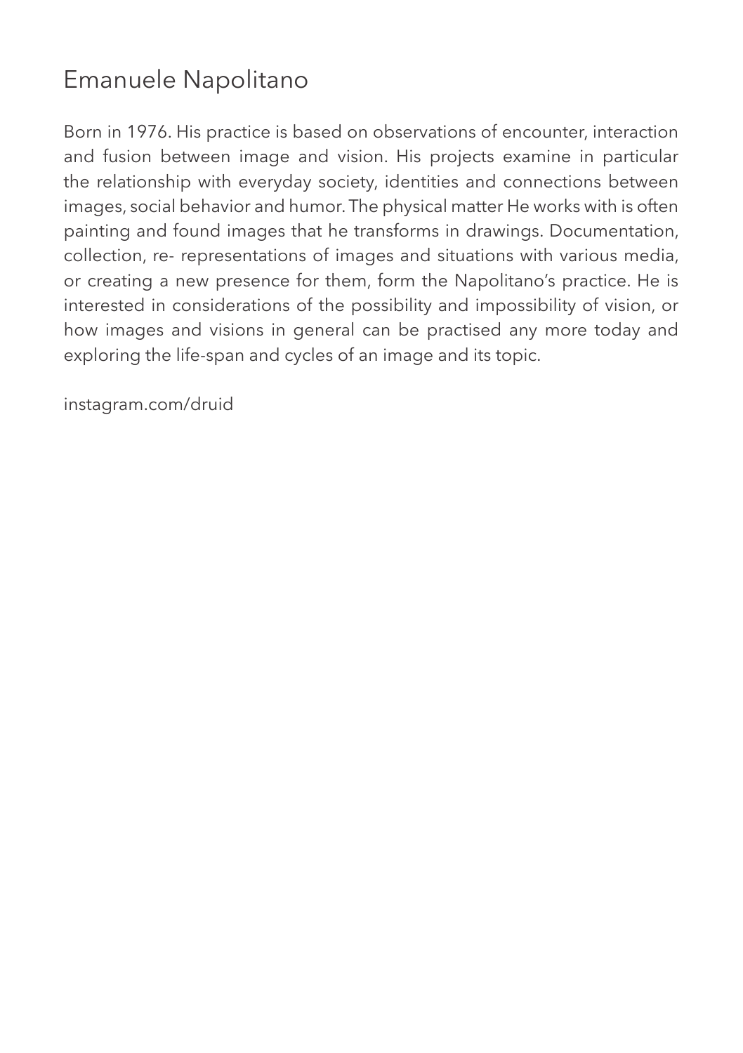# Emanuele Napolitano

Born in 1976. His practice is based on observations of encounter, interaction and fusion between image and vision. His projects examine in particular the relationship with everyday society, identities and connections between images, social behavior and humor. The physical matter He works with is often painting and found images that he transforms in drawings. Documentation, collection, re- representations of images and situations with various media, or creating a new presence for them, form the Napolitano's practice. He is interested in considerations of the possibility and impossibility of vision, or how images and visions in general can be practised any more today and exploring the life-span and cycles of an image and its topic.

instagram.com/druid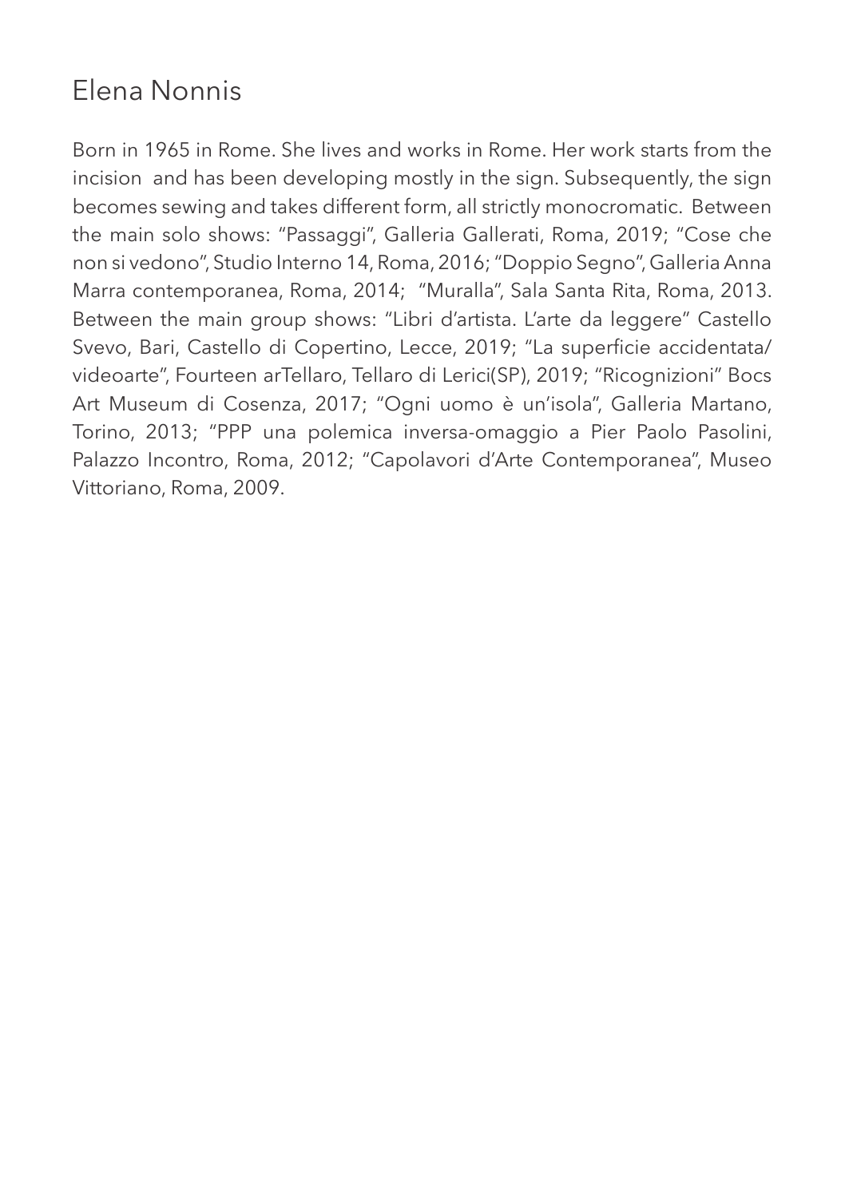# Elena Nonnis

Born in 1965 in Rome. She lives and works in Rome. Her work starts from the incision and has been developing mostly in the sign. Subsequently, the sign becomes sewing and takes different form, all strictly monocromatic. Between the main solo shows: “Passaggi”, Galleria Gallerati, Roma, 2019; “Cose che non si vedono”, Studio Interno 14, Roma, 2016; “Doppio Segno”, Galleria Anna Marra contemporanea, Roma, 2014; “Muralla”, Sala Santa Rita, Roma, 2013. Between the main group shows: “Libri d’artista. L’arte da leggere” Castello Svevo, Bari, Castello di Copertino, Lecce, 2019; “La superficie accidentata/ videoarte”, Fourteen arTellaro, Tellaro di Lerici(SP), 2019; “Ricognizioni” Bocs Art Museum di Cosenza, 2017; “Ogni uomo è un’isola”, Galleria Martano, Torino, 2013; “PPP una polemica inversa-omaggio a Pier Paolo Pasolini, Palazzo Incontro, Roma, 2012; “Capolavori d’Arte Contemporanea”, Museo Vittoriano, Roma, 2009.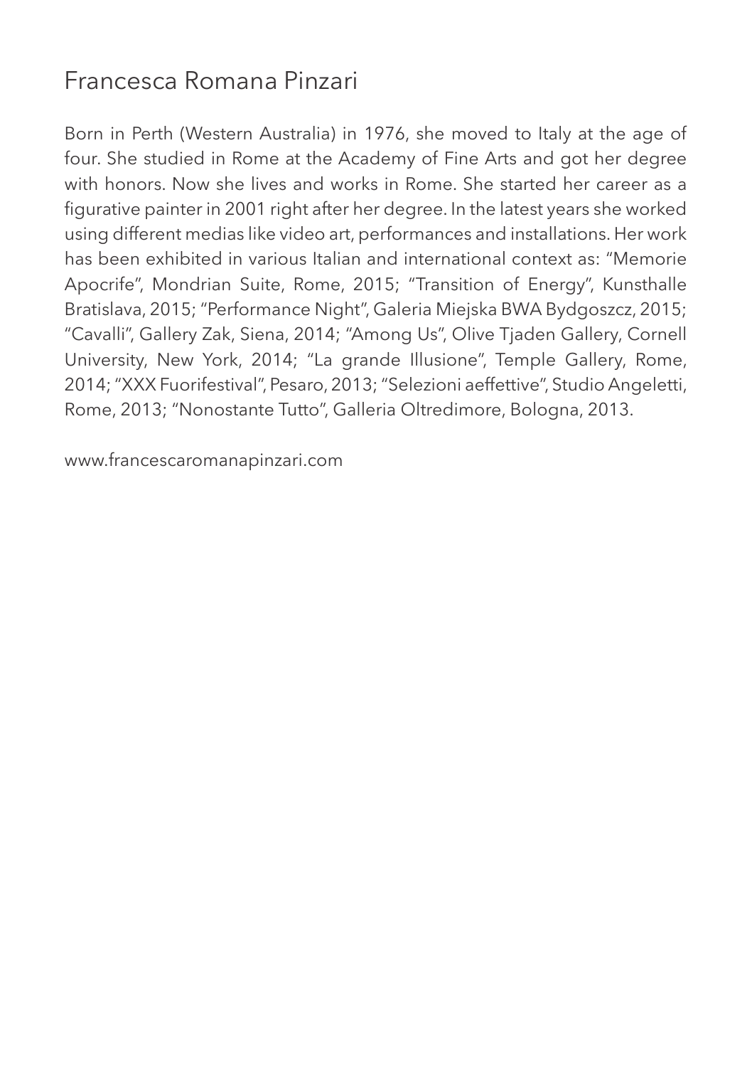## Francesca Romana Pinzari

Born in Perth (Western Australia) in 1976, she moved to Italy at the age of four. She studied in Rome at the Academy of Fine Arts and got her degree with honors. Now she lives and works in Rome. She started her career as a figurative painter in 2001 right after her degree. In the latest years she worked using different medias like video art, performances and installations. Her work has been exhibited in various Italian and international context as: "Memorie Apocrife", Mondrian Suite, Rome, 2015; "Transition of Energy", Kunsthalle Bratislava, 2015; "Performance Night", Galeria Miejska BWA Bydgoszcz, 2015; "Cavalli", Gallery Zak, Siena, 2014; "Among Us", Olive Tjaden Gallery, Cornell University, New York, 2014; "La grande Illusione", Temple Gallery, Rome, 2014; "XXX Fuorifestival", Pesaro, 2013; "Selezioni aeffettive", Studio Angeletti, Rome, 2013; "Nonostante Tutto", Galleria Oltredimore, Bologna, 2013.

www.francescaromanapinzari.com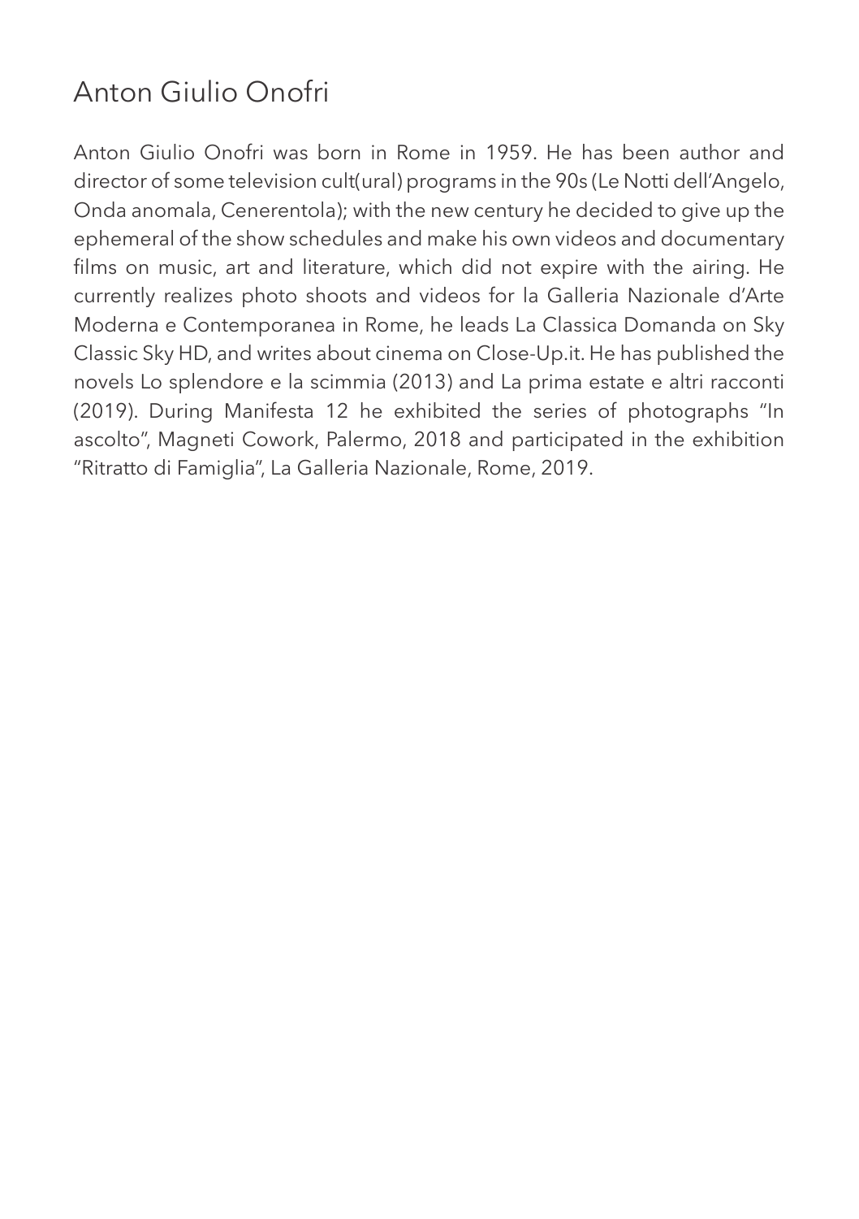# Anton Giulio Onofri

Anton Giulio Onofri was born in Rome in 1959. He has been author and director of some television cult(ural) programs in the 90s (Le Notti dell'Angelo, Onda anomala, Cenerentola); with the new century he decided to give up the ephemeral of the show schedules and make his own videos and documentary films on music, art and literature, which did not expire with the airing. He currently realizes photo shoots and videos for la Galleria Nazionale d'Arte Moderna e Contemporanea in Rome, he leads La Classica Domanda on Sky Classic Sky HD, and writes about cinema on Close-Up.it. He has published the novels Lo splendore e la scimmia (2013) and La prima estate e altri racconti (2019). During Manifesta 12 he exhibited the series of photographs "In ascolto", Magneti Cowork, Palermo, 2018 and participated in the exhibition "Ritratto di Famiglia", La Galleria Nazionale, Rome, 2019.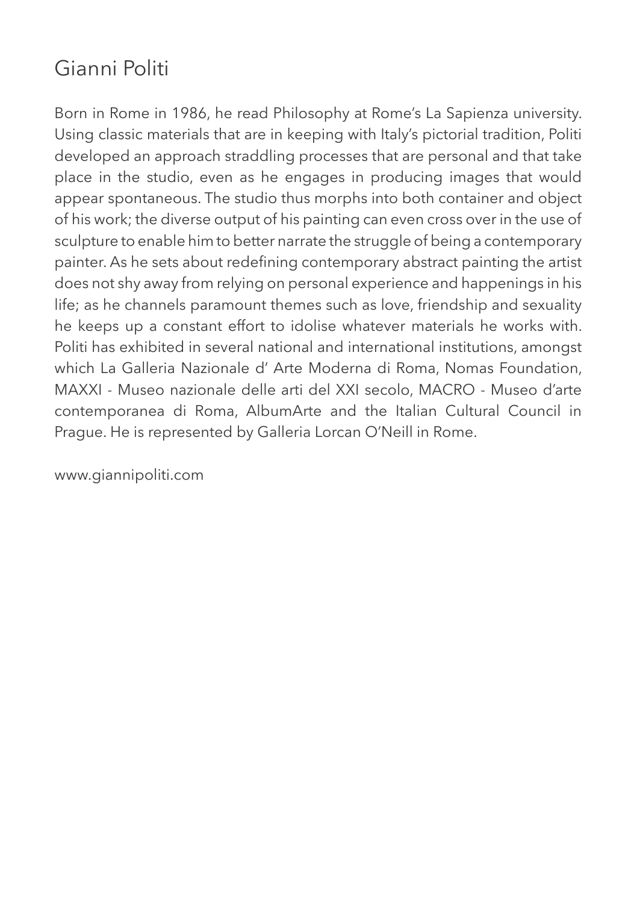# Gianni Politi

Born in Rome in 1986, he read Philosophy at Rome's La Sapienza university. Using classic materials that are in keeping with Italy's pictorial tradition, Politi developed an approach straddling processes that are personal and that take place in the studio, even as he engages in producing images that would appear spontaneous. The studio thus morphs into both container and object of his work; the diverse output of his painting can even cross over in the use of sculpture to enable him to better narrate the struggle of being a contemporary painter. As he sets about redefining contemporary abstract painting the artist does not shy away from relying on personal experience and happenings in his life; as he channels paramount themes such as love, friendship and sexuality he keeps up a constant effort to idolise whatever materials he works with. Politi has exhibited in several national and international institutions, amongst which La Galleria Nazionale d' Arte Moderna di Roma, Nomas Foundation, MAXXI - Museo nazionale delle arti del XXI secolo, MACRO - Museo d'arte contemporanea di Roma, AlbumArte and the Italian Cultural Council in Prague. He is represented by Galleria Lorcan O'Neill in Rome.

www.giannipoliti.com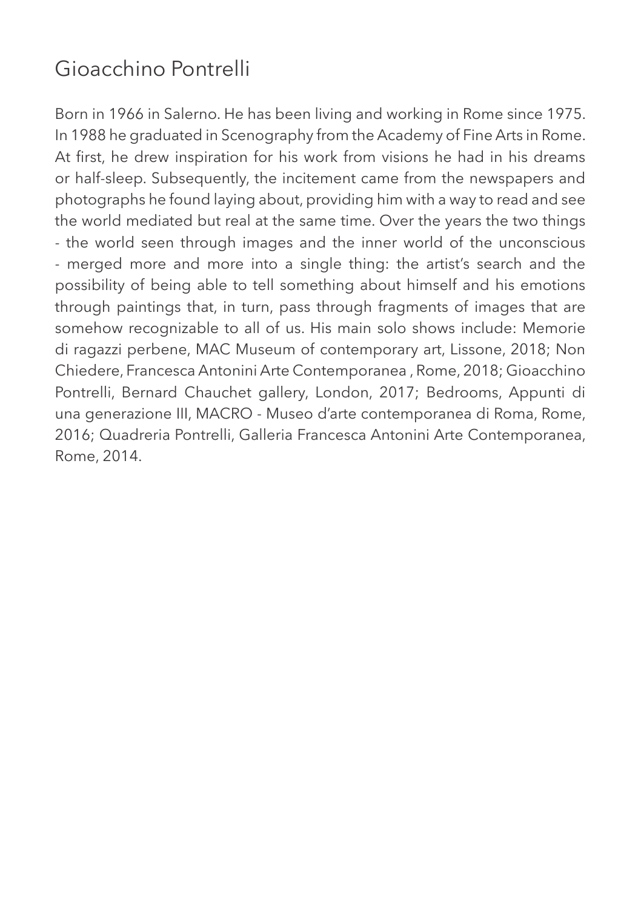# Gioacchino Pontrelli

Born in 1966 in Salerno. He has been living and working in Rome since 1975. In 1988 he graduated in Scenography from the Academy of Fine Arts in Rome. At first, he drew inspiration for his work from visions he had in his dreams or half-sleep. Subsequently, the incitement came from the newspapers and photographs he found laying about, providing him with a way to read and see the world mediated but real at the same time. Over the years the two things - the world seen through images and the inner world of the unconscious - merged more and more into a single thing: the artist's search and the possibility of being able to tell something about himself and his emotions through paintings that, in turn, pass through fragments of images that are somehow recognizable to all of us. His main solo shows include: Memorie di ragazzi perbene, MAC Museum of contemporary art, Lissone, 2018; Non Chiedere, Francesca Antonini Arte Contemporanea , Rome, 2018; Gioacchino Pontrelli, Bernard Chauchet gallery, London, 2017; Bedrooms, Appunti di una generazione III, MACRO - Museo d'arte contemporanea di Roma, Rome, 2016; Quadreria Pontrelli, Galleria Francesca Antonini Arte Contemporanea, Rome, 2014.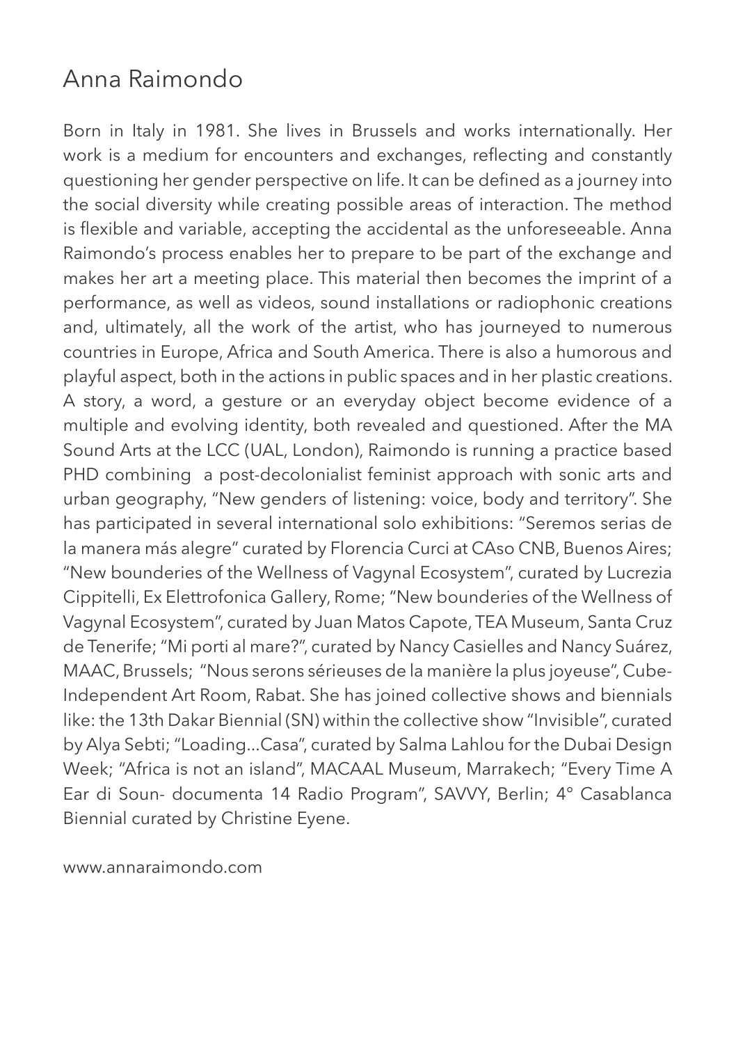# Anna Raimondo

Born in Italy in 1981. She lives in Brussels and works internationally. Her work is a medium for encounters and exchanges, reflecting and constantly questioning her gender perspective on life. It can be defined as a journey into the social diversity while creating possible areas of interaction. The method is flexible and variable, accepting the accidental as the unforeseeable. Anna Raimondo's process enables her to prepare to be part of the exchange and makes her art a meeting place. This material then becomes the imprint of a performance, as well as videos, sound installations or radiophonic creations and, ultimately, all the work of the artist, who has journeyed to numerous countries in Europe, Africa and South America. There is also a humorous and playful aspect, both in the actions in public spaces and in her plastic creations. A story, a word, a gesture or an everyday object become evidence of a multiple and evolving identity, both revealed and questioned. After the MA Sound Arts at the LCC (UAL, London), Raimondo is running a practice based PHD combining a post-decolonialist feminist approach with sonic arts and urban geography, "New genders of listening: voice, body and territory". She has participated in several international solo exhibitions: "Seremos serias de la manera más alegre" curated by Florencia Curci at CAso CNB, Buenos Aires; "New bounderies of the Wellness of Vagynal Ecosystem", curated by Lucrezia Cippitelli, Ex Elettrofonica Gallery, Rome; "New bounderies of the Wellness of Vagynal Ecosystem", curated by Juan Matos Capote, TEA Museum, Santa Cruz de Tenerife; "Mi porti al mare?", curated by Nancy Casielles and Nancy Suárez, MAAC, Brussels; "Nous serons sérieuses de la manière la plus joyeuse", Cube-Independent Art Room, Rabat. She has joined collective shows and biennials like: the 13th Dakar Biennial (SN) within the collective show "Invisible", curated by Alya Sebti; "Loading...Casa", curated by Salma Lahlou for the Dubai Design Week; "Africa is not an island", MACAAL Museum, Marrakech; "Every Time A Ear di Soun- documenta 14 Radio Program", SAVVY, Berlin; 4° Casablanca Biennial curated by Christine Eyene.

www.annaraimondo.com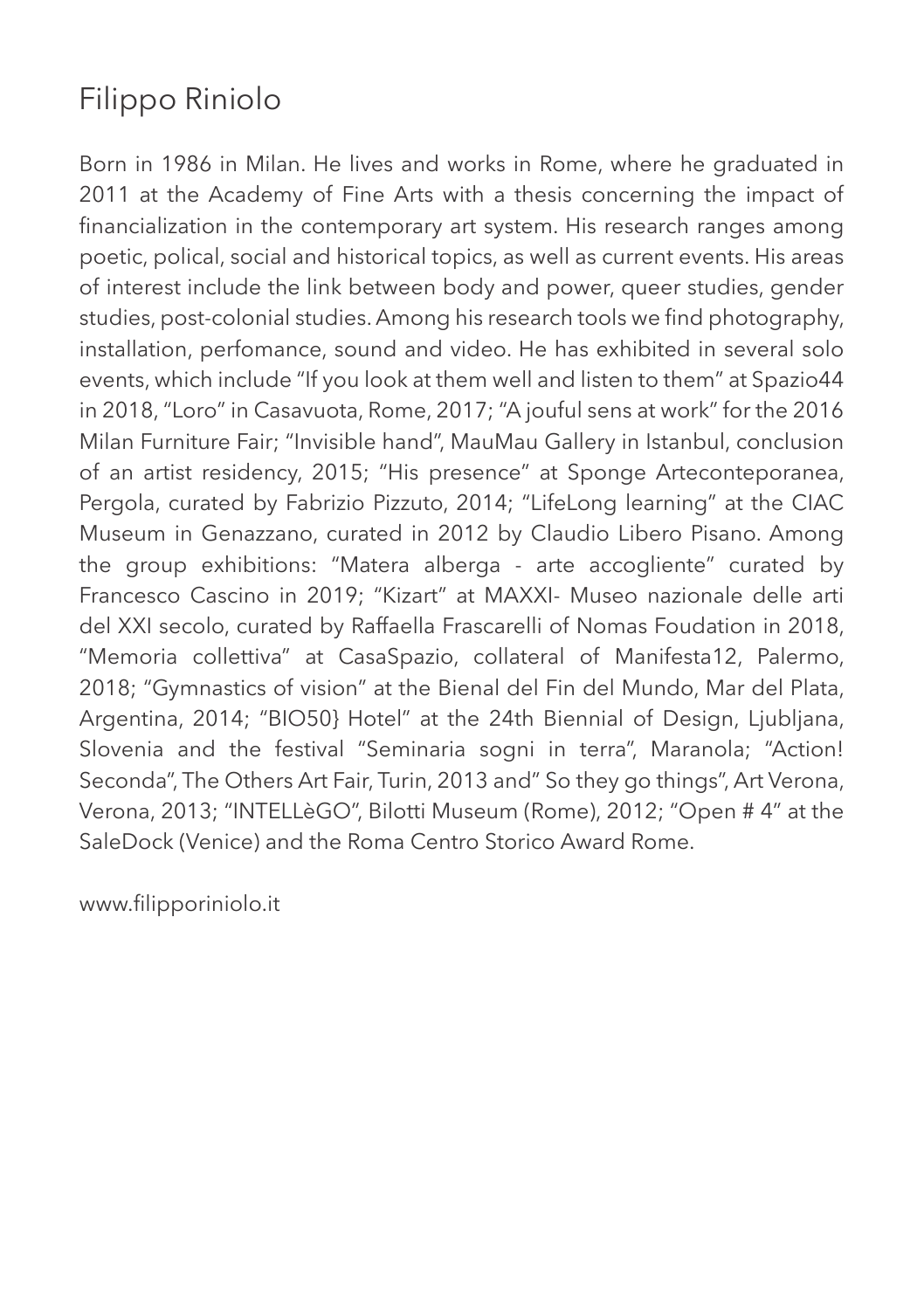# Filippo Riniolo

Born in 1986 in Milan. He lives and works in Rome, where he graduated in 2011 at the Academy of Fine Arts with a thesis concerning the impact of financialization in the contemporary art system. His research ranges among poetic, polical, social and historical topics, as well as current events. His areas of interest include the link between body and power, queer studies, gender studies, post-colonial studies. Among his research tools we find photography, installation, perfomance, sound and video. He has exhibited in several solo events, which include "If you look at them well and listen to them" at Spazio44 in 2018, "Loro" in Casavuota, Rome, 2017; "A jouful sens at work" for the 2016 Milan Furniture Fair; "Invisible hand", MauMau Gallery in Istanbul, conclusion of an artist residency, 2015; "His presence" at Sponge Arteconteporanea, Pergola, curated by Fabrizio Pizzuto, 2014; "LifeLong learning" at the CIAC Museum in Genazzano, curated in 2012 by Claudio Libero Pisano. Among the group exhibitions: "Matera alberga - arte accogliente" curated by Francesco Cascino in 2019; "Kizart" at MAXXI- Museo nazionale delle arti del XXI secolo, curated by Raffaella Frascarelli of Nomas Foudation in 2018, "Memoria collettiva" at CasaSpazio, collateral of Manifesta12, Palermo, 2018; "Gymnastics of vision" at the Bienal del Fin del Mundo, Mar del Plata, Argentina, 2014; "BIO50} Hotel" at the 24th Biennial of Design, Ljubljana, Slovenia and the festival "Seminaria sogni in terra", Maranola; "Action! Seconda", The Others Art Fair, Turin, 2013 and" So they go things", Art Verona, Verona, 2013; "INTELLèGO", Bilotti Museum (Rome), 2012; "Open # 4" at the SaleDock (Venice) and the Roma Centro Storico Award Rome.

www.filipporiniolo.it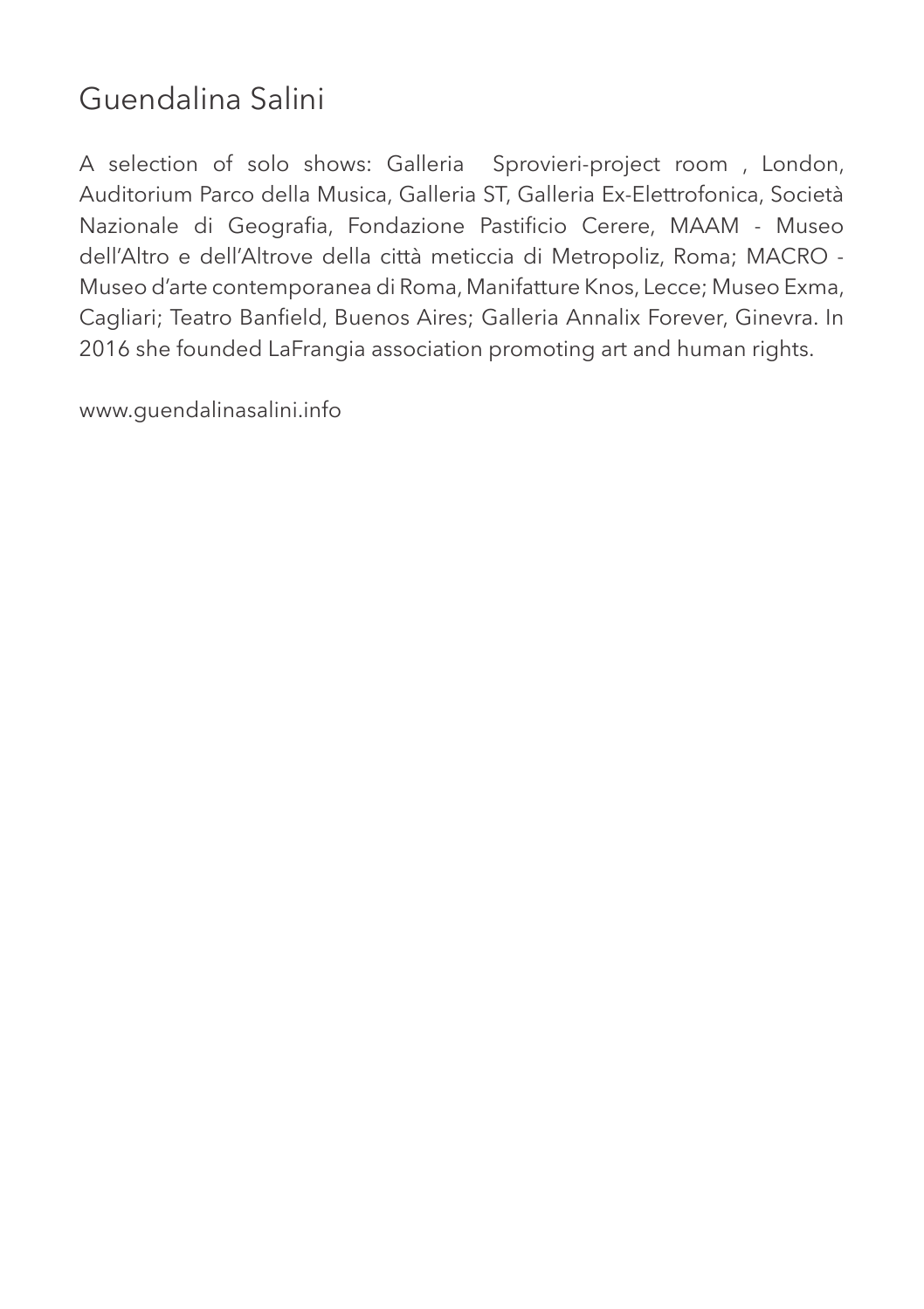# Guendalina Salini

A selection of solo shows: Galleria Sprovieri-project room , London, Auditorium Parco della Musica, Galleria ST, Galleria Ex-Elettrofonica, Società Nazionale di Geografia, Fondazione Pastificio Cerere, MAAM - Museo dell'Altro e dell'Altrove della città meticcia di Metropoliz, Roma; MACRO - Museo d'arte contemporanea di Roma, Manifatture Knos, Lecce; Museo Exma, Cagliari; Teatro Banfield, Buenos Aires; Galleria Annalix Forever, Ginevra. In 2016 she founded LaFrangia association promoting art and human rights.

www.guendalinasalini.info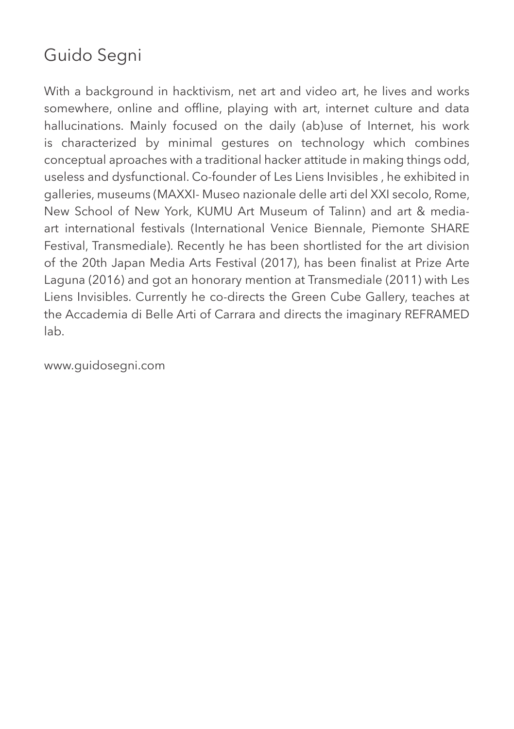# Guido Segni

With a background in hacktivism, net art and video art, he lives and works somewhere, online and offline, playing with art, internet culture and data hallucinations. Mainly focused on the daily (ab)use of Internet, his work is characterized by minimal gestures on technology which combines conceptual aproaches with a traditional hacker attitude in making things odd, useless and dysfunctional. Co-founder of Les Liens Invisibles , he exhibited in galleries, museums (MAXXI- Museo nazionale delle arti del XXI secolo, Rome, New School of New York, KUMU Art Museum of Talinn) and art & media-art international festivals (International Venice Biennale, Piemonte SHARE Festival, Transmediale). Recently he has been shortlisted for the art division of the 20th Japan Media Arts Festival (2017), has been finalist at Prize Arte Laguna (2016) and got an honorary mention at Transmediale (2011) with Les Liens Invisibles. Currently he co-directs the Green Cube Gallery, teaches at the Accademia di Belle Arti of Carrara and directs the imaginary REFRAMED lab.

www.guidosegni.com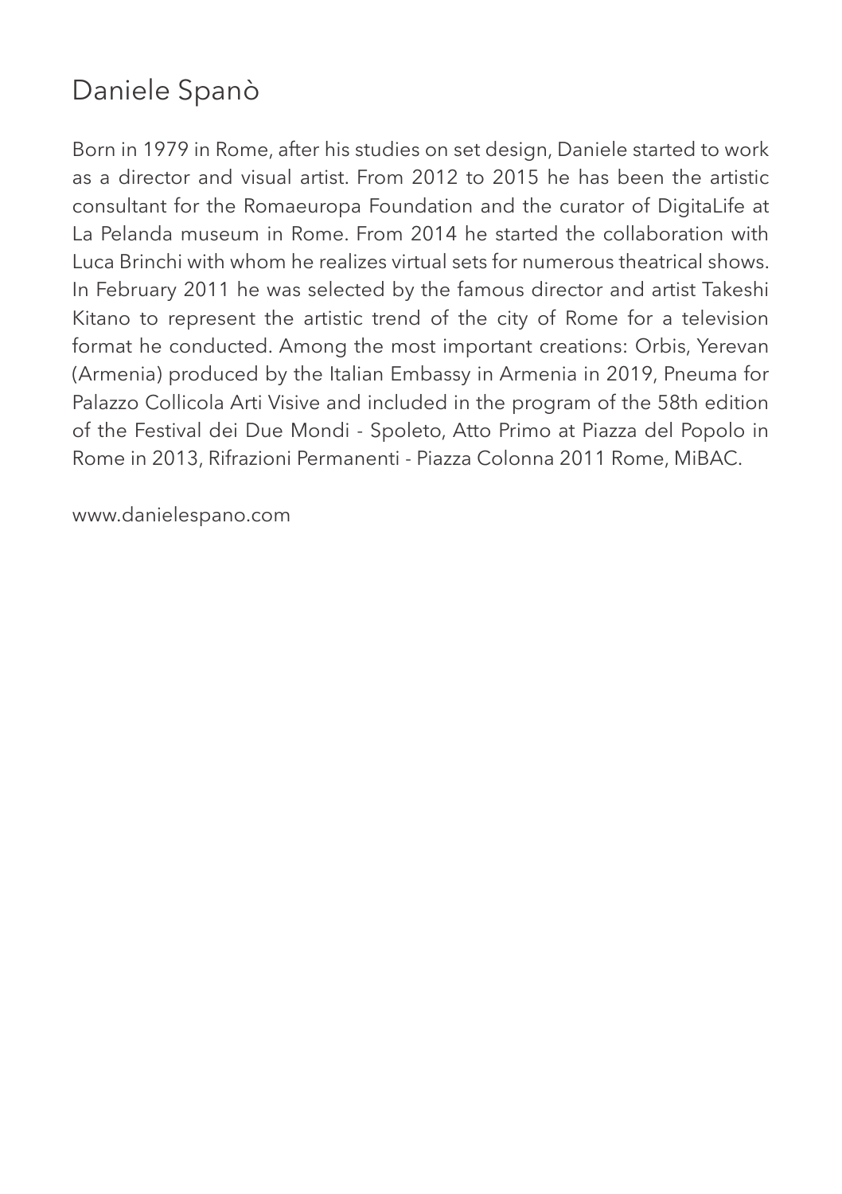## Daniele Spanò

Born in 1979 in Rome, after his studies on set design, Daniele started to work as a director and visual artist. From 2012 to 2015 he has been the artistic consultant for the Romaeuropa Foundation and the curator of DigitaLife at La Pelanda museum in Rome. From 2014 he started the collaboration with Luca Brinchi with whom he realizes virtual sets for numerous theatrical shows. In February 2011 he was selected by the famous director and artist Takeshi Kitano to represent the artistic trend of the city of Rome for a television format he conducted. Among the most important creations: Orbis, Yerevan (Armenia) produced by the Italian Embassy in Armenia in 2019, Pneuma for Palazzo Collicola Arti Visive and included in the program of the 58th edition of the Festival dei Due Mondi - Spoleto, Atto Primo at Piazza del Popolo in Rome in 2013, Rifrazioni Permanenti - Piazza Colonna 2011 Rome, MiBAC.

www.danielespano.com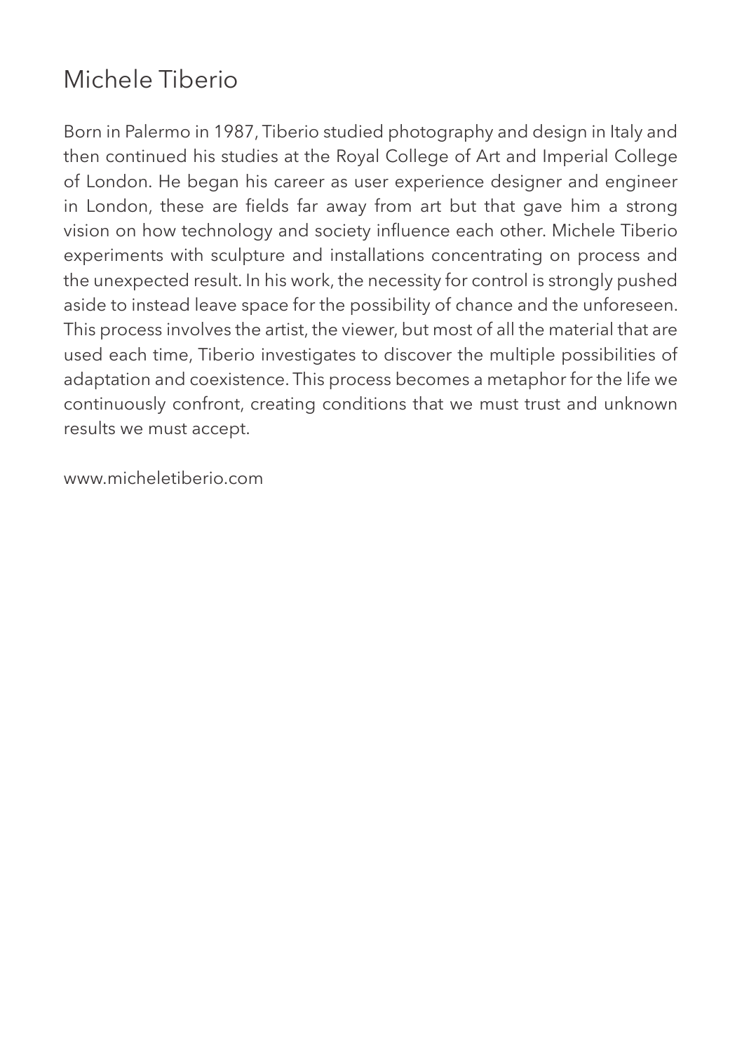# Michele Tiberio

Born in Palermo in 1987, Tiberio studied photography and design in Italy and then continued his studies at the Royal College of Art and Imperial College of London. He began his career as user experience designer and engineer in London, these are fields far away from art but that gave him a strong vision on how technology and society influence each other. Michele Tiberio experiments with sculpture and installations concentrating on process and the unexpected result. In his work, the necessity for control is strongly pushed aside to instead leave space for the possibility of chance and the unforeseen. This process involves the artist, the viewer, but most of all the material that are used each time, Tiberio investigates to discover the multiple possibilities of adaptation and coexistence. This process becomes a metaphor for the life we continuously confront, creating conditions that we must trust and unknown results we must accept.

www.micheletiberio.com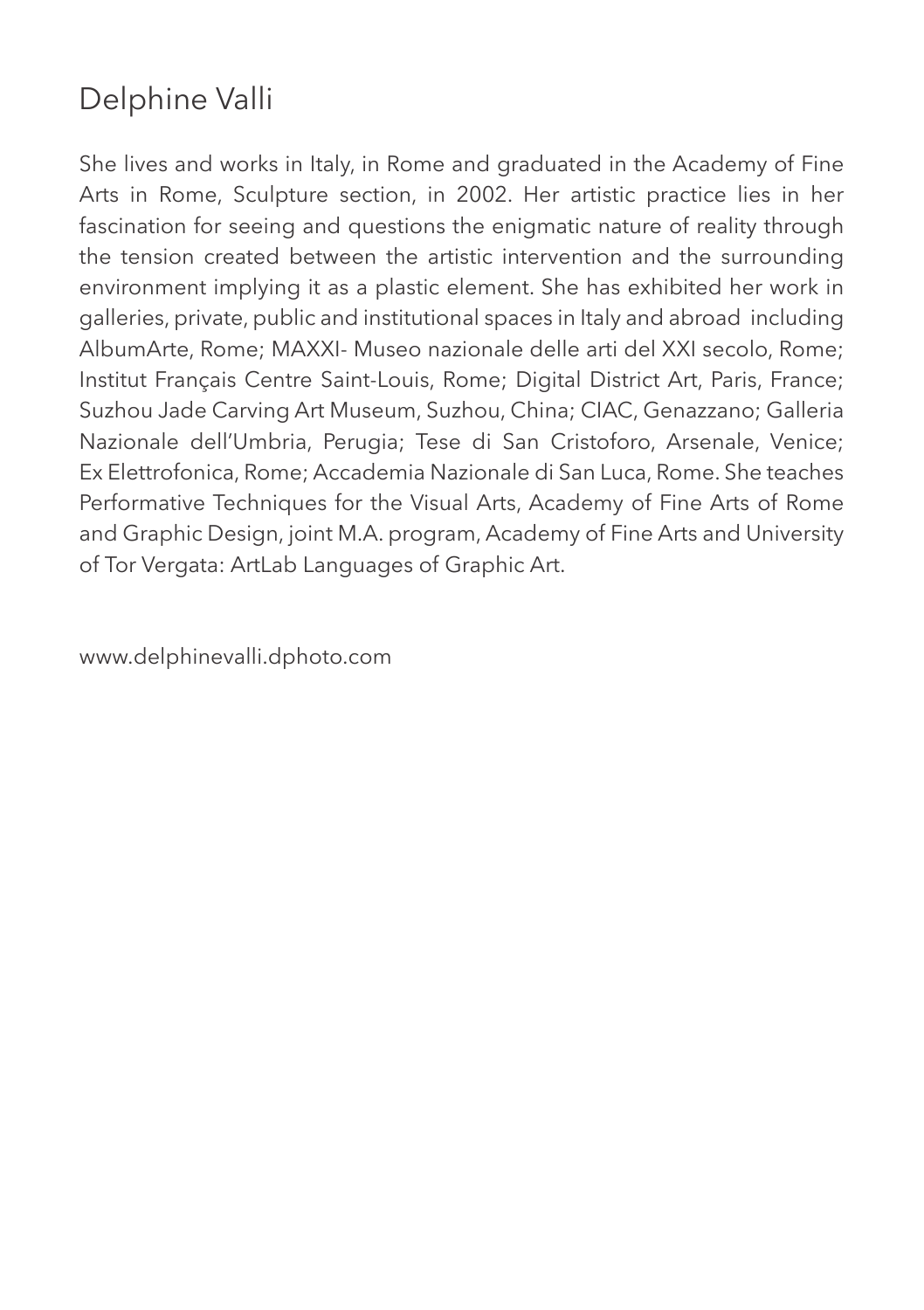## Delphine Valli

She lives and works in Italy, in Rome and graduated in the Academy of Fine Arts in Rome, Sculpture section, in 2002. Her artistic practice lies in her fascination for seeing and questions the enigmatic nature of reality through the tension created between the artistic intervention and the surrounding environment implying it as a plastic element. She has exhibited her work in galleries, private, public and institutional spaces in Italy and abroad including AlbumArte, Rome; MAXXI- Museo nazionale delle arti del XXI secolo, Rome; Institut Français Centre Saint-Louis, Rome; Digital District Art, Paris, France; Suzhou Jade Carving Art Museum, Suzhou, China; CIAC, Genazzano; Galleria Nazionale dell'Umbria, Perugia; Tese di San Cristoforo, Arsenale, Venice; Ex Elettrofonica, Rome; Accademia Nazionale di San Luca, Rome. She teaches Performative Techniques for the Visual Arts, Academy of Fine Arts of Rome and Graphic Design, joint M.A. program, Academy of Fine Arts and University of Tor Vergata: ArtLab Languages of Graphic Art.

www.delphinevalli.dphoto.com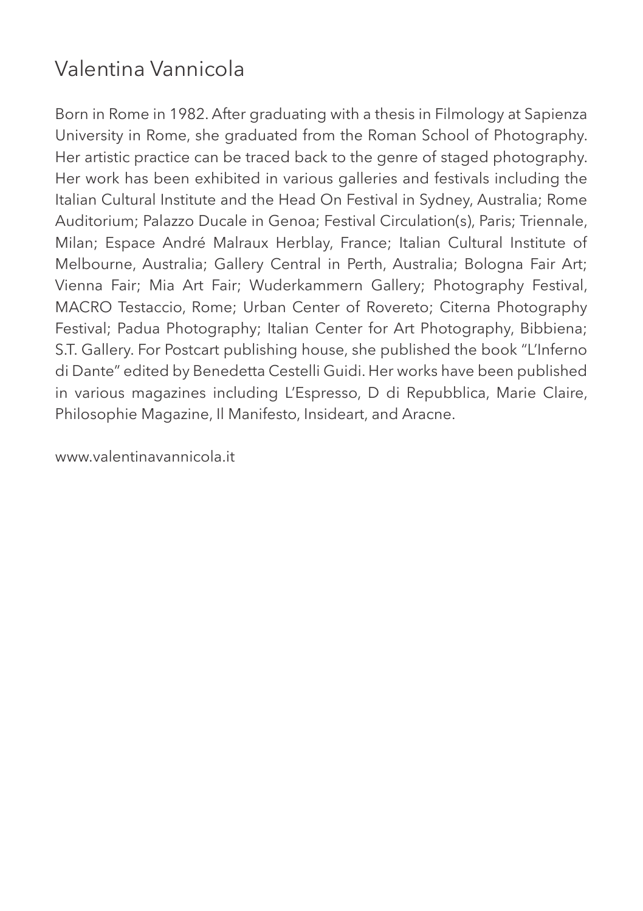## Valentina Vannicola

Born in Rome in 1982. After graduating with a thesis in Filmology at Sapienza University in Rome, she graduated from the Roman School of Photography. Her artistic practice can be traced back to the genre of staged photography. Her work has been exhibited in various galleries and festivals including the Italian Cultural Institute and the Head On Festival in Sydney, Australia; Rome Auditorium; Palazzo Ducale in Genoa; Festival Circulation(s), Paris; Triennale, Milan; Espace André Malraux Herblay, France; Italian Cultural Institute of Melbourne, Australia; Gallery Central in Perth, Australia; Bologna Fair Art; Vienna Fair; Mia Art Fair; Wuderkammern Gallery; Photography Festival, MACRO Testaccio, Rome; Urban Center of Rovereto; Citerna Photography Festival; Padua Photography; Italian Center for Art Photography, Bibbiena; S.T. Gallery. For Postcart publishing house, she published the book "L'Inferno di Dante" edited by Benedetta Cestelli Guidi. Her works have been published in various magazines including L'Espresso, D di Repubblica, Marie Claire, Philosophie Magazine, Il Manifesto, Insideart, and Aracne.

www.valentinavannicola.it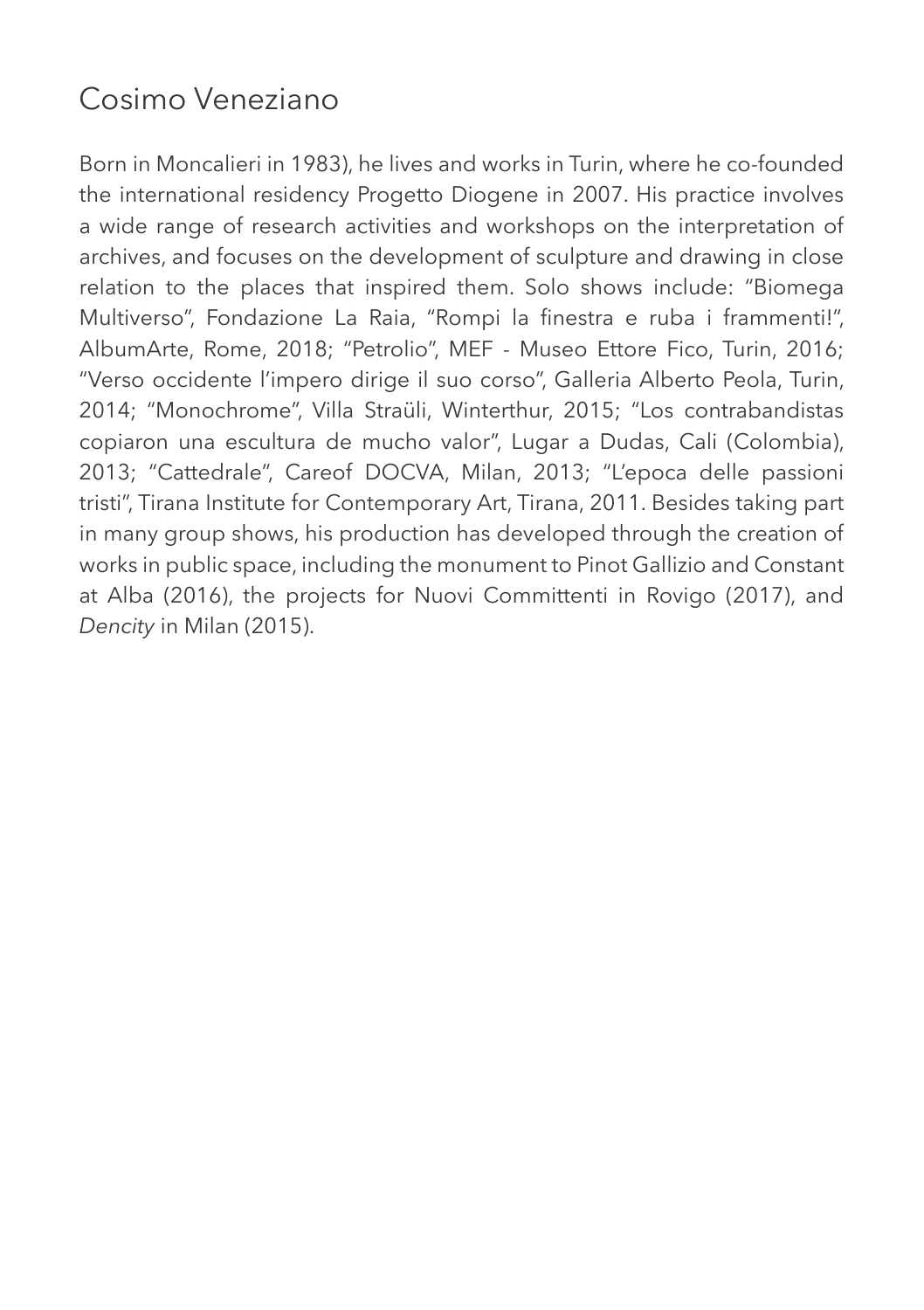## Cosimo Veneziano

Born in Moncalieri in 1983), he lives and works in Turin, where he co-founded the international residency Progetto Diogene in 2007. His practice involves a wide range of research activities and workshops on the interpretation of archives, and focuses on the development of sculpture and drawing in close relation to the places that inspired them. Solo shows include: "Biomega Multiverso", Fondazione La Raia, "Rompi la finestra e ruba i frammenti!", AlbumArte, Rome, 2018; "Petrolio", MEF - Museo Ettore Fico, Turin, 2016; "Verso occidente l'impero dirige il suo corso", Galleria Alberto Peola, Turin, 2014; "Monochrome", Villa Straüli, Winterthur, 2015; "Los contrabandistas copiaron una escultura de mucho valor", Lugar a Dudas, Cali (Colombia), 2013; "Cattedrale", Careof DOCVA, Milan, 2013; "L'epoca delle passioni tristi", Tirana Institute for Contemporary Art, Tirana, 2011. Besides taking part in many group shows, his production has developed through the creation of works in public space, including the monument to Pinot Gallizio and Constant at Alba (2016), the projects for Nuovi Committenti in Rovigo (2017), and *Dencity* in Milan (2015).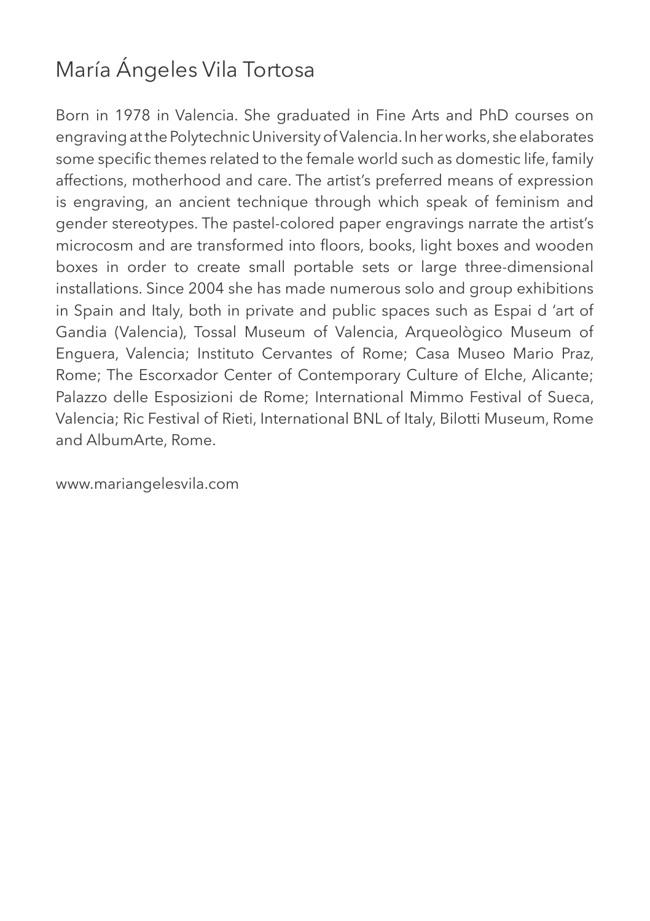# María Ángeles Vila Tortosa

Born in 1978 in Valencia. She graduated in Fine Arts and PhD courses on engraving at the Polytechnic University of Valencia. In her works, she elaborates some specific themes related to the female world such as domestic life, family affections, motherhood and care. The artist's preferred means of expression is engraving, an ancient technique through which speak of feminism and gender stereotypes. The pastel-colored paper engravings narrate the artist's microcosm and are transformed into floors, books, light boxes and wooden boxes in order to create small portable sets or large three-dimensional installations. Since 2004 she has made numerous solo and group exhibitions in Spain and Italy, both in private and public spaces such as Espai d 'art of Gandia (Valencia), Tossal Museum of Valencia, Arqueològico Museum of Enguera, Valencia; Instituto Cervantes of Rome; Casa Museo Mario Praz, Rome; The Escorxador Center of Contemporary Culture of Elche, Alicante; Palazzo delle Esposizioni de Rome; International Mimmo Festival of Sueca, Valencia; Ric Festival of Rieti, International BNL of Italy, Bilotti Museum, Rome and AlbumArte, Rome.

www.mariangelesvila.com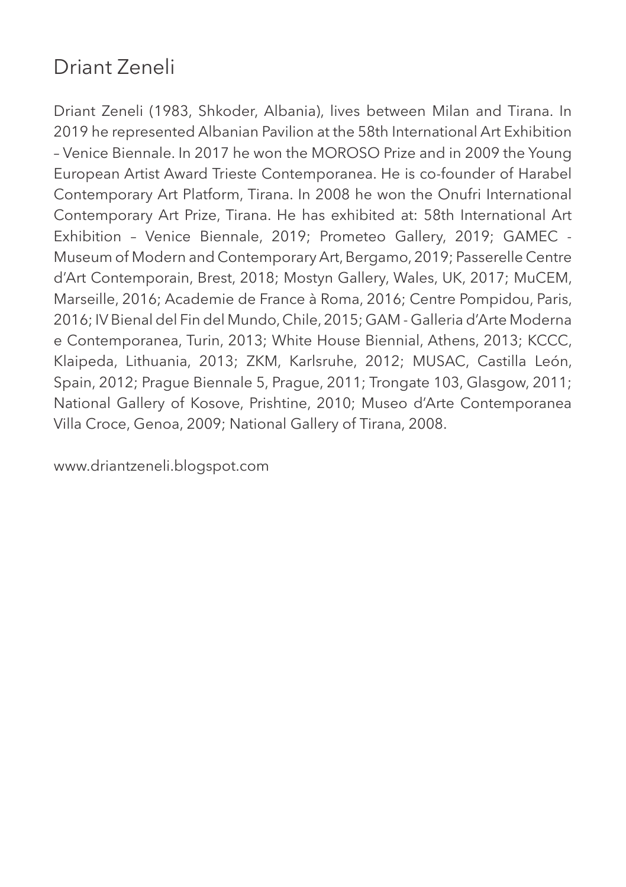# Driant Zeneli

Driant Zeneli (1983, Shkoder, Albania), lives between Milan and Tirana. In 2019 he represented Albanian Pavilion at the 58th International Art Exhibition – Venice Biennale. In 2017 he won the MOROSO Prize and in 2009 the Young European Artist Award Trieste Contemporanea. He is co-founder of Harabel Contemporary Art Platform, Tirana. In 2008 he won the Onufri International Contemporary Art Prize, Tirana. He has exhibited at: 58th International Art Exhibition – Venice Biennale, 2019; Prometeo Gallery, 2019; GAMEC - Museum of Modern and Contemporary Art, Bergamo, 2019; Passerelle Centre d'Art Contemporain, Brest, 2018; Mostyn Gallery, Wales, UK, 2017; MuCEM, Marseille, 2016; Academie de France à Roma, 2016; Centre Pompidou, Paris, 2016; IV Bienal del Fin del Mundo, Chile, 2015; GAM - Galleria d'Arte Moderna e Contemporanea, Turin, 2013; White House Biennial, Athens, 2013; KCCC, Klaipeda, Lithuania, 2013; ZKM, Karlsruhe, 2012; MUSAC, Castilla León, Spain, 2012; Prague Biennale 5, Prague, 2011; Trongate 103, Glasgow, 2011; National Gallery of Kosove, Prishtine, 2010; Museo d'Arte Contemporanea Villa Croce, Genoa, 2009; National Gallery of Tirana, 2008.

www.driantzeneli.blogspot.com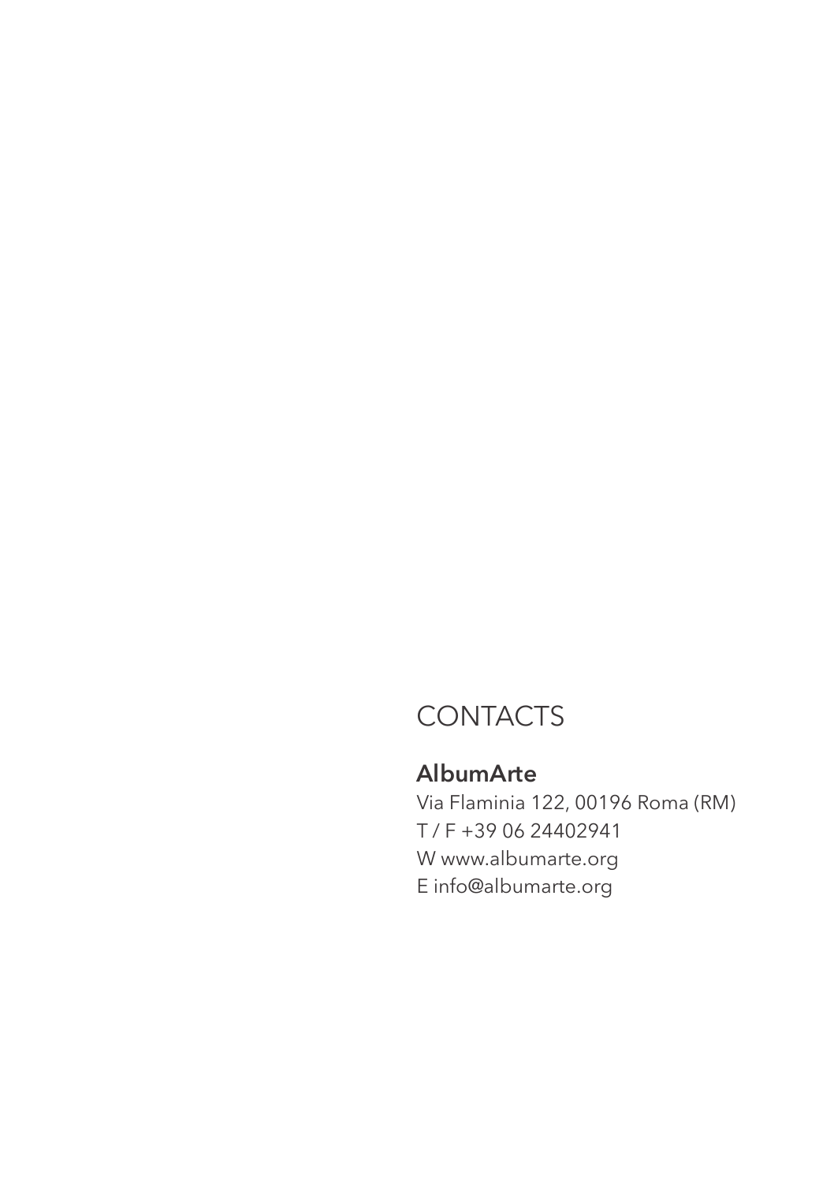# CONTACTS

**AlbumArte**
Via Flaminia 122, 00196 Roma (RM)
T / F +39 06 24402941
W www.albumarte.org
E info@albumarte.org